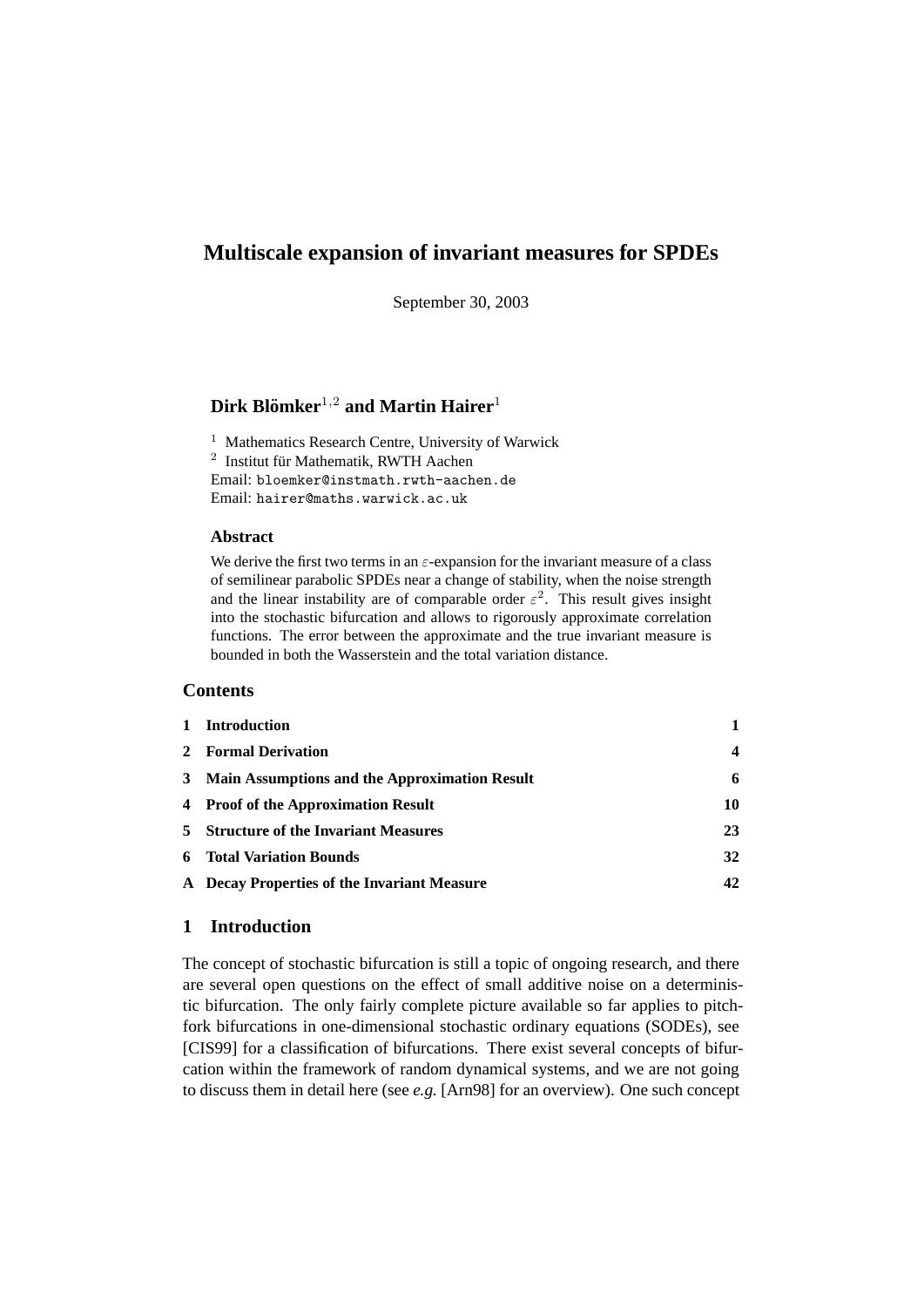# Multiscale expansion of invariant measures for SPDEs

September 30, 2003

**Dirk Blömker**[1,2] **and Martin Hairer**[1]

[1] Mathematics Research Centre, University of Warwick
[2] Institut für Mathematik, RWTH Aachen
Email: bloemker@instmath.rwth-aachen.de
Email: hairer@maths.warwick.ac.uk

### Abstract

We derive the first two terms in an $\varepsilon$-expansion for the invariant measure of a class of semilinear parabolic SPDEs near a change of stability, when the noise strength and the linear instability are of comparable order $\varepsilon^2$. This result gives insight into the stochastic bifurcation and allows to rigorously approximate correlation functions. The error between the approximate and the true invariant measure is bounded in both the Wasserstein and the total variation distance.

## Contents

| | | |
|---|---|---|
| **1** | **Introduction** | **1** |
| **2** | **Formal Derivation** | **4** |
| **3** | **Main Assumptions and the Approximation Result** | **6** |
| **4** | **Proof of the Approximation Result** | **10** |
| **5** | **Structure of the Invariant Measures** | **23** |
| **6** | **Total Variation Bounds** | **32** |
| **A** | **Decay Properties of the Invariant Measure** | **42** |

## 1 Introduction

The concept of stochastic bifurcation is still a topic of ongoing research, and there are several open questions on the effect of small additive noise on a deterministic bifurcation. The only fairly complete picture available so far applies to pitchfork bifurcations in one-dimensional stochastic ordinary equations (SODEs), see [CIS99] for a classification of bifurcations. There exist several concepts of bifurcation within the framework of random dynamical systems, and we are not going to discuss them in detail here (see *e.g.* [Arn98] for an overview). One such concept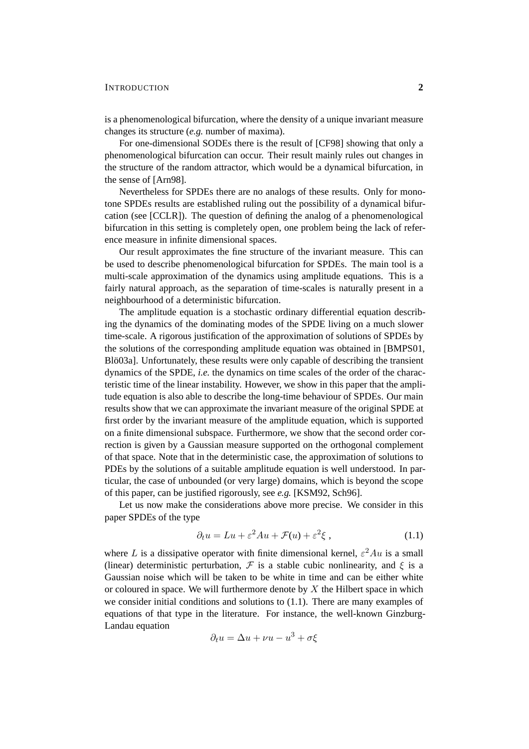is a phenomenological bifurcation, where the density of a unique invariant measure changes its structure (*e.g.* number of maxima).

For one-dimensional SODEs there is the result of [CF98] showing that only a phenomenological bifurcation can occur. Their result mainly rules out changes in the structure of the random attractor, which would be a dynamical bifurcation, in the sense of [Arn98].

Nevertheless for SPDEs there are no analogs of these results. Only for monotone SPDEs results are established ruling out the possibility of a dynamical bifurcation (see [CCLR]). The question of defining the analog of a phenomenological bifurcation in this setting is completely open, one problem being the lack of reference measure in infinite dimensional spaces.

Our result approximates the fine structure of the invariant measure. This can be used to describe phenomenological bifurcation for SPDEs. The main tool is a multi-scale approximation of the dynamics using amplitude equations. This is a fairly natural approach, as the separation of time-scales is naturally present in a neighbourhood of a deterministic bifurcation.

The amplitude equation is a stochastic ordinary differential equation describing the dynamics of the dominating modes of the SPDE living on a much slower time-scale. A rigorous justification of the approximation of solutions of SPDEs by the solutions of the corresponding amplitude equation was obtained in [BMPS01, Blö03a]. Unfortunately, these results were only capable of describing the transient dynamics of the SPDE, *i.e.* the dynamics on time scales of the order of the characteristic time of the linear instability. However, we show in this paper that the amplitude equation is also able to describe the long-time behaviour of SPDEs. Our main results show that we can approximate the invariant measure of the original SPDE at first order by the invariant measure of the amplitude equation, which is supported on a finite dimensional subspace. Furthermore, we show that the second order correction is given by a Gaussian measure supported on the orthogonal complement of that space. Note that in the deterministic case, the approximation of solutions to PDEs by the solutions of a suitable amplitude equation is well understood. In particular, the case of unbounded (or very large) domains, which is beyond the scope of this paper, can be justified rigorously, see *e.g.* [KSM92, Sch96].

Let us now make the considerations above more precise. We consider in this paper SPDEs of the type

$$\partial_t u = Lu + \varepsilon^2 Au + \mathcal{F}(u) + \varepsilon^2 \xi \;, \tag{1.1}$$

where $L$ is a dissipative operator with finite dimensional kernel, $\varepsilon^2 Au$ is a small (linear) deterministic perturbation, $\mathcal{F}$ is a stable cubic nonlinearity, and $\xi$ is a Gaussian noise which will be taken to be white in time and can be either white or coloured in space. We will furthermore denote by $X$ the Hilbert space in which we consider initial conditions and solutions to (1.1). There are many examples of equations of that type in the literature. For instance, the well-known Ginzburg-Landau equation

$$\partial_t u = \Delta u + \nu u - u^3 + \sigma\xi$$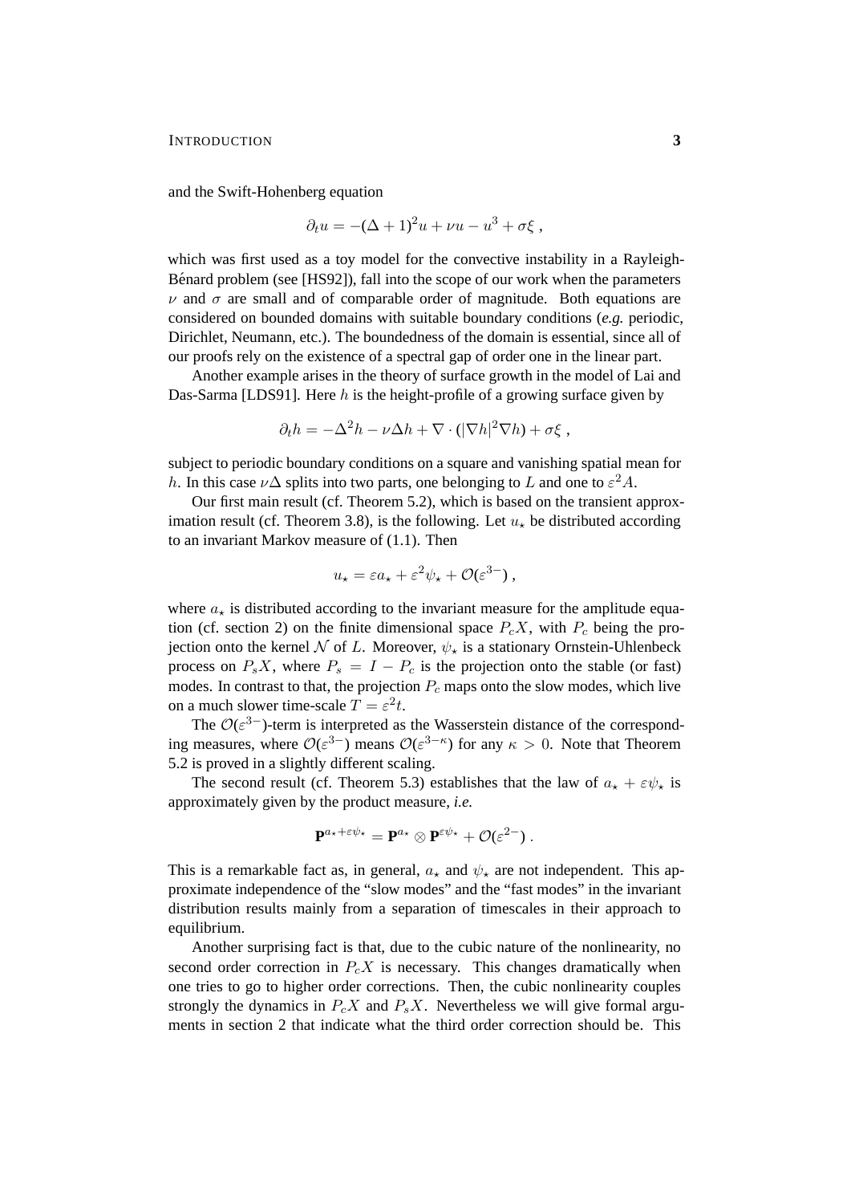and the Swift-Hohenberg equation

$$\partial_t u = -(\Delta + 1)^2 u + \nu u - u^3 + \sigma\xi ,$$

which was first used as a toy model for the convective instability in a Rayleigh-Bénard problem (see [HS92]), fall into the scope of our work when the parameters $\nu$ and $\sigma$ are small and of comparable order of magnitude. Both equations are considered on bounded domains with suitable boundary conditions (*e.g.* periodic, Dirichlet, Neumann, etc.). The boundedness of the domain is essential, since all of our proofs rely on the existence of a spectral gap of order one in the linear part.

Another example arises in the theory of surface growth in the model of Lai and Das-Sarma [LDS91]. Here $h$ is the height-profile of a growing surface given by

$$\partial_t h = -\Delta^2 h - \nu\Delta h + \nabla \cdot (|\nabla h|^2 \nabla h) + \sigma\xi ,$$

subject to periodic boundary conditions on a square and vanishing spatial mean for $h$. In this case $\nu\Delta$ splits into two parts, one belonging to $L$ and one to $\varepsilon^2 A$.

Our first main result (cf. Theorem 5.2), which is based on the transient approximation result (cf. Theorem 3.8), is the following. Let $u_\star$ be distributed according to an invariant Markov measure of (1.1). Then

$$u_\star = \varepsilon a_\star + \varepsilon^2 \psi_\star + \mathcal{O}(\varepsilon^{3-}) ,$$

where $a_\star$ is distributed according to the invariant measure for the amplitude equation (cf. section 2) on the finite dimensional space $P_c X$, with $P_c$ being the projection onto the kernel $\mathcal{N}$ of $L$. Moreover, $\psi_\star$ is a stationary Ornstein-Uhlenbeck process on $P_s X$, where $P_s = I - P_c$ is the projection onto the stable (or fast) modes. In contrast to that, the projection $P_c$ maps onto the slow modes, which live on a much slower time-scale $T = \varepsilon^2 t$.

The $\mathcal{O}(\varepsilon^{3-})$-term is interpreted as the Wasserstein distance of the corresponding measures, where $\mathcal{O}(\varepsilon^{3-})$ means $\mathcal{O}(\varepsilon^{3-\kappa})$ for any $\kappa > 0$. Note that Theorem 5.2 is proved in a slightly different scaling.

The second result (cf. Theorem 5.3) establishes that the law of $a_\star + \varepsilon\psi_\star$ is approximately given by the product measure, *i.e.*

$$\mathbf{P}^{a_\star + \varepsilon\psi_\star} = \mathbf{P}^{a_\star} \otimes \mathbf{P}^{\varepsilon\psi_\star} + \mathcal{O}(\varepsilon^{2-}) .$$

This is a remarkable fact as, in general, $a_\star$ and $\psi_\star$ are not independent. This approximate independence of the "slow modes" and the "fast modes" in the invariant distribution results mainly from a separation of timescales in their approach to equilibrium.

Another surprising fact is that, due to the cubic nature of the nonlinearity, no second order correction in $P_c X$ is necessary. This changes dramatically when one tries to go to higher order corrections. Then, the cubic nonlinearity couples strongly the dynamics in $P_c X$ and $P_s X$. Nevertheless we will give formal arguments in section 2 that indicate what the third order correction should be. This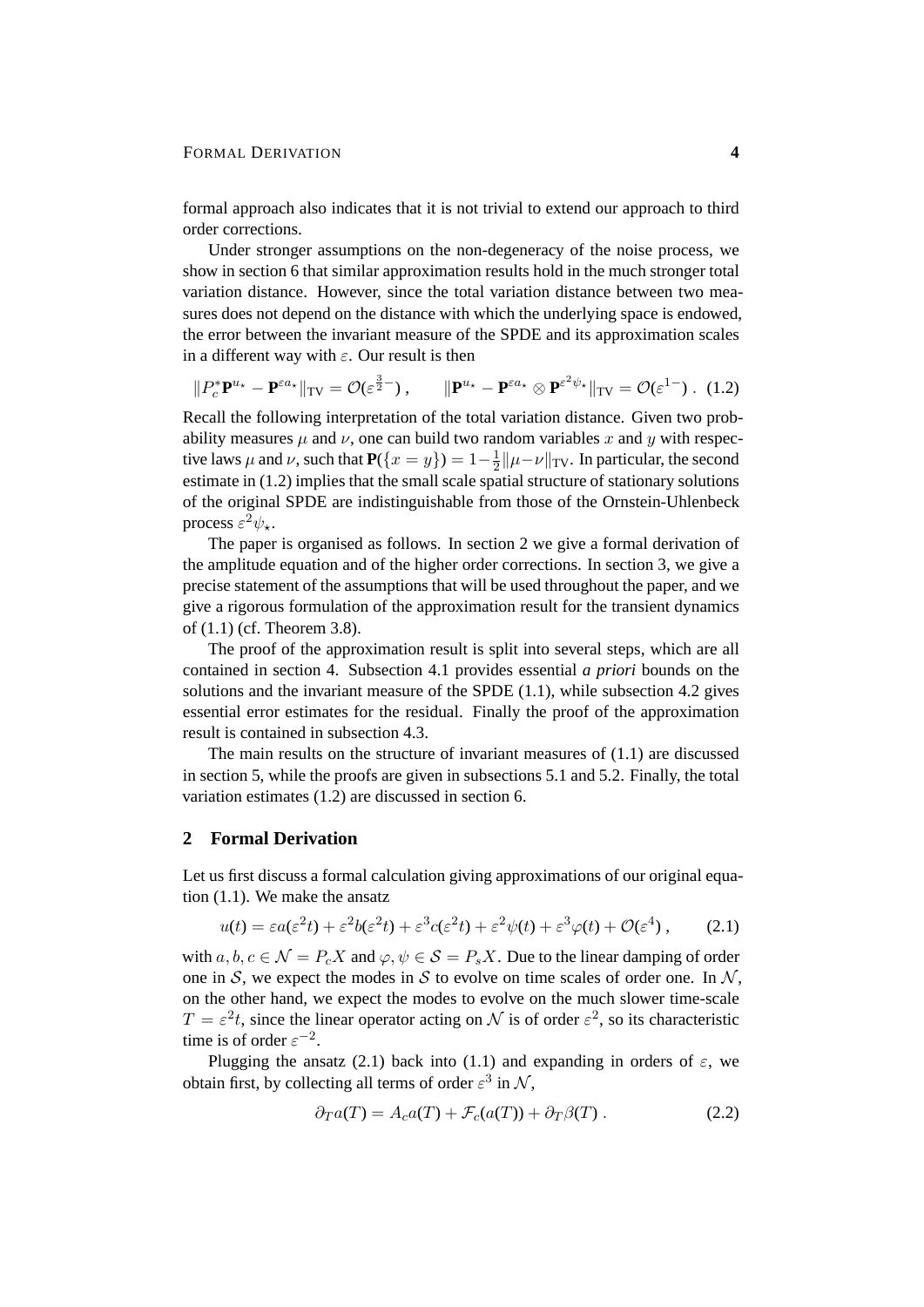formal approach also indicates that it is not trivial to extend our approach to third order corrections.

Under stronger assumptions on the non-degeneracy of the noise process, we show in section 6 that similar approximation results hold in the much stronger total variation distance. However, since the total variation distance between two measures does not depend on the distance with which the underlying space is endowed, the error between the invariant measure of the SPDE and its approximation scales in a different way with $\varepsilon$. Our result is then

$$\|P_c^* \mathbf{P}^{u_\star} - \mathbf{P}^{\varepsilon a_\star}\|_{\mathrm{TV}} = \mathcal{O}(\varepsilon^{\frac{3}{2}-}) , \qquad \|\mathbf{P}^{u_\star} - \mathbf{P}^{\varepsilon a_\star} \otimes \mathbf{P}^{\varepsilon^2 \psi_\star}\|_{\mathrm{TV}} = \mathcal{O}(\varepsilon^{1-}) . \quad (1.2)$$

Recall the following interpretation of the total variation distance. Given two probability measures $\mu$ and $\nu$, one can build two random variables $x$ and $y$ with respective laws $\mu$ and $\nu$, such that $\mathbf{P}(\{x = y\}) = 1 - \frac{1}{2}\|\mu - \nu\|_{\mathrm{TV}}$. In particular, the second estimate in (1.2) implies that the small scale spatial structure of stationary solutions of the original SPDE are indistinguishable from those of the Ornstein-Uhlenbeck process $\varepsilon^2 \psi_\star$.

The paper is organised as follows. In section 2 we give a formal derivation of the amplitude equation and of the higher order corrections. In section 3, we give a precise statement of the assumptions that will be used throughout the paper, and we give a rigorous formulation of the approximation result for the transient dynamics of (1.1) (cf. Theorem 3.8).

The proof of the approximation result is split into several steps, which are all contained in section 4. Subsection 4.1 provides essential *a priori* bounds on the solutions and the invariant measure of the SPDE (1.1), while subsection 4.2 gives essential error estimates for the residual. Finally the proof of the approximation result is contained in subsection 4.3.

The main results on the structure of invariant measures of (1.1) are discussed in section 5, while the proofs are given in subsections 5.1 and 5.2. Finally, the total variation estimates (1.2) are discussed in section 6.

## 2 Formal Derivation

Let us first discuss a formal calculation giving approximations of our original equation (1.1). We make the ansatz

$$u(t) = \varepsilon a(\varepsilon^2 t) + \varepsilon^2 b(\varepsilon^2 t) + \varepsilon^3 c(\varepsilon^2 t) + \varepsilon^2 \psi(t) + \varepsilon^3 \varphi(t) + \mathcal{O}(\varepsilon^4) , \qquad (2.1)$$

with $a, b, c \in \mathcal{N} = P_c X$ and $\varphi, \psi \in \mathcal{S} = P_s X$. Due to the linear damping of order one in $\mathcal{S}$, we expect the modes in $\mathcal{S}$ to evolve on time scales of order one. In $\mathcal{N}$, on the other hand, we expect the modes to evolve on the much slower time-scale $T = \varepsilon^2 t$, since the linear operator acting on $\mathcal{N}$ is of order $\varepsilon^2$, so its characteristic time is of order $\varepsilon^{-2}$.

Plugging the ansatz (2.1) back into (1.1) and expanding in orders of $\varepsilon$, we obtain first, by collecting all terms of order $\varepsilon^3$ in $\mathcal{N}$,

$$\partial_T a(T) = A_c a(T) + \mathcal{F}_c(a(T)) + \partial_T \beta(T) . \qquad (2.2)$$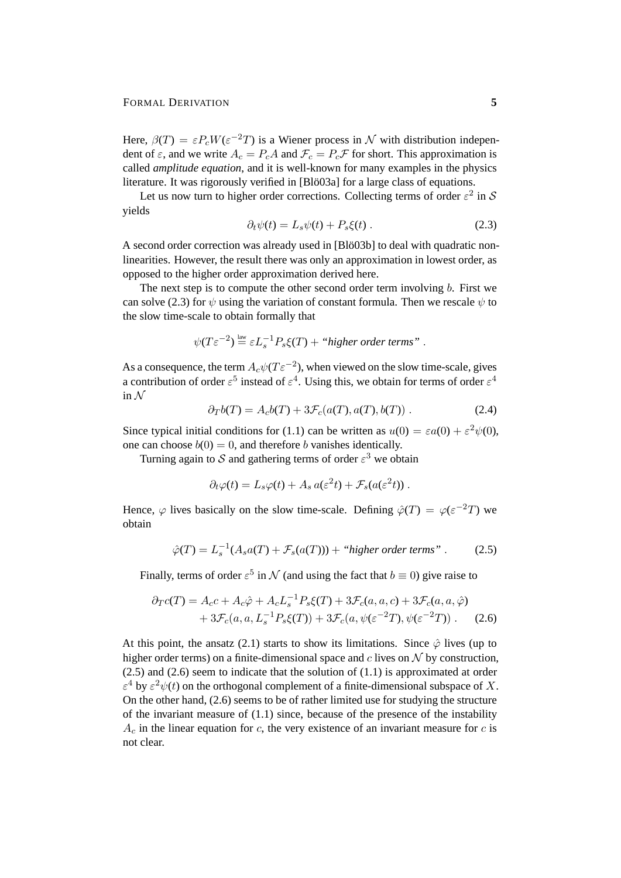Here, $\beta(T) = \varepsilon P_c W(\varepsilon^{-2}T)$ is a Wiener process in $\mathcal{N}$ with distribution independent of $\varepsilon$, and we write $A_c = P_c A$ and $\mathcal{F}_c = P_c \mathcal{F}$ for short. This approximation is called *amplitude equation*, and it is well-known for many examples in the physics literature. It was rigorously verified in [Blö03a] for a large class of equations.

Let us now turn to higher order corrections. Collecting terms of order $\varepsilon^2$ in $\mathcal{S}$ yields

$$\partial_t \psi(t) = L_s \psi(t) + P_s \xi(t) \,. \tag{2.3}$$

A second order correction was already used in [Blö03b] to deal with quadratic nonlinearities. However, the result there was only an approximation in lowest order, as opposed to the higher order approximation derived here.

The next step is to compute the other second order term involving $b$. First we can solve (2.3) for $\psi$ using the variation of constant formula. Then we rescale $\psi$ to the slow time-scale to obtain formally that

$$\psi(T\varepsilon^{-2}) \stackrel{\text{law}}{=} \varepsilon L_s^{-1} P_s \xi(T) + \text{“\textit{higher order terms}”} \,.$$

As a consequence, the term $A_c \psi(T\varepsilon^{-2})$, when viewed on the slow time-scale, gives a contribution of order $\varepsilon^5$ instead of $\varepsilon^4$. Using this, we obtain for terms of order $\varepsilon^4$ in $\mathcal{N}$

$$\partial_T b(T) = A_c b(T) + 3\mathcal{F}_c(a(T), a(T), b(T)) \,. \tag{2.4}$$

Since typical initial conditions for (1.1) can be written as $u(0) = \varepsilon a(0) + \varepsilon^2 \psi(0)$, one can choose $b(0) = 0$, and therefore $b$ vanishes identically.

Turning again to $\mathcal{S}$ and gathering terms of order $\varepsilon^3$ we obtain

$$\partial_t \varphi(t) = L_s \varphi(t) + A_s \, a(\varepsilon^2 t) + \mathcal{F}_s(a(\varepsilon^2 t)) \,.$$

Hence, $\varphi$ lives basically on the slow time-scale. Defining $\hat{\varphi}(T) = \varphi(\varepsilon^{-2}T)$ we obtain

$$\hat{\varphi}(T) = L_s^{-1}(A_s a(T) + \mathcal{F}_s(a(T))) + \text{“\textit{higher order terms}”} \,. \tag{2.5}$$

Finally, terms of order $\varepsilon^5$ in $\mathcal{N}$ (and using the fact that $b \equiv 0$) give raise to

$$\begin{aligned}\partial_T c(T) = A_c c + A_c \hat{\varphi} + A_c L_s^{-1} P_s \xi(T) + 3\mathcal{F}_c(a, a, c) + 3\mathcal{F}_c(a, a, \hat{\varphi}) \\ + 3\mathcal{F}_c(a, a, L_s^{-1} P_s \xi(T)) + 3\mathcal{F}_c(a, \psi(\varepsilon^{-2}T), \psi(\varepsilon^{-2}T)) \,.\end{aligned} \tag{2.6}$$

At this point, the ansatz (2.1) starts to show its limitations. Since $\hat{\varphi}$ lives (up to higher order terms) on a finite-dimensional space and $c$ lives on $\mathcal{N}$ by construction, (2.5) and (2.6) seem to indicate that the solution of (1.1) is approximated at order $\varepsilon^4$ by $\varepsilon^2 \psi(t)$ on the orthogonal complement of a finite-dimensional subspace of $X$. On the other hand, (2.6) seems to be of rather limited use for studying the structure of the invariant measure of (1.1) since, because of the presence of the instability $A_c$ in the linear equation for $c$, the very existence of an invariant measure for $c$ is not clear.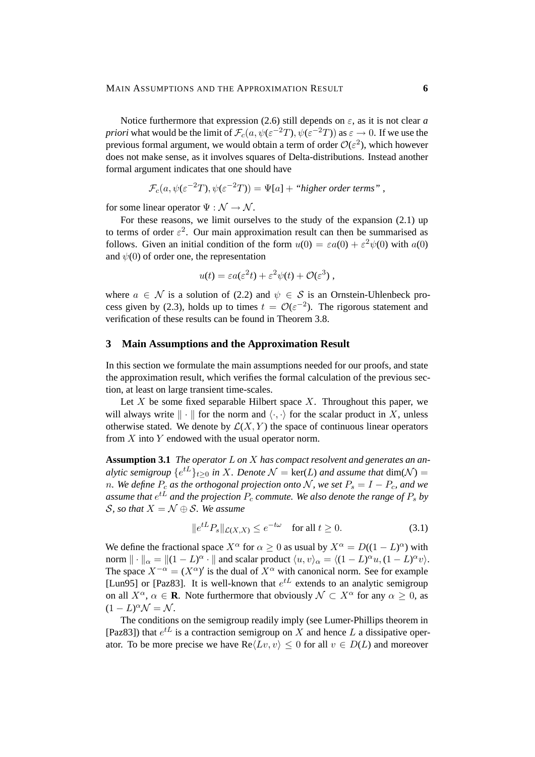Notice furthermore that expression (2.6) still depends on $\varepsilon$, as it is not clear *a priori* what would be the limit of $\mathcal{F}_c(a, \psi(\varepsilon^{-2}T), \psi(\varepsilon^{-2}T))$ as $\varepsilon \to 0$. If we use the previous formal argument, we would obtain a term of order $\mathcal{O}(\varepsilon^2)$, which however does not make sense, as it involves squares of Delta-distributions. Instead another formal argument indicates that one should have

$$\mathcal{F}_c(a, \psi(\varepsilon^{-2}T), \psi(\varepsilon^{-2}T)) = \Psi[a] + \text{“\textit{higher order terms}”}\ ,$$

for some linear operator $\Psi : \mathcal{N} \to \mathcal{N}$.

For these reasons, we limit ourselves to the study of the expansion (2.1) up to terms of order $\varepsilon^2$. Our main approximation result can then be summarised as follows. Given an initial condition of the form $u(0) = \varepsilon a(0) + \varepsilon^2\psi(0)$ with $a(0)$ and $\psi(0)$ of order one, the representation

$$u(t) = \varepsilon a(\varepsilon^2 t) + \varepsilon^2\psi(t) + \mathcal{O}(\varepsilon^3)\ ,$$

where $a \in \mathcal{N}$ is a solution of (2.2) and $\psi \in \mathcal{S}$ is an Ornstein-Uhlenbeck process given by (2.3), holds up to times $t = \mathcal{O}(\varepsilon^{-2})$. The rigorous statement and verification of these results can be found in Theorem 3.8.

## 3 Main Assumptions and the Approximation Result

In this section we formulate the main assumptions needed for our proofs, and state the approximation result, which verifies the formal calculation of the previous section, at least on large transient time-scales.

Let $X$ be some fixed separable Hilbert space $X$. Throughout this paper, we will always write $\|\cdot\|$ for the norm and $\langle\cdot,\cdot\rangle$ for the scalar product in $X$, unless otherwise stated. We denote by $\mathcal{L}(X, Y)$ the space of continuous linear operators from $X$ into $Y$ endowed with the usual operator norm.

**Assumption 3.1** *The operator $L$ on $X$ has compact resolvent and generates an analytic semigroup $\{e^{tL}\}_{t\geq 0}$ in $X$. Denote $\mathcal{N} = \ker(L)$ and assume that $\dim(\mathcal{N}) = n$. We define $P_c$ as the orthogonal projection onto $\mathcal{N}$, we set $P_s = I - P_c$, and we assume that $e^{tL}$ and the projection $P_c$ commute. We also denote the range of $P_s$ by $\mathcal{S}$, so that $X = \mathcal{N} \oplus \mathcal{S}$. We assume*

$$\|e^{tL}P_s\|_{\mathcal{L}(X,X)} \leq e^{-t\omega} \quad \text{for all } t \geq 0. \tag{3.1}$$

We define the fractional space $X^\alpha$ for $\alpha \geq 0$ as usual by $X^\alpha = D((1-L)^\alpha)$ with norm $\|\cdot\|_\alpha = \|(1-L)^\alpha \cdot\|$ and scalar product $\langle u, v\rangle_\alpha = \langle (1-L)^\alpha u, (1-L)^\alpha v\rangle$. The space $X^{-\alpha} = (X^\alpha)'$ is the dual of $X^\alpha$ with canonical norm. See for example [Lun95] or [Paz83]. It is well-known that $e^{tL}$ extends to an analytic semigroup on all $X^\alpha$, $\alpha \in \mathbf{R}$. Note furthermore that obviously $\mathcal{N} \subset X^\alpha$ for any $\alpha \geq 0$, as $(1-L)^\alpha\mathcal{N} = \mathcal{N}$.

The conditions on the semigroup readily imply (see Lumer-Phillips theorem in [Paz83]) that $e^{tL}$ is a contraction semigroup on $X$ and hence $L$ a dissipative operator. To be more precise we have $\mathrm{Re}\langle Lv, v\rangle \leq 0$ for all $v \in D(L)$ and moreover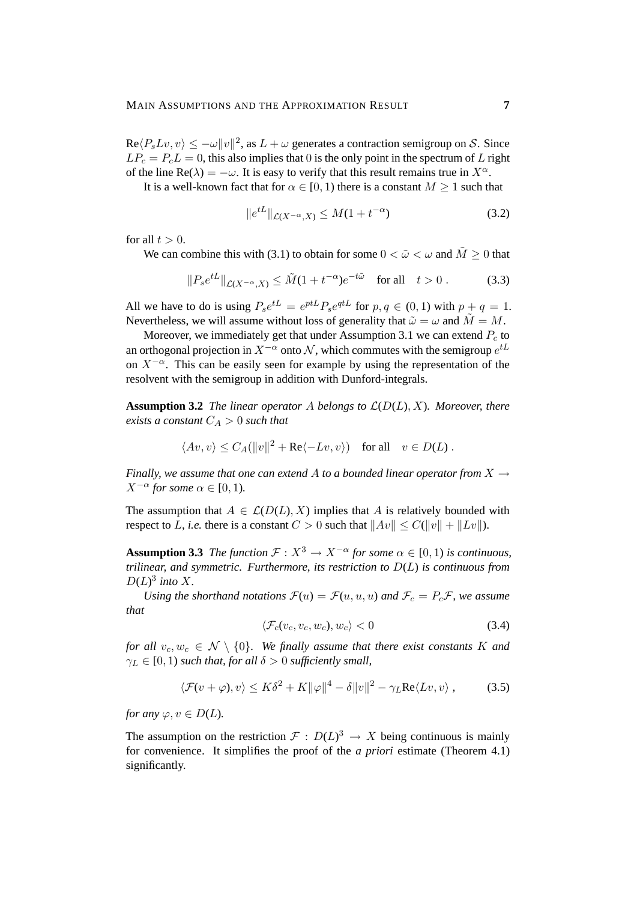$\text{Re}\langle P_s L v, v\rangle \le -\omega \|v\|^2$, as $L+\omega$ generates a contraction semigroup on $\mathcal{S}$. Since $LP_c = P_c L = 0$, this also implies that $0$ is the only point in the spectrum of $L$ right of the line $\text{Re}(\lambda) = -\omega$. It is easy to verify that this result remains true in $X^\alpha$.

It is a well-known fact that for $\alpha \in [0,1)$ there is a constant $M \ge 1$ such that

$$\|e^{tL}\|_{\mathcal{L}(X^{-\alpha},X)} \le M(1+t^{-\alpha}) \tag{3.2}$$

for all $t > 0$.

We can combine this with (3.1) to obtain for some $0 < \tilde{\omega} < \omega$ and $\tilde{M} \ge 0$ that

$$\|P_s e^{tL}\|_{\mathcal{L}(X^{-\alpha},X)} \le \tilde{M}(1+t^{-\alpha})e^{-t\tilde{\omega}} \quad \text{for all} \quad t > 0 \,. \tag{3.3}$$

All we have to do is using $P_s e^{tL} = e^{ptL} P_s e^{qtL}$ for $p, q \in (0,1)$ with $p+q = 1$. Nevertheless, we will assume without loss of generality that $\tilde{\omega} = \omega$ and $\tilde{M} = M$.

Moreover, we immediately get that under Assumption 3.1 we can extend $P_c$ to an orthogonal projection in $X^{-\alpha}$ onto $\mathcal{N}$, which commutes with the semigroup $e^{tL}$ on $X^{-\alpha}$. This can be easily seen for example by using the representation of the resolvent with the semigroup in addition with Dunford-integrals.

**Assumption 3.2** *The linear operator $A$ belongs to $\mathcal{L}(D(L), X)$. Moreover, there exists a constant $C_A > 0$ such that*

$$\langle Av, v\rangle \le C_A(\|v\|^2 + \text{Re}\langle -Lv, v\rangle) \quad \text{for all} \quad v \in D(L) \,.$$

*Finally, we assume that one can extend $A$ to a bounded linear operator from $X \to X^{-\alpha}$ for some $\alpha \in [0,1)$.*

The assumption that $A \in \mathcal{L}(D(L), X)$ implies that $A$ is relatively bounded with respect to $L$, *i.e.* there is a constant $C > 0$ such that $\|Av\| \le C(\|v\| + \|Lv\|)$.

**Assumption 3.3** *The function $\mathcal{F} : X^3 \to X^{-\alpha}$ for some $\alpha \in [0,1)$ is continuous, trilinear, and symmetric. Furthermore, its restriction to $D(L)$ is continuous from $D(L)^3$ into $X$.*

*Using the shorthand notations $\mathcal{F}(u) = \mathcal{F}(u,u,u)$ and $\mathcal{F}_c = P_c\mathcal{F}$, we assume that*

$$\langle \mathcal{F}_c(v_c, v_c, w_c), w_c\rangle < 0 \tag{3.4}$$

*for all $v_c, w_c \in \mathcal{N} \setminus \{0\}$. We finally assume that there exist constants $K$ and $\gamma_L \in [0,1)$ such that, for all $\delta > 0$ sufficiently small,*

$$\langle \mathcal{F}(v+\varphi), v\rangle \le K\delta^2 + K\|\varphi\|^4 - \delta\|v\|^2 - \gamma_L \text{Re}\langle Lv, v\rangle \,, \tag{3.5}$$

*for any $\varphi, v \in D(L)$.*

The assumption on the restriction $\mathcal{F} : D(L)^3 \to X$ being continuous is mainly for convenience. It simplifies the proof of the *a priori* estimate (Theorem 4.1) significantly.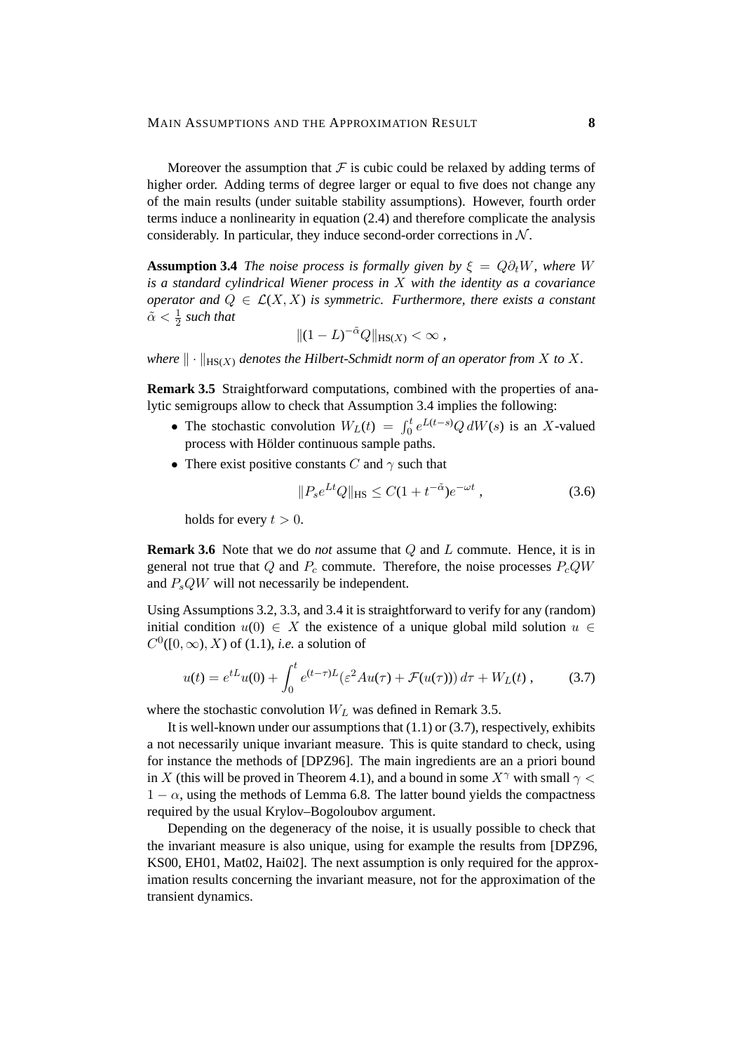Moreover the assumption that $\mathcal{F}$ is cubic could be relaxed by adding terms of higher order. Adding terms of degree larger or equal to five does not change any of the main results (under suitable stability assumptions). However, fourth order terms induce a nonlinearity in equation (2.4) and therefore complicate the analysis considerably. In particular, they induce second-order corrections in $\mathcal{N}$.

**Assumption 3.4** *The noise process is formally given by $\xi = Q\partial_t W$, where $W$ is a standard cylindrical Wiener process in $X$ with the identity as a covariance operator and $Q \in \mathcal{L}(X,X)$ is symmetric. Furthermore, there exists a constant $\tilde{\alpha} < \frac{1}{2}$ such that*

$$\|(1-L)^{-\tilde{\alpha}} Q\|_{\mathrm{HS}(X)} < \infty \;,$$

*where $\|\cdot\|_{\mathrm{HS}(X)}$ denotes the Hilbert-Schmidt norm of an operator from $X$ to $X$.*

**Remark 3.5** Straightforward computations, combined with the properties of analytic semigroups allow to check that Assumption 3.4 implies the following:

- The stochastic convolution $W_L(t) = \int_0^t e^{L(t-s)} Q \, dW(s)$ is an $X$-valued process with Hölder continuous sample paths.
- There exist positive constants $C$ and $\gamma$ such that

$$\|P_s e^{Lt} Q\|_{\mathrm{HS}} \le C(1 + t^{-\tilde{\alpha}}) e^{-\omega t} \;, \tag{3.6}$$

  holds for every $t > 0$.

**Remark 3.6** Note that we do *not* assume that $Q$ and $L$ commute. Hence, it is in general not true that $Q$ and $P_c$ commute. Therefore, the noise processes $P_c QW$ and $P_s QW$ will not necessarily be independent.

Using Assumptions 3.2, 3.3, and 3.4 it is straightforward to verify for any (random) initial condition $u(0) \in X$ the existence of a unique global mild solution $u \in C^0([0,\infty), X)$ of (1.1), *i.e.* a solution of

$$u(t) = e^{tL} u(0) + \int_0^t e^{(t-\tau)L} (\varepsilon^2 A u(\tau) + \mathcal{F}(u(\tau))) \, d\tau + W_L(t) \;, \tag{3.7}$$

where the stochastic convolution $W_L$ was defined in Remark 3.5.

It is well-known under our assumptions that (1.1) or (3.7), respectively, exhibits a not necessarily unique invariant measure. This is quite standard to check, using for instance the methods of [DPZ96]. The main ingredients are an a priori bound in $X$ (this will be proved in Theorem 4.1), and a bound in some $X^\gamma$ with small $\gamma < 1 - \alpha$, using the methods of Lemma 6.8. The latter bound yields the compactness required by the usual Krylov–Bogoloubov argument.

Depending on the degeneracy of the noise, it is usually possible to check that the invariant measure is also unique, using for example the results from [DPZ96, KS00, EH01, Mat02, Hai02]. The next assumption is only required for the approximation results concerning the invariant measure, not for the approximation of the transient dynamics.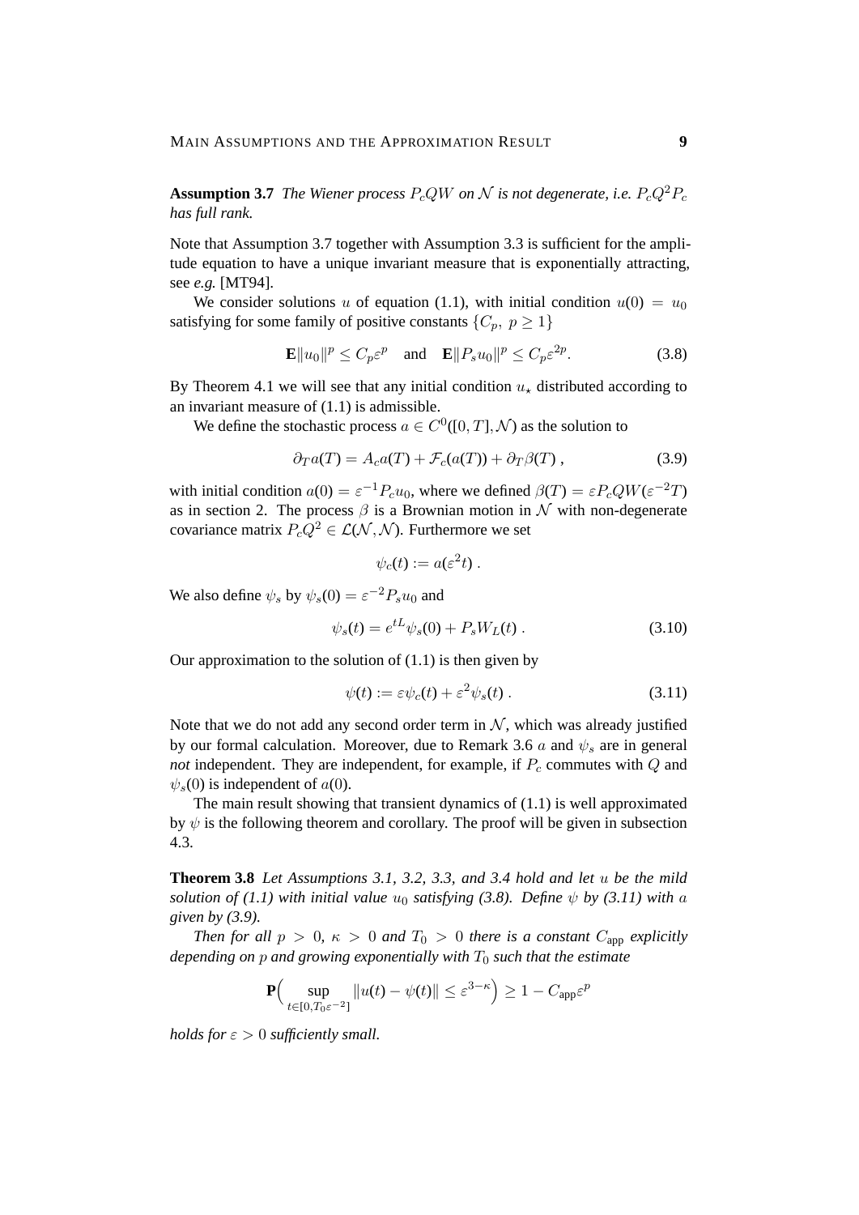**Assumption 3.7** *The Wiener process $P_cQW$ on $\mathcal{N}$ is not degenerate, i.e. $P_cQ^2P_c$ has full rank.*

Note that Assumption 3.7 together with Assumption 3.3 is sufficient for the amplitude equation to have a unique invariant measure that is exponentially attracting, see *e.g.* [MT94].

We consider solutions $u$ of equation (1.1), with initial condition $u(0) = u_0$ satisfying for some family of positive constants $\{C_p,\ p \geq 1\}$

$$\mathbf{E}\|u_0\|^p \leq C_p\varepsilon^p \quad \text{and} \quad \mathbf{E}\|P_s u_0\|^p \leq C_p\varepsilon^{2p}. \tag{3.8}$$

By Theorem 4.1 we will see that any initial condition $u_\star$ distributed according to an invariant measure of (1.1) is admissible.

We define the stochastic process $a \in C^0([0,T],\mathcal{N})$ as the solution to

$$\partial_T a(T) = A_c a(T) + \mathcal{F}_c(a(T)) + \partial_T \beta(T)\;, \tag{3.9}$$

with initial condition $a(0) = \varepsilon^{-1}P_c u_0$, where we defined $\beta(T) = \varepsilon P_c QW(\varepsilon^{-2}T)$ as in section 2. The process $\beta$ is a Brownian motion in $\mathcal{N}$ with non-degenerate covariance matrix $P_cQ^2 \in \mathcal{L}(\mathcal{N},\mathcal{N})$. Furthermore we set

$$\psi_c(t) := a(\varepsilon^2 t)\;.$$

We also define $\psi_s$ by $\psi_s(0) = \varepsilon^{-2}P_s u_0$ and

$$\psi_s(t) = e^{tL}\psi_s(0) + P_s W_L(t)\;. \tag{3.10}$$

Our approximation to the solution of (1.1) is then given by

$$\psi(t) := \varepsilon\psi_c(t) + \varepsilon^2\psi_s(t)\;. \tag{3.11}$$

Note that we do not add any second order term in $\mathcal{N}$, which was already justified by our formal calculation. Moreover, due to Remark 3.6 $a$ and $\psi_s$ are in general *not* independent. They are independent, for example, if $P_c$ commutes with $Q$ and $\psi_s(0)$ is independent of $a(0)$.

The main result showing that transient dynamics of (1.1) is well approximated by $\psi$ is the following theorem and corollary. The proof will be given in subsection 4.3.

**Theorem 3.8** *Let Assumptions 3.1, 3.2, 3.3, and 3.4 hold and let $u$ be the mild solution of (1.1) with initial value $u_0$ satisfying (3.8). Define $\psi$ by (3.11) with $a$ given by (3.9).*

*Then for all $p > 0$, $\kappa > 0$ and $T_0 > 0$ there is a constant $C_{\text{app}}$ explicitly depending on $p$ and growing exponentially with $T_0$ such that the estimate*

$$\mathbf{P}\Big(\sup_{t\in[0,T_0\varepsilon^{-2}]}\|u(t)-\psi(t)\| \leq \varepsilon^{3-\kappa}\Big) \geq 1 - C_{\text{app}}\varepsilon^p$$

*holds for $\varepsilon > 0$ sufficiently small.*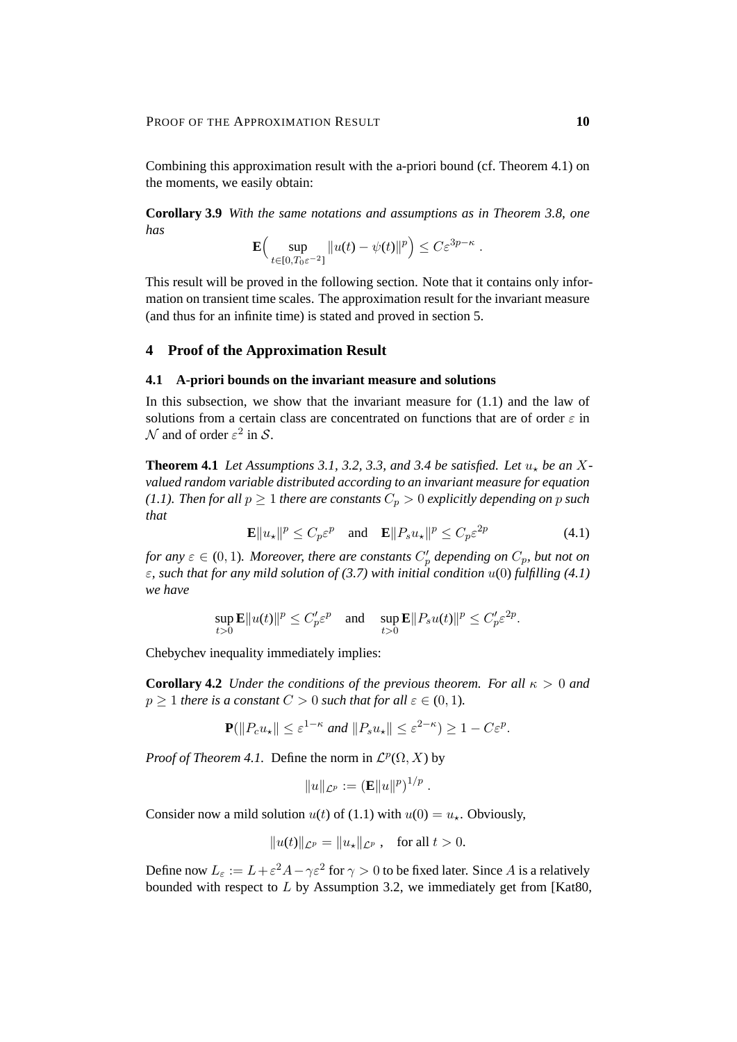Combining this approximation result with the a-priori bound (cf. Theorem 4.1) on the moments, we easily obtain:

**Corollary 3.9** *With the same notations and assumptions as in Theorem 3.8, one has*

$$\mathbf{E}\Big(\sup_{t\in[0,T_0\varepsilon^{-2}]}\|u(t)-\psi(t)\|^p\Big)\leq C\varepsilon^{3p-\kappa}\;.$$

This result will be proved in the following section. Note that it contains only information on transient time scales. The approximation result for the invariant measure (and thus for an infinite time) is stated and proved in section 5.

## 4 Proof of the Approximation Result

### 4.1 A-priori bounds on the invariant measure and solutions

In this subsection, we show that the invariant measure for (1.1) and the law of solutions from a certain class are concentrated on functions that are of order $\varepsilon$ in $\mathcal{N}$ and of order $\varepsilon^2$ in $\mathcal{S}$.

**Theorem 4.1** *Let Assumptions 3.1, 3.2, 3.3, and 3.4 be satisfied. Let $u_\star$ be an $X$-valued random variable distributed according to an invariant measure for equation (1.1). Then for all $p\geq 1$ there are constants $C_p>0$ explicitly depending on $p$ such that*

$$\mathbf{E}\|u_\star\|^p\leq C_p\varepsilon^p \quad\text{and}\quad \mathbf{E}\|P_s u_\star\|^p\leq C_p\varepsilon^{2p} \tag{4.1}$$

*for any $\varepsilon\in(0,1)$. Moreover, there are constants $C_p'$ depending on $C_p$, but not on $\varepsilon$, such that for any mild solution of (3.7) with initial condition $u(0)$ fulfilling (4.1) we have*

$$\sup_{t>0}\mathbf{E}\|u(t)\|^p\leq C_p'\varepsilon^p \quad\text{and}\quad \sup_{t>0}\mathbf{E}\|P_s u(t)\|^p\leq C_p'\varepsilon^{2p}.$$

Chebychev inequality immediately implies:

**Corollary 4.2** *Under the conditions of the previous theorem. For all $\kappa>0$ and $p\geq 1$ there is a constant $C>0$ such that for all $\varepsilon\in(0,1)$.*

$$\mathbf{P}(\|P_c u_\star\|\leq\varepsilon^{1-\kappa}\text{ and }\|P_s u_\star\|\leq\varepsilon^{2-\kappa})\geq 1-C\varepsilon^p.$$

*Proof of Theorem 4.1.* Define the norm in $\mathcal{L}^p(\Omega,X)$ by

$$\|u\|_{\mathcal{L}^p}:=\left(\mathbf{E}\|u\|^p\right)^{1/p}\;.$$

Consider now a mild solution $u(t)$ of (1.1) with $u(0)=u_\star$. Obviously,

$$\|u(t)\|_{\mathcal{L}^p}=\|u_\star\|_{\mathcal{L}^p}\;,\quad\text{for all } t>0.$$

Define now $L_\varepsilon:=L+\varepsilon^2A-\gamma\varepsilon^2$ for $\gamma>0$ to be fixed later. Since $A$ is a relatively bounded with respect to $L$ by Assumption 3.2, we immediately get from [Kat80,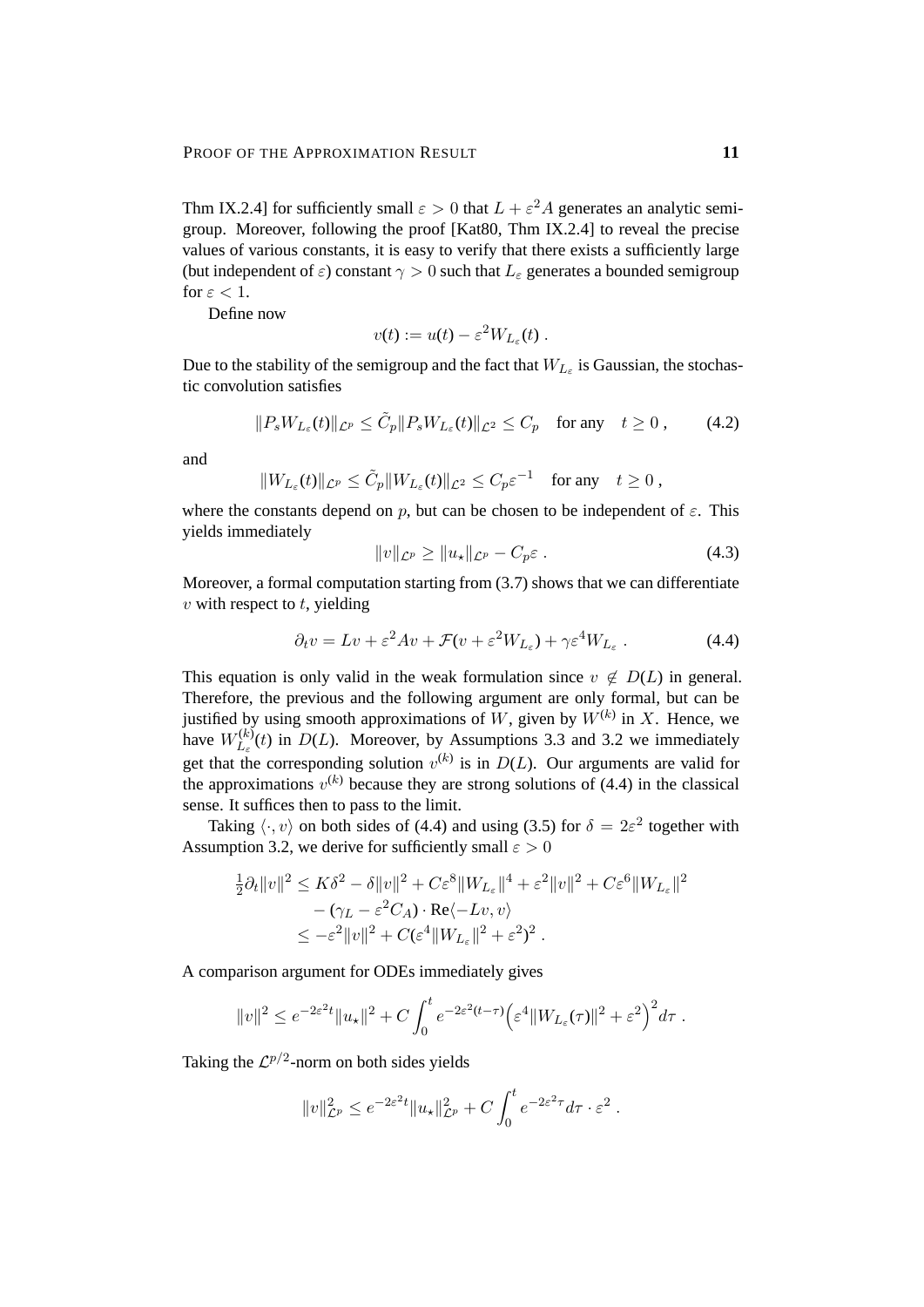Thm IX.2.4] for sufficiently small $\varepsilon > 0$ that $L + \varepsilon^2 A$ generates an analytic semigroup. Moreover, following the proof [Kat80, Thm IX.2.4] to reveal the precise values of various constants, it is easy to verify that there exists a sufficiently large (but independent of $\varepsilon$) constant $\gamma > 0$ such that $L_\varepsilon$ generates a bounded semigroup for $\varepsilon < 1$.

Define now

$$v(t) := u(t) - \varepsilon^2 W_{L_\varepsilon}(t) .$$

Due to the stability of the semigroup and the fact that $W_{L_\varepsilon}$ is Gaussian, the stochastic convolution satisfies

$$\|P_s W_{L_\varepsilon}(t)\|_{\mathcal{L}^p} \le \tilde{C}_p \|P_s W_{L_\varepsilon}(t)\|_{\mathcal{L}^2} \le C_p \quad \text{for any} \quad t \ge 0 , \tag{4.2}$$

and

$$\|W_{L_\varepsilon}(t)\|_{\mathcal{L}^p} \le \tilde{C}_p \|W_{L_\varepsilon}(t)\|_{\mathcal{L}^2} \le C_p \varepsilon^{-1} \quad \text{for any} \quad t \ge 0 ,$$

where the constants depend on $p$, but can be chosen to be independent of $\varepsilon$. This yields immediately

$$\|v\|_{\mathcal{L}^p} \ge \|u_\star\|_{\mathcal{L}^p} - C_p \varepsilon . \tag{4.3}$$

Moreover, a formal computation starting from (3.7) shows that we can differentiate $v$ with respect to $t$, yielding

$$\partial_t v = Lv + \varepsilon^2 Av + \mathcal{F}(v + \varepsilon^2 W_{L_\varepsilon}) + \gamma \varepsilon^4 W_{L_\varepsilon} . \tag{4.4}$$

This equation is only valid in the weak formulation since $v \notin D(L)$ in general. Therefore, the previous and the following argument are only formal, but can be justified by using smooth approximations of $W$, given by $W^{(k)}$ in $X$. Hence, we have $W^{(k)}_{L_\varepsilon}(t)$ in $D(L)$. Moreover, by Assumptions 3.3 and 3.2 we immediately get that the corresponding solution $v^{(k)}$ is in $D(L)$. Our arguments are valid for the approximations $v^{(k)}$ because they are strong solutions of (4.4) in the classical sense. It suffices then to pass to the limit.

Taking $\langle \cdot, v \rangle$ on both sides of (4.4) and using (3.5) for $\delta = 2\varepsilon^2$ together with Assumption 3.2, we derive for sufficiently small $\varepsilon > 0$

$$\begin{aligned}
\tfrac{1}{2}\partial_t \|v\|^2 &\le K\delta^2 - \delta\|v\|^2 + C\varepsilon^8 \|W_{L_\varepsilon}\|^4 + \varepsilon^2 \|v\|^2 + C\varepsilon^6 \|W_{L_\varepsilon}\|^2 \\
&\quad - (\gamma_L - \varepsilon^2 C_A) \cdot \mathrm{Re}\langle -Lv, v \rangle \\
&\le -\varepsilon^2 \|v\|^2 + C(\varepsilon^4 \|W_{L_\varepsilon}\|^2 + \varepsilon^2)^2 .
\end{aligned}$$

A comparison argument for ODEs immediately gives

$$\|v\|^2 \le e^{-2\varepsilon^2 t} \|u_\star\|^2 + C \int_0^t e^{-2\varepsilon^2 (t-\tau)} \Big( \varepsilon^4 \|W_{L_\varepsilon}(\tau)\|^2 + \varepsilon^2 \Big)^2 d\tau .$$

Taking the $\mathcal{L}^{p/2}$-norm on both sides yields

$$\|v\|^2_{\mathcal{L}^p} \le e^{-2\varepsilon^2 t} \|u_\star\|^2_{\mathcal{L}^p} + C \int_0^t e^{-2\varepsilon^2 \tau} d\tau \cdot \varepsilon^2 .$$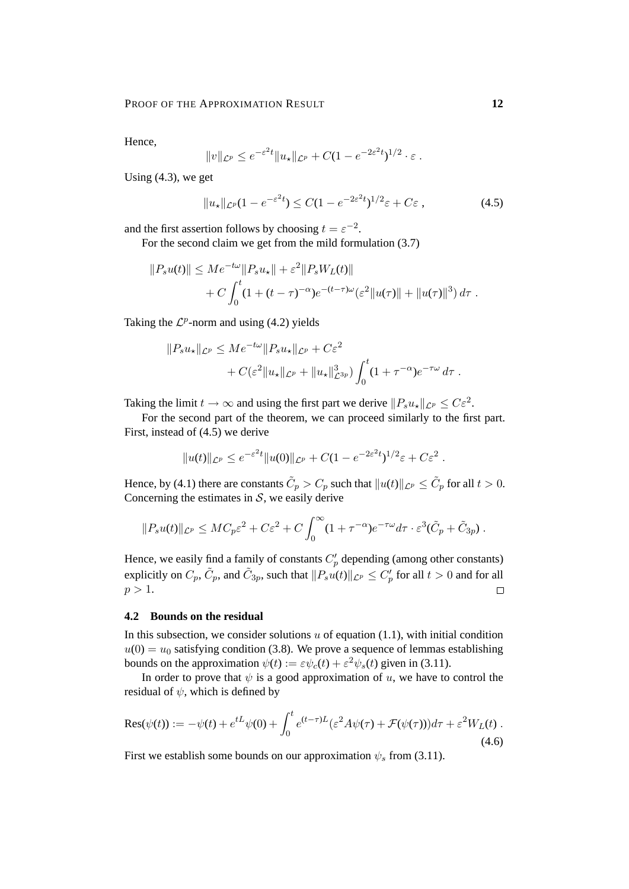Hence,

$$\|v\|_{\mathcal{L}^p} \le e^{-\varepsilon^2 t}\|u_\star\|_{\mathcal{L}^p} + C(1-e^{-2\varepsilon^2 t})^{1/2}\cdot\varepsilon \;.$$

Using (4.3), we get

$$\|u_\star\|_{\mathcal{L}^p}(1-e^{-\varepsilon^2 t}) \le C(1-e^{-2\varepsilon^2 t})^{1/2}\varepsilon + C\varepsilon \;, \tag{4.5}$$

and the first assertion follows by choosing $t = \varepsilon^{-2}$.

For the second claim we get from the mild formulation (3.7)

$$\begin{aligned}\|P_s u(t)\| &\le M e^{-t\omega}\|P_s u_\star\| + \varepsilon^2\|P_s W_L(t)\| \\ &\quad + C\int_0^t (1+(t-\tau)^{-\alpha})e^{-(t-\tau)\omega}(\varepsilon^2\|u(\tau)\| + \|u(\tau)\|^3)\,d\tau \;.\end{aligned}$$

Taking the $\mathcal{L}^p$-norm and using (4.2) yields

$$\begin{aligned}\|P_s u_\star\|_{\mathcal{L}^p} &\le M e^{-t\omega}\|P_s u_\star\|_{\mathcal{L}^p} + C\varepsilon^2 \\ &\quad + C(\varepsilon^2\|u_\star\|_{\mathcal{L}^p} + \|u_\star\|^3_{\mathcal{L}^{3p}})\int_0^t (1+\tau^{-\alpha})e^{-\tau\omega}\,d\tau \;.\end{aligned}$$

Taking the limit $t\to\infty$ and using the first part we derive $\|P_s u_\star\|_{\mathcal{L}^p} \le C\varepsilon^2$.

For the second part of the theorem, we can proceed similarly to the first part. First, instead of (4.5) we derive

$$\|u(t)\|_{\mathcal{L}^p} \le e^{-\varepsilon^2 t}\|u(0)\|_{\mathcal{L}^p} + C(1-e^{-2\varepsilon^2 t})^{1/2}\varepsilon + C\varepsilon^2 \;.$$

Hence, by (4.1) there are constants $\tilde{C}_p > C_p$ such that $\|u(t)\|_{\mathcal{L}^p} \le \tilde{C}_p$ for all $t>0$. Concerning the estimates in $\mathcal{S}$, we easily derive

$$\|P_s u(t)\|_{\mathcal{L}^p} \le M C_p\varepsilon^2 + C\varepsilon^2 + C\int_0^\infty (1+\tau^{-\alpha})e^{-\tau\omega}d\tau\cdot\varepsilon^3(\tilde{C}_p + \tilde{C}_{3p}) \;.$$

Hence, we easily find a family of constants $C_p'$ depending (among other constants) explicitly on $C_p$, $\tilde{C}_p$, and $\tilde{C}_{3p}$, such that $\|P_s u(t)\|_{\mathcal{L}^p} \le C_p'$ for all $t>0$ and for all $p>1$. □

### 4.2 Bounds on the residual

In this subsection, we consider solutions $u$ of equation (1.1), with initial condition $u(0) = u_0$ satisfying condition (3.8). We prove a sequence of lemmas establishing bounds on the approximation $\psi(t) := \varepsilon\psi_c(t) + \varepsilon^2\psi_s(t)$ given in (3.11).

In order to prove that $\psi$ is a good approximation of $u$, we have to control the residual of $\psi$, which is defined by

$$\mathrm{Res}(\psi(t)) := -\psi(t) + e^{tL}\psi(0) + \int_0^t e^{(t-\tau)L}(\varepsilon^2 A\psi(\tau) + \mathcal{F}(\psi(\tau)))d\tau + \varepsilon^2 W_L(t) \;. \tag{4.6}$$

First we establish some bounds on our approximation $\psi_s$ from (3.11).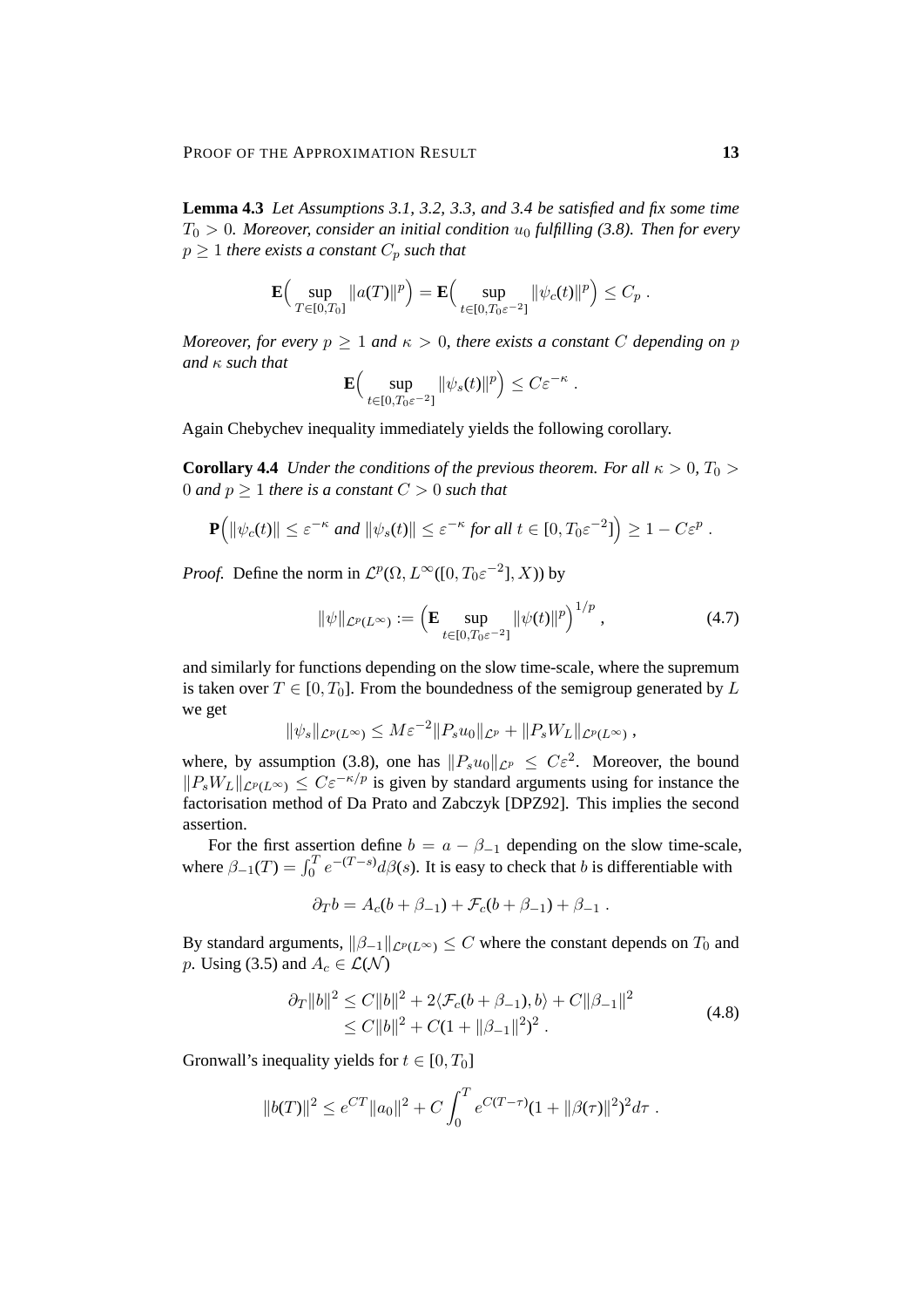**Lemma 4.3** *Let Assumptions 3.1, 3.2, 3.3, and 3.4 be satisfied and fix some time $T_0 > 0$. Moreover, consider an initial condition $u_0$ fulfilling (3.8). Then for every $p \geq 1$ there exists a constant $C_p$ such that*

$$\mathbf{E}\Big(\sup_{T\in[0,T_0]} \|a(T)\|^p\Big) = \mathbf{E}\Big(\sup_{t\in[0,T_0\varepsilon^{-2}]} \|\psi_c(t)\|^p\Big) \leq C_p \;.$$

*Moreover, for every $p \geq 1$ and $\kappa > 0$, there exists a constant $C$ depending on $p$ and $\kappa$ such that*

$$\mathbf{E}\Big(\sup_{t\in[0,T_0\varepsilon^{-2}]} \|\psi_s(t)\|^p\Big) \leq C\varepsilon^{-\kappa} \;.$$

Again Chebychev inequality immediately yields the following corollary.

**Corollary 4.4** *Under the conditions of the previous theorem. For all $\kappa > 0$, $T_0 > 0$ and $p \geq 1$ there is a constant $C > 0$ such that*

$$\mathbf{P}\Big(\|\psi_c(t)\| \leq \varepsilon^{-\kappa} \text{ and } \|\psi_s(t)\| \leq \varepsilon^{-\kappa} \text{ for all } t \in [0, T_0\varepsilon^{-2}]\Big) \geq 1 - C\varepsilon^p \;.$$

*Proof.* Define the norm in $\mathcal{L}^p(\Omega, L^\infty([0, T_0\varepsilon^{-2}], X))$ by

$$\|\psi\|_{\mathcal{L}^p(L^\infty)} := \Big(\mathbf{E}\sup_{t\in[0,T_0\varepsilon^{-2}]} \|\psi(t)\|^p\Big)^{1/p} \;, \tag{4.7}$$

and similarly for functions depending on the slow time-scale, where the supremum is taken over $T \in [0, T_0]$. From the boundedness of the semigroup generated by $L$ we get

$$\|\psi_s\|_{\mathcal{L}^p(L^\infty)} \leq M\varepsilon^{-2}\|P_s u_0\|_{\mathcal{L}^p} + \|P_s W_L\|_{\mathcal{L}^p(L^\infty)} \;,$$

where, by assumption (3.8), one has $\|P_s u_0\|_{\mathcal{L}^p} \leq C\varepsilon^2$. Moreover, the bound $\|P_s W_L\|_{\mathcal{L}^p(L^\infty)} \leq C\varepsilon^{-\kappa/p}$ is given by standard arguments using for instance the factorisation method of Da Prato and Zabczyk [DPZ92]. This implies the second assertion.

For the first assertion define $b = a - \beta_{-1}$ depending on the slow time-scale, where $\beta_{-1}(T) = \int_0^T e^{-(T-s)} d\beta(s)$. It is easy to check that $b$ is differentiable with

$$\partial_T b = A_c(b + \beta_{-1}) + \mathcal{F}_c(b + \beta_{-1}) + \beta_{-1} \;.$$

By standard arguments, $\|\beta_{-1}\|_{\mathcal{L}^p(L^\infty)} \leq C$ where the constant depends on $T_0$ and $p$. Using (3.5) and $A_c \in \mathcal{L}(\mathcal{N})$

$$\begin{aligned}
\partial_T \|b\|^2 &\leq C\|b\|^2 + 2\langle \mathcal{F}_c(b + \beta_{-1}), b\rangle + C\|\beta_{-1}\|^2 \\
&\leq C\|b\|^2 + C(1 + \|\beta_{-1}\|^2)^2 \;.
\end{aligned} \tag{4.8}$$

Gronwall's inequality yields for $t \in [0, T_0]$

$$\|b(T)\|^2 \leq e^{CT}\|a_0\|^2 + C\int_0^T e^{C(T-\tau)}(1 + \|\beta(\tau)\|^2)^2 d\tau \;.$$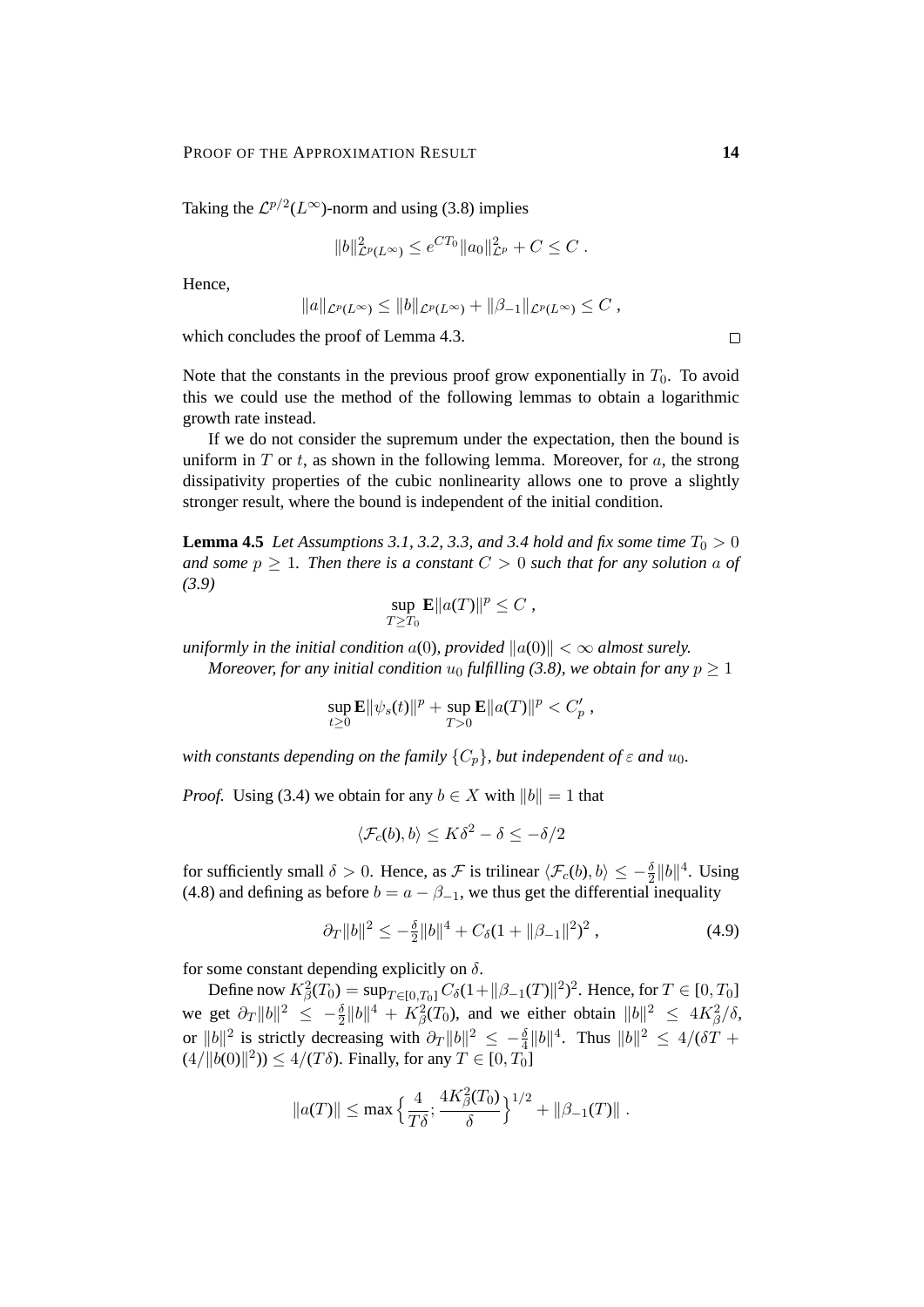Taking the $\mathcal{L}^{p/2}(L^\infty)$-norm and using (3.8) implies

$$\|b\|^2_{\mathcal{L}^p(L^\infty)} \le e^{CT_0}\|a_0\|^2_{\mathcal{L}^p} + C \le C\ .$$

Hence,

$$\|a\|_{\mathcal{L}^p(L^\infty)} \le \|b\|_{\mathcal{L}^p(L^\infty)} + \|\beta_{-1}\|_{\mathcal{L}^p(L^\infty)} \le C\ ,$$

which concludes the proof of Lemma 4.3. □

Note that the constants in the previous proof grow exponentially in $T_0$. To avoid this we could use the method of the following lemmas to obtain a logarithmic growth rate instead.

If we do not consider the supremum under the expectation, then the bound is uniform in $T$ or $t$, as shown in the following lemma. Moreover, for $a$, the strong dissipativity properties of the cubic nonlinearity allows one to prove a slightly stronger result, where the bound is independent of the initial condition.

**Lemma 4.5** *Let Assumptions 3.1, 3.2, 3.3, and 3.4 hold and fix some time $T_0 > 0$ and some $p \ge 1$. Then there is a constant $C > 0$ such that for any solution $a$ of (3.9)*

$$\sup_{T\ge T_0} \mathbf{E}\|a(T)\|^p \le C\ ,$$

*uniformly in the initial condition $a(0)$, provided $\|a(0)\| < \infty$ almost surely.*

*Moreover, for any initial condition $u_0$ fulfilling (3.8), we obtain for any $p \ge 1$*

$$\sup_{t\ge0} \mathbf{E}\|\psi_s(t)\|^p + \sup_{T>0} \mathbf{E}\|a(T)\|^p < C_p'\ ,$$

*with constants depending on the family $\{C_p\}$, but independent of $\varepsilon$ and $u_0$.*

*Proof.* Using (3.4) we obtain for any $b \in X$ with $\|b\| = 1$ that

$$\langle \mathcal{F}_c(b), b\rangle \le K\delta^2 - \delta \le -\delta/2$$

for sufficiently small $\delta > 0$. Hence, as $\mathcal{F}$ is trilinear $\langle \mathcal{F}_c(b), b\rangle \le -\frac{\delta}{2}\|b\|^4$. Using (4.8) and defining as before $b = a - \beta_{-1}$, we thus get the differential inequality

$$\partial_T \|b\|^2 \le -\tfrac{\delta}{2}\|b\|^4 + C_\delta(1 + \|\beta_{-1}\|^2)^2\ , \tag{4.9}$$

for some constant depending explicitly on $\delta$.

Define now $K^2_\beta(T_0) = \sup_{T\in[0,T_0]} C_\delta(1+\|\beta_{-1}(T)\|^2)^2$. Hence, for $T \in [0, T_0]$ we get $\partial_T\|b\|^2 \le -\frac{\delta}{2}\|b\|^4 + K^2_\beta(T_0)$, and we either obtain $\|b\|^2 \le 4K^2_\beta/\delta$, or $\|b\|^2$ is strictly decreasing with $\partial_T\|b\|^2 \le -\frac{\delta}{4}\|b\|^4$. Thus $\|b\|^2 \le 4/(\delta T + (4/\|b(0)\|^2)) \le 4/(T\delta)$. Finally, for any $T \in [0, T_0]$

$$\|a(T)\| \le \max\Big\{\frac{4}{T\delta}; \frac{4K^2_\beta(T_0)}{\delta}\Big\}^{1/2} + \|\beta_{-1}(T)\|\ .$$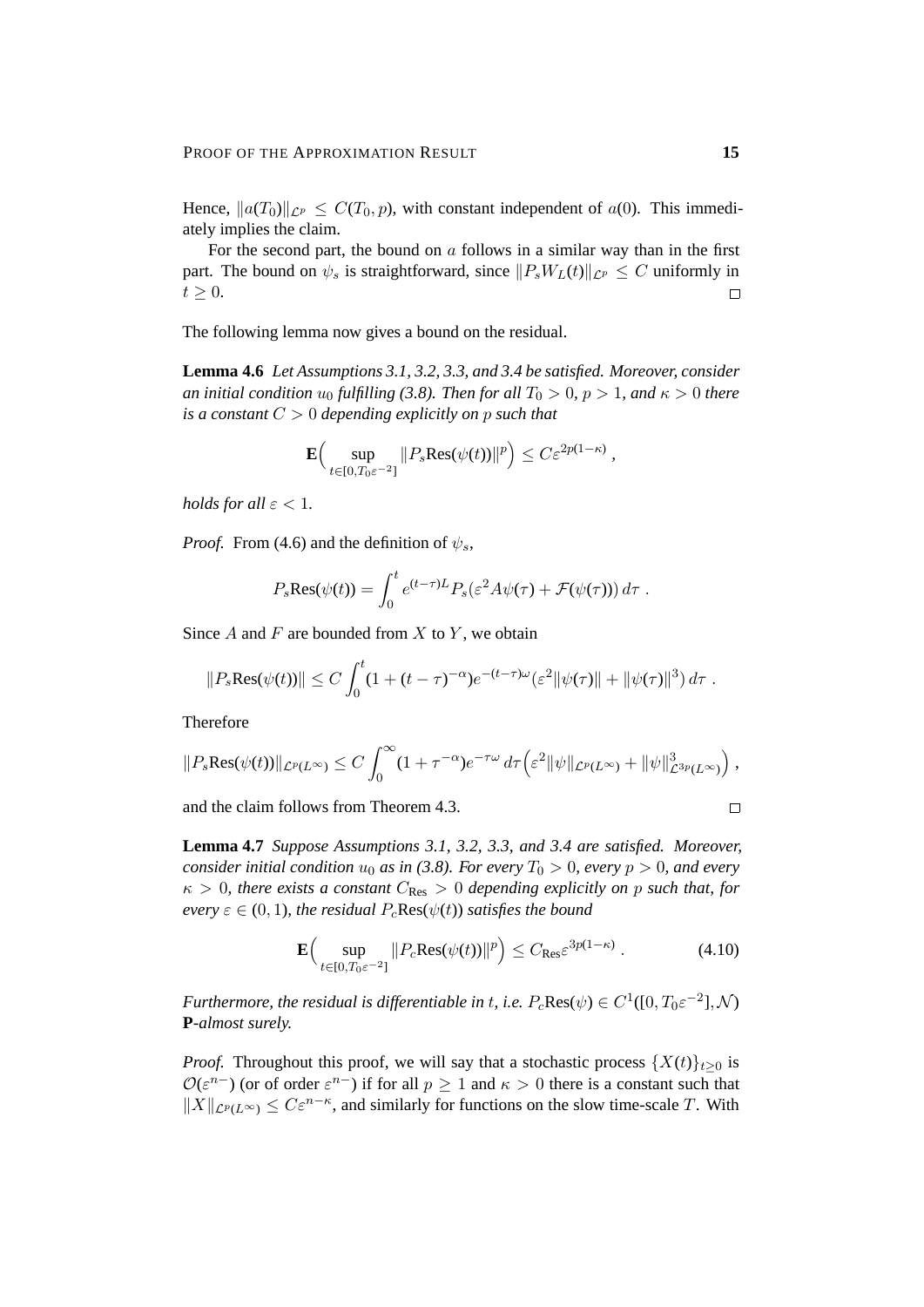Hence, $\|a(T_0)\|_{\mathcal{L}^p} \leq C(T_0, p)$, with constant independent of $a(0)$. This immediately implies the claim.

For the second part, the bound on $a$ follows in a similar way than in the first part. The bound on $\psi_s$ is straightforward, since $\|P_s W_L(t)\|_{\mathcal{L}^p} \leq C$ uniformly in $t \geq 0$. $\square$

The following lemma now gives a bound on the residual.

**Lemma 4.6** *Let Assumptions 3.1, 3.2, 3.3, and 3.4 be satisfied. Moreover, consider an initial condition $u_0$ fulfilling (3.8). Then for all $T_0 > 0$, $p > 1$, and $\kappa > 0$ there is a constant $C > 0$ depending explicitly on $p$ such that*

$$\mathbf{E}\Big( \sup_{t \in [0, T_0 \varepsilon^{-2}]} \|P_s \mathrm{Res}(\psi(t))\|^p \Big) \leq C \varepsilon^{2p(1-\kappa)} ,$$

*holds for all $\varepsilon < 1$.*

*Proof.* From (4.6) and the definition of $\psi_s$,

$$P_s \mathrm{Res}(\psi(t)) = \int_0^t e^{(t-\tau)L} P_s(\varepsilon^2 A \psi(\tau) + \mathcal{F}(\psi(\tau)))\, d\tau .$$

Since $A$ and $F$ are bounded from $X$ to $Y$, we obtain

$$\|P_s \mathrm{Res}(\psi(t))\| \leq C \int_0^t (1 + (t-\tau)^{-\alpha}) e^{-(t-\tau)\omega} (\varepsilon^2 \|\psi(\tau)\| + \|\psi(\tau)\|^3)\, d\tau .$$

Therefore

$$\|P_s \mathrm{Res}(\psi(t))\|_{\mathcal{L}^p(L^\infty)} \leq C \int_0^\infty (1 + \tau^{-\alpha}) e^{-\tau\omega}\, d\tau \Big( \varepsilon^2 \|\psi\|_{\mathcal{L}^p(L^\infty)} + \|\psi\|^3_{\mathcal{L}^{3p}(L^\infty)} \Big) ,$$

and the claim follows from Theorem 4.3. $\square$

**Lemma 4.7** *Suppose Assumptions 3.1, 3.2, 3.3, and 3.4 are satisfied. Moreover, consider initial condition $u_0$ as in (3.8). For every $T_0 > 0$, every $p > 0$, and every $\kappa > 0$, there exists a constant $C_{\mathrm{Res}} > 0$ depending explicitly on $p$ such that, for every $\varepsilon \in (0, 1)$, the residual $P_c \mathrm{Res}(\psi(t))$ satisfies the bound*

$$\mathbf{E}\Big( \sup_{t \in [0, T_0 \varepsilon^{-2}]} \|P_c \mathrm{Res}(\psi(t))\|^p \Big) \leq C_{\mathrm{Res}} \varepsilon^{3p(1-\kappa)} . \tag{4.10}$$

*Furthermore, the residual is differentiable in $t$, i.e. $P_c \mathrm{Res}(\psi) \in C^1([0, T_0 \varepsilon^{-2}], \mathcal{N})$ $\mathbf{P}$-almost surely.*

*Proof.* Throughout this proof, we will say that a stochastic process $\{X(t)\}_{t \geq 0}$ is $\mathcal{O}(\varepsilon^{n-})$ (or of order $\varepsilon^{n-}$) if for all $p \geq 1$ and $\kappa > 0$ there is a constant such that $\|X\|_{\mathcal{L}^p(L^\infty)} \leq C \varepsilon^{n-\kappa}$, and similarly for functions on the slow time-scale $T$. With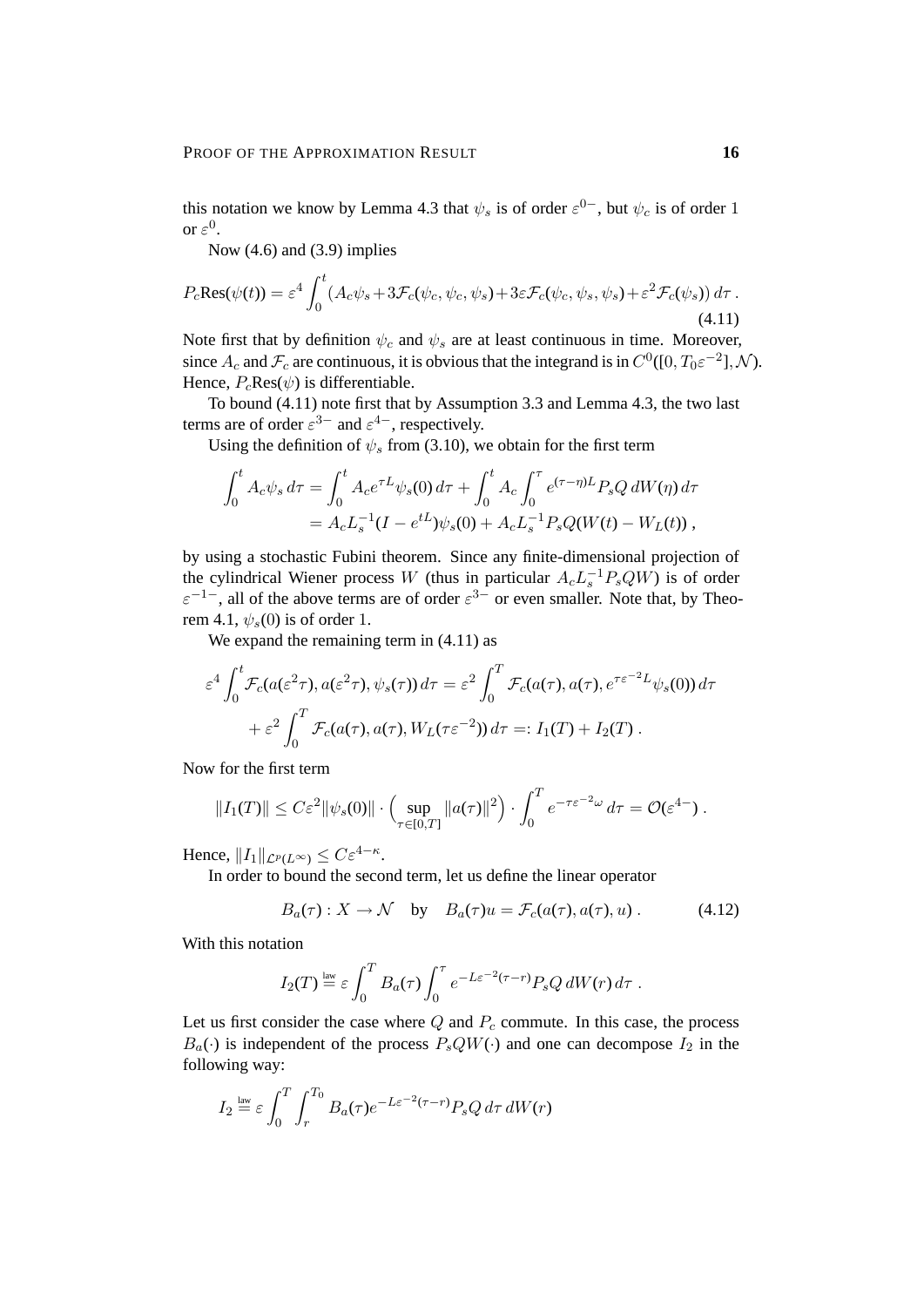this notation we know by Lemma 4.3 that $\psi_s$ is of order $\varepsilon^{0-}$, but $\psi_c$ is of order $1$ or $\varepsilon^0$.

Now (4.6) and (3.9) implies

$$P_c\mathrm{Res}(\psi(t)) = \varepsilon^4 \int_0^t (A_c\psi_s + 3\mathcal{F}_c(\psi_c,\psi_c,\psi_s) + 3\varepsilon\mathcal{F}_c(\psi_c,\psi_s,\psi_s) + \varepsilon^2\mathcal{F}_c(\psi_s))\,d\tau\,. \tag{4.11}$$

Note first that by definition $\psi_c$ and $\psi_s$ are at least continuous in time. Moreover, since $A_c$ and $\mathcal{F}_c$ are continuous, it is obvious that the integrand is in $C^0([0,T_0\varepsilon^{-2}],\mathcal{N})$. Hence, $P_c\mathrm{Res}(\psi)$ is differentiable.

To bound (4.11) note first that by Assumption 3.3 and Lemma 4.3, the two last terms are of order $\varepsilon^{3-}$ and $\varepsilon^{4-}$, respectively.

Using the definition of $\psi_s$ from (3.10), we obtain for the first term

$$\begin{aligned}\int_0^t A_c\psi_s\,d\tau &= \int_0^t A_c e^{\tau L}\psi_s(0)\,d\tau + \int_0^t A_c\int_0^\tau e^{(\tau-\eta)L}P_sQ\,dW(\eta)\,d\tau\\ &= A_cL_s^{-1}(I-e^{tL})\psi_s(0) + A_cL_s^{-1}P_sQ(W(t)-W_L(t))\,,\end{aligned}$$

by using a stochastic Fubini theorem. Since any finite-dimensional projection of the cylindrical Wiener process $W$ (thus in particular $A_cL_s^{-1}P_sQW$) is of order $\varepsilon^{-1-}$, all of the above terms are of order $\varepsilon^{3-}$ or even smaller. Note that, by Theorem 4.1, $\psi_s(0)$ is of order $1$.

We expand the remaining term in (4.11) as

$$\begin{aligned}\varepsilon^4\int_0^t \mathcal{F}_c(a(\varepsilon^2\tau),a(\varepsilon^2\tau),\psi_s(\tau))\,d\tau &= \varepsilon^2\int_0^T \mathcal{F}_c(a(\tau),a(\tau),e^{\tau\varepsilon^{-2}L}\psi_s(0))\,d\tau\\ &\quad+ \varepsilon^2\int_0^T \mathcal{F}_c(a(\tau),a(\tau),W_L(\tau\varepsilon^{-2}))\,d\tau =: I_1(T) + I_2(T)\,.\end{aligned}$$

Now for the first term

$$\|I_1(T)\| \le C\varepsilon^2\|\psi_s(0)\|\cdot\Big(\sup_{\tau\in[0,T]}\|a(\tau)\|^2\Big)\cdot\int_0^T e^{-\tau\varepsilon^{-2}\omega}\,d\tau = \mathcal{O}(\varepsilon^{4-})\,.$$

Hence, $\|I_1\|_{\mathcal{L}^p(L^\infty)} \le C\varepsilon^{4-\kappa}$.

In order to bound the second term, let us define the linear operator

$$B_a(\tau): X\to\mathcal{N} \quad\text{by}\quad B_a(\tau)u = \mathcal{F}_c(a(\tau),a(\tau),u)\,. \tag{4.12}$$

With this notation

$$I_2(T) \overset{\text{law}}{=} \varepsilon\int_0^T B_a(\tau)\int_0^\tau e^{-L\varepsilon^{-2}(\tau-r)}P_sQ\,dW(r)\,d\tau\,.$$

Let us first consider the case where $Q$ and $P_c$ commute. In this case, the process $B_a(\cdot)$ is independent of the process $P_sQW(\cdot)$ and one can decompose $I_2$ in the following way:

$$I_2 \overset{\text{law}}{=} \varepsilon\int_0^T\int_r^{T_0} B_a(\tau)e^{-L\varepsilon^{-2}(\tau-r)}P_sQ\,d\tau\,dW(r)$$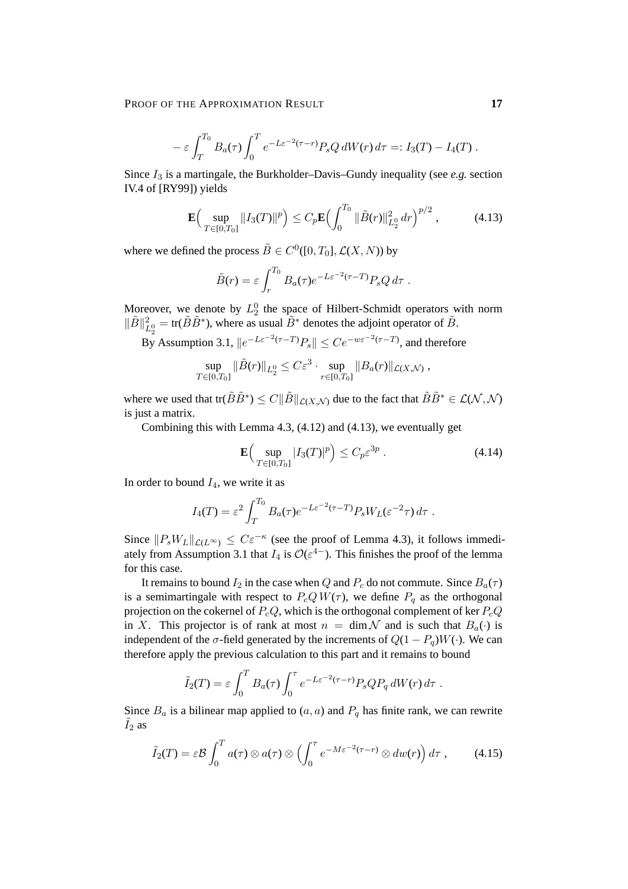$$- \varepsilon \int_T^{T_0} B_a(\tau) \int_0^T e^{-L\varepsilon^{-2}(\tau - r)} P_s Q \, dW(r) \, d\tau =: I_3(T) - I_4(T) \; .$$

Since $I_3$ is a martingale, the Burkholder–Davis–Gundy inequality (see *e.g.* section IV.4 of [RY99]) yields

$$\mathbf{E}\Big( \sup_{T \in [0,T_0]} \|I_3(T)\|^p \Big) \leq C_p \mathbf{E}\Big( \int_0^{T_0} \|\tilde{B}(r)\|_{L_2^0}^2 \, dr \Big)^{p/2} , \tag{4.13}$$

where we defined the process $\tilde{B} \in C^0([0, T_0], \mathcal{L}(X, N))$ by

$$\tilde{B}(r) = \varepsilon \int_r^{T_0} B_a(\tau) e^{-L\varepsilon^{-2}(\tau - T)} P_s Q \, d\tau \; .$$

Moreover, we denote by $L_2^0$ the space of Hilbert-Schmidt operators with norm $\|\tilde{B}\|_{L_2^0}^2 = \text{tr}(\tilde{B}\tilde{B}^*)$, where as usual $\tilde{B}^*$ denotes the adjoint operator of $\tilde{B}$.

By Assumption 3.1, $\|e^{-L\varepsilon^{-2}(\tau - T)} P_s\| \leq C e^{-w\varepsilon^{-2}(\tau - T)}$, and therefore

$$\sup_{T \in [0,T_0]} \|\tilde{B}(r)\|_{L_2^0} \leq C\varepsilon^3 \cdot \sup_{r \in [0,T_0]} \|B_a(r)\|_{\mathcal{L}(X,\mathcal{N})} \; ,$$

where we used that $\text{tr}(\tilde{B}\tilde{B}^*) \leq C \|\tilde{B}\|_{\mathcal{L}(X,\mathcal{N})}$ due to the fact that $\tilde{B}\tilde{B}^* \in \mathcal{L}(\mathcal{N}, \mathcal{N})$ is just a matrix.

Combining this with Lemma 4.3, (4.12) and (4.13), we eventually get

$$\mathbf{E}\Big( \sup_{T \in [0,T_0]} |I_3(T)|^p \Big) \leq C_p \varepsilon^{3p} \; . \tag{4.14}$$

In order to bound $I_4$, we write it as

$$I_4(T) = \varepsilon^2 \int_T^{T_0} B_a(\tau) e^{-L\varepsilon^{-2}(\tau - T)} P_s W_L(\varepsilon^{-2}\tau) \, d\tau \; .$$

Since $\|P_s W_L\|_{\mathcal{L}(L^\infty)} \leq C\varepsilon^{-\kappa}$ (see the proof of Lemma 4.3), it follows immediately from Assumption 3.1 that $I_4$ is $\mathcal{O}(\varepsilon^{4-})$. This finishes the proof of the lemma for this case.

It remains to bound $I_2$ in the case when $Q$ and $P_c$ do not commute. Since $B_a(\tau)$ is a semimartingale with respect to $P_c Q \, W(\tau)$, we define $P_q$ as the orthogonal projection on the cokernel of $P_c Q$, which is the orthogonal complement of ker $P_c Q$ in $X$. This projector is of rank at most $n = \dim \mathcal{N}$ and is such that $B_a(\cdot)$ is independent of the $\sigma$-field generated by the increments of $Q(1 - P_q)W(\cdot)$. We can therefore apply the previous calculation to this part and it remains to bound

$$\tilde{I}_2(T) = \varepsilon \int_0^T B_a(\tau) \int_0^\tau e^{-L\varepsilon^{-2}(\tau - r)} P_s Q P_q \, dW(r) \, d\tau \; .$$

Since $B_a$ is a bilinear map applied to $(a, a)$ and $P_q$ has finite rank, we can rewrite $\tilde{I}_2$ as

$$\tilde{I}_2(T) = \varepsilon \mathcal{B} \int_0^T a(\tau) \otimes a(\tau) \otimes \Big( \int_0^\tau e^{-M\varepsilon^{-2}(\tau - r)} \otimes dw(r) \Big) \, d\tau \; , \tag{4.15}$$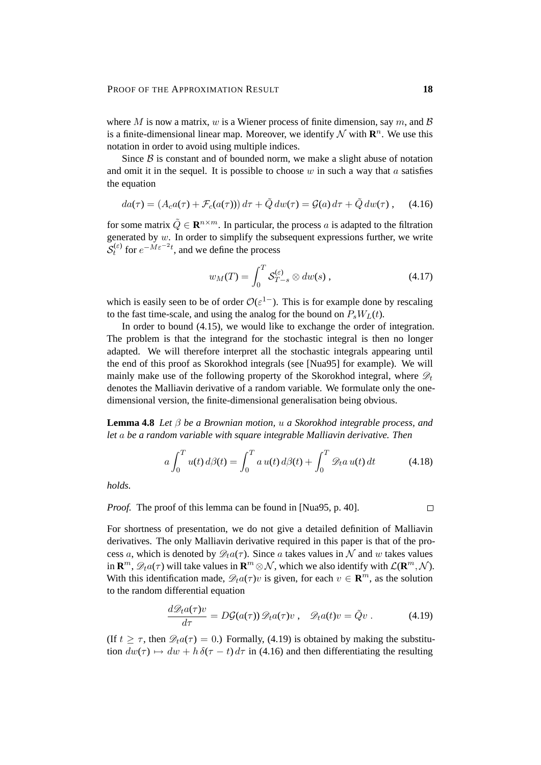where $M$ is now a matrix, $w$ is a Wiener process of finite dimension, say $m$, and $\mathcal{B}$ is a finite-dimensional linear map. Moreover, we identify $\mathcal{N}$ with $\mathbf{R}^n$. We use this notation in order to avoid using multiple indices.

Since $\mathcal{B}$ is constant and of bounded norm, we make a slight abuse of notation and omit it in the sequel. It is possible to choose $w$ in such a way that $a$ satisfies the equation

$$da(\tau) = (A_c a(\tau) + \mathcal{F}_c(a(\tau)))\,d\tau + \tilde{Q}\,dw(\tau) = \mathcal{G}(a)\,d\tau + \tilde{Q}\,dw(\tau)\;, \qquad (4.16)$$

for some matrix $\tilde{Q} \in \mathbf{R}^{n\times m}$. In particular, the process $a$ is adapted to the filtration generated by $w$. In order to simplify the subsequent expressions further, we write $\mathcal{S}_t^{(\varepsilon)}$ for $e^{-M\varepsilon^{-2}t}$, and we define the process

$$w_M(T) = \int_0^T \mathcal{S}_{T-s}^{(\varepsilon)} \otimes dw(s)\;, \qquad (4.17)$$

which is easily seen to be of order $\mathcal{O}(\varepsilon^{1-})$. This is for example done by rescaling to the fast time-scale, and using the analog for the bound on $P_s W_L(t)$.

In order to bound (4.15), we would like to exchange the order of integration. The problem is that the integrand for the stochastic integral is then no longer adapted. We will therefore interpret all the stochastic integrals appearing until the end of this proof as Skorokhod integrals (see [Nua95] for example). We will mainly make use of the following property of the Skorokhod integral, where $\mathscr{D}_t$ denotes the Malliavin derivative of a random variable. We formulate only the one-dimensional version, the finite-dimensional generalisation being obvious.

**Lemma 4.8** *Let $\beta$ be a Brownian motion, $u$ a Skorokhod integrable process, and let $a$ be a random variable with square integrable Malliavin derivative. Then*

$$a\int_0^T u(t)\,d\beta(t) = \int_0^T a\,u(t)\,d\beta(t) + \int_0^T \mathscr{D}_t a\,u(t)\,dt \qquad (4.18)$$

*holds.*

*Proof.* The proof of this lemma can be found in [Nua95, p. 40]. □

For shortness of presentation, we do not give a detailed definition of Malliavin derivatives. The only Malliavin derivative required in this paper is that of the process $a$, which is denoted by $\mathscr{D}_t a(\tau)$. Since $a$ takes values in $\mathcal{N}$ and $w$ takes values in $\mathbf{R}^m$, $\mathscr{D}_t a(\tau)$ will take values in $\mathbf{R}^m \otimes \mathcal{N}$, which we also identify with $\mathcal{L}(\mathbf{R}^m, \mathcal{N})$. With this identification made, $\mathscr{D}_t a(\tau) v$ is given, for each $v \in \mathbf{R}^m$, as the solution to the random differential equation

$$\frac{d\mathscr{D}_t a(\tau) v}{d\tau} = D\mathcal{G}(a(\tau))\,\mathscr{D}_t a(\tau) v\;, \quad \mathscr{D}_t a(t) v = \tilde{Q} v\;. \qquad (4.19)$$

(If $t \geq \tau$, then $\mathscr{D}_t a(\tau) = 0$.) Formally, (4.19) is obtained by making the substitution $dw(\tau) \mapsto dw + h\,\delta(\tau - t)\,d\tau$ in (4.16) and then differentiating the resulting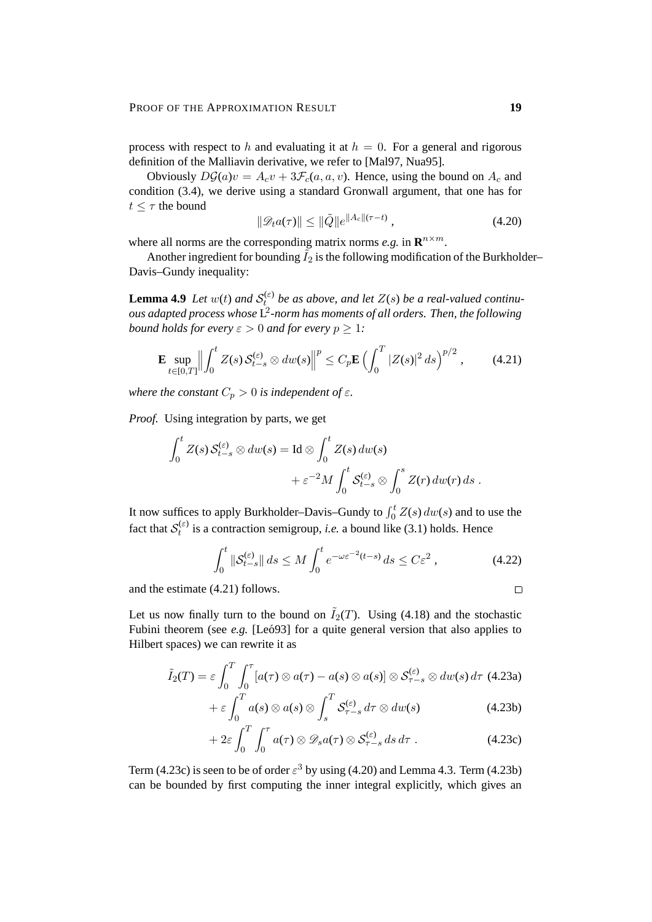process with respect to $h$ and evaluating it at $h = 0$. For a general and rigorous definition of the Malliavin derivative, we refer to [Mal97, Nua95].

Obviously $D\mathcal{G}(a)v = A_c v + 3\mathcal{F}_c(a, a, v)$. Hence, using the bound on $A_c$ and condition (3.4), we derive using a standard Gronwall argument, that one has for $t \le \tau$ the bound

$$\|\mathscr{D}_t a(\tau)\| \le \|\tilde{Q}\| e^{\|A_c\|(\tau - t)} , \tag{4.20}$$

where all norms are the corresponding matrix norms *e.g.* in $\mathbf{R}^{n\times m}$.

Another ingredient for bounding $\tilde{I}_2$ is the following modification of the Burkholder–Davis–Gundy inequality:

**Lemma 4.9** *Let $w(t)$ and $\mathcal{S}_t^{(\varepsilon)}$ be as above, and let $Z(s)$ be a real-valued continuous adapted process whose $\mathrm{L}^2$-norm has moments of all orders. Then, the following bound holds for every $\varepsilon > 0$ and for every $p \ge 1$:*

$$\mathbf{E} \sup_{t\in[0,T]} \Big\| \int_0^t Z(s)\, \mathcal{S}_{t-s}^{(\varepsilon)} \otimes dw(s) \Big\|^p \le C_p \mathbf{E} \Big( \int_0^T |Z(s)|^2 \, ds \Big)^{p/2} , \tag{4.21}$$

*where the constant $C_p > 0$ is independent of $\varepsilon$.*

*Proof.* Using integration by parts, we get

$$\int_0^t Z(s)\, \mathcal{S}_{t-s}^{(\varepsilon)} \otimes dw(s) = \mathrm{Id} \otimes \int_0^t Z(s)\, dw(s) + \varepsilon^{-2} M \int_0^t \mathcal{S}_{t-s}^{(\varepsilon)} \otimes \int_0^s Z(r)\, dw(r)\, ds \;.$$

It now suffices to apply Burkholder–Davis–Gundy to $\int_0^t Z(s)\, dw(s)$ and to use the fact that $\mathcal{S}_t^{(\varepsilon)}$ is a contraction semigroup, *i.e.* a bound like (3.1) holds. Hence

$$\int_0^t \|\mathcal{S}_{t-s}^{(\varepsilon)}\| \, ds \le M \int_0^t e^{-\omega\varepsilon^{-2}(t-s)} \, ds \le C\varepsilon^2 , \tag{4.22}$$

and the estimate (4.21) follows. □

Let us now finally turn to the bound on $\tilde{I}_2(T)$. Using (4.18) and the stochastic Fubini theorem (see *e.g.* [Leó93] for a quite general version that also applies to Hilbert spaces) we can rewrite it as

$$\tilde{I}_2(T) = \varepsilon \int_0^T \int_0^\tau \big[a(\tau) \otimes a(\tau) - a(s) \otimes a(s)\big] \otimes \mathcal{S}_{\tau-s}^{(\varepsilon)} \otimes dw(s)\, d\tau \tag{4.23a}$$

$$+ \varepsilon \int_0^T a(s) \otimes a(s) \otimes \int_s^T \mathcal{S}_{\tau-s}^{(\varepsilon)} \, d\tau \otimes dw(s) \tag{4.23b}$$

$$+ 2\varepsilon \int_0^T \int_0^\tau a(\tau) \otimes \mathscr{D}_s a(\tau) \otimes \mathcal{S}_{\tau-s}^{(\varepsilon)} \, ds\, d\tau \;. \tag{4.23c}$$

Term (4.23c) is seen to be of order $\varepsilon^3$ by using (4.20) and Lemma 4.3. Term (4.23b) can be bounded by first computing the inner integral explicitly, which gives an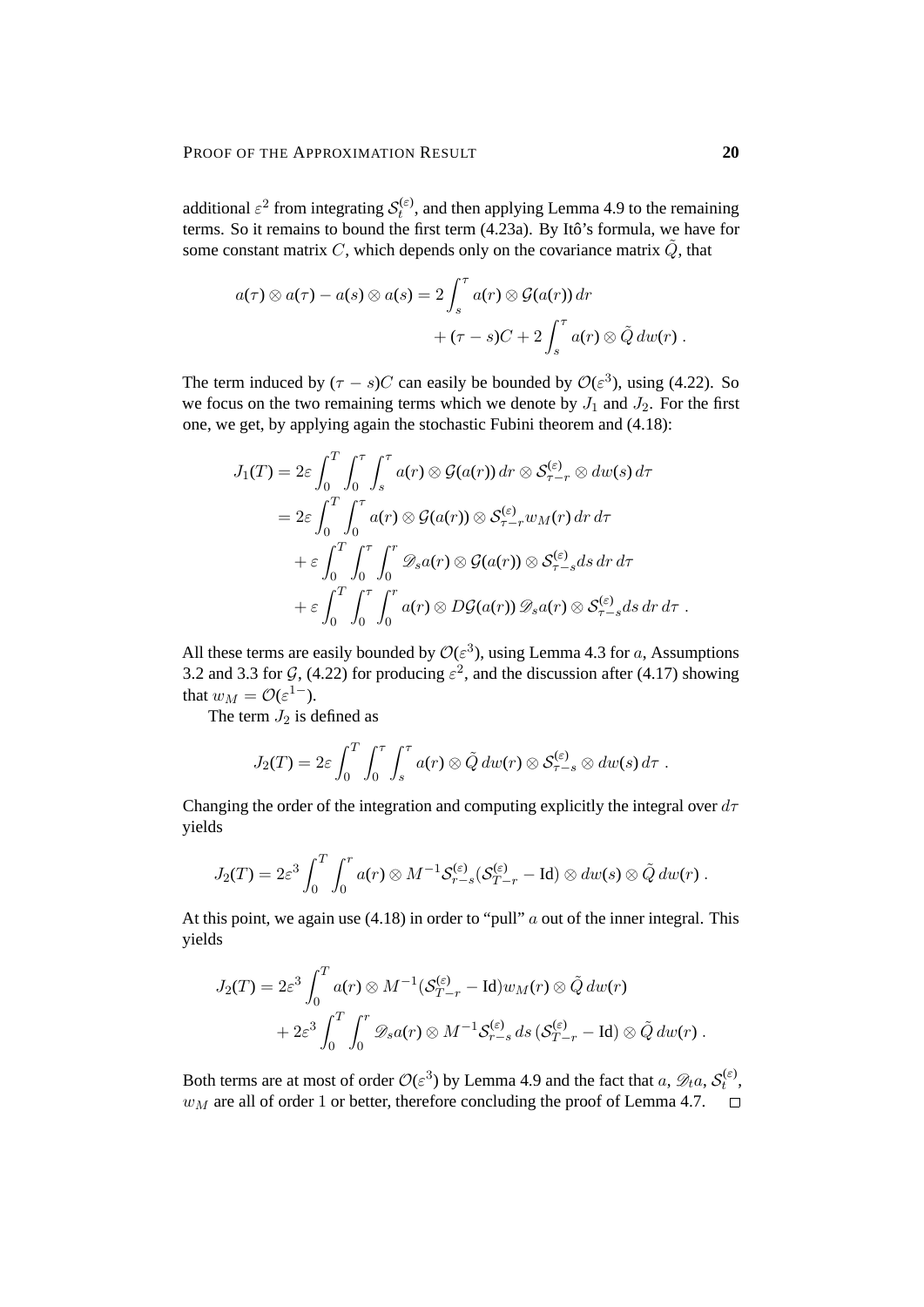additional $\varepsilon^2$ from integrating $\mathcal{S}_t^{(\varepsilon)}$, and then applying Lemma 4.9 to the remaining terms. So it remains to bound the first term (4.23a). By Itô's formula, we have for some constant matrix $C$, which depends only on the covariance matrix $\tilde{Q}$, that

$$
\begin{aligned}
a(\tau) \otimes a(\tau) - a(s) \otimes a(s) = 2 \int_s^\tau a(r) \otimes \mathcal{G}(a(r))\, dr \\
+ (\tau - s)C + 2 \int_s^\tau a(r) \otimes \tilde{Q}\, dw(r) \;.
\end{aligned}
$$

The term induced by $(\tau - s)C$ can easily be bounded by $\mathcal{O}(\varepsilon^3)$, using (4.22). So we focus on the two remaining terms which we denote by $J_1$ and $J_2$. For the first one, we get, by applying again the stochastic Fubini theorem and (4.18):

$$
\begin{aligned}
J_1(T) &= 2\varepsilon \int_0^T \int_0^\tau \int_s^\tau a(r) \otimes \mathcal{G}(a(r))\, dr \otimes \mathcal{S}_{\tau-r}^{(\varepsilon)} \otimes dw(s)\, d\tau \\
&= 2\varepsilon \int_0^T \int_0^\tau a(r) \otimes \mathcal{G}(a(r)) \otimes \mathcal{S}_{\tau-r}^{(\varepsilon)} w_M(r)\, dr\, d\tau \\
&\quad + \varepsilon \int_0^T \int_0^\tau \int_0^r \mathscr{D}_s a(r) \otimes \mathcal{G}(a(r)) \otimes \mathcal{S}_{\tau-s}^{(\varepsilon)} ds\, dr\, d\tau \\
&\quad + \varepsilon \int_0^T \int_0^\tau \int_0^r a(r) \otimes D\mathcal{G}(a(r))\, \mathscr{D}_s a(r) \otimes \mathcal{S}_{\tau-s}^{(\varepsilon)} ds\, dr\, d\tau \;.
\end{aligned}
$$

All these terms are easily bounded by $\mathcal{O}(\varepsilon^3)$, using Lemma 4.3 for $a$, Assumptions 3.2 and 3.3 for $\mathcal{G}$, (4.22) for producing $\varepsilon^2$, and the discussion after (4.17) showing that $w_M = \mathcal{O}(\varepsilon^{1-})$.

The term $J_2$ is defined as

$$
J_2(T) = 2\varepsilon \int_0^T \int_0^\tau \int_s^\tau a(r) \otimes \tilde{Q}\, dw(r) \otimes \mathcal{S}_{\tau-s}^{(\varepsilon)} \otimes dw(s)\, d\tau \;.
$$

Changing the order of the integration and computing explicitly the integral over $d\tau$ yields

$$
J_2(T) = 2\varepsilon^3 \int_0^T \int_0^r a(r) \otimes M^{-1} \mathcal{S}_{r-s}^{(\varepsilon)} (\mathcal{S}_{T-r}^{(\varepsilon)} - \mathrm{Id}) \otimes dw(s) \otimes \tilde{Q}\, dw(r) \;.
$$

At this point, we again use (4.18) in order to "pull" $a$ out of the inner integral. This yields

$$
\begin{aligned}
J_2(T) &= 2\varepsilon^3 \int_0^T a(r) \otimes M^{-1} (\mathcal{S}_{T-r}^{(\varepsilon)} - \mathrm{Id}) w_M(r) \otimes \tilde{Q}\, dw(r) \\
&\quad + 2\varepsilon^3 \int_0^T \int_0^r \mathscr{D}_s a(r) \otimes M^{-1} \mathcal{S}_{r-s}^{(\varepsilon)}\, ds\, (\mathcal{S}_{T-r}^{(\varepsilon)} - \mathrm{Id}) \otimes \tilde{Q}\, dw(r) \;.
\end{aligned}
$$

Both terms are at most of order $\mathcal{O}(\varepsilon^3)$ by Lemma 4.9 and the fact that $a$, $\mathscr{D}_t a$, $\mathcal{S}_t^{(\varepsilon)}$, $w_M$ are all of order $1$ or better, therefore concluding the proof of Lemma 4.7. □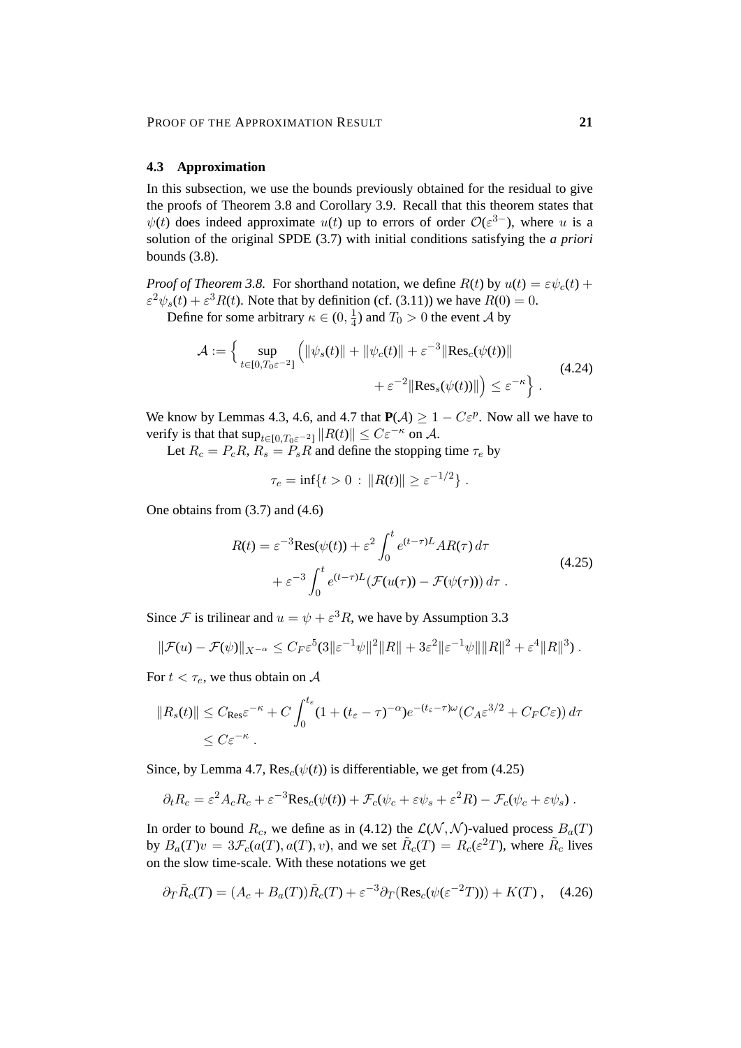### 4.3 Approximation

In this subsection, we use the bounds previously obtained for the residual to give the proofs of Theorem 3.8 and Corollary 3.9. Recall that this theorem states that $\psi(t)$ does indeed approximate $u(t)$ up to errors of order $\mathcal{O}(\varepsilon^{3-})$, where $u$ is a solution of the original SPDE (3.7) with initial conditions satisfying the *a priori* bounds (3.8).

*Proof of Theorem 3.8.* For shorthand notation, we define $R(t)$ by $u(t) = \varepsilon\psi_c(t) + \varepsilon^2\psi_s(t) + \varepsilon^3 R(t)$. Note that by definition (cf. (3.11)) we have $R(0) = 0$.

Define for some arbitrary $\kappa \in (0, \frac{1}{4})$ and $T_0 > 0$ the event $\mathcal{A}$ by

$$
\mathcal{A} := \Big\{ \sup_{t\in[0,T_0\varepsilon^{-2}]} \Big( \|\psi_s(t)\| + \|\psi_c(t)\| + \varepsilon^{-3}\|\text{Res}_c(\psi(t))\| + \varepsilon^{-2}\|\text{Res}_s(\psi(t))\|\Big) \leq \varepsilon^{-\kappa} \Big\} . \tag{4.24}
$$

We know by Lemmas 4.3, 4.6, and 4.7 that $\mathbf{P}(\mathcal{A}) \geq 1 - C\varepsilon^p$. Now all we have to verify is that that $\sup_{t\in[0,T_0\varepsilon^{-2}]}\|R(t)\| \leq C\varepsilon^{-\kappa}$ on $\mathcal{A}$.

Let $R_c = P_c R$, $R_s = P_s R$ and define the stopping time $\tau_e$ by

$$
\tau_e = \inf\{t > 0 \,:\, \|R(t)\| \geq \varepsilon^{-1/2}\} .
$$

One obtains from (3.7) and (4.6)

$$
R(t) = \varepsilon^{-3}\text{Res}(\psi(t)) + \varepsilon^2 \int_0^t e^{(t-\tau)L} A R(\tau)\, d\tau + \varepsilon^{-3} \int_0^t e^{(t-\tau)L} (\mathcal{F}(u(\tau)) - \mathcal{F}(\psi(\tau)))\, d\tau . \tag{4.25}
$$

Since $\mathcal{F}$ is trilinear and $u = \psi + \varepsilon^3 R$, we have by Assumption 3.3

$$
\|\mathcal{F}(u) - \mathcal{F}(\psi)\|_{X^{-\alpha}} \leq C_F \varepsilon^5 (3\|\varepsilon^{-1}\psi\|^2\|R\| + 3\varepsilon^2\|\varepsilon^{-1}\psi\|\|R\|^2 + \varepsilon^4\|R\|^3) .
$$

For $t < \tau_e$, we thus obtain on $\mathcal{A}$

$$
\begin{aligned}
\|R_s(t)\| &\leq C_{\text{Res}}\varepsilon^{-\kappa} + C \int_0^{t_\varepsilon} (1 + (t_\varepsilon - \tau)^{-\alpha}) e^{-(t_\varepsilon - \tau)\omega} (C_A \varepsilon^{3/2} + C_F C\varepsilon)\, d\tau \\
&\leq C\varepsilon^{-\kappa} .
\end{aligned}
$$

Since, by Lemma 4.7, $\text{Res}_c(\psi(t))$ is differentiable, we get from (4.25)

$$
\partial_t R_c = \varepsilon^2 A_c R_c + \varepsilon^{-3}\text{Res}_c(\psi(t)) + \mathcal{F}_c(\psi_c + \varepsilon\psi_s + \varepsilon^2 R) - \mathcal{F}_c(\psi_c + \varepsilon\psi_s) .
$$

In order to bound $R_c$, we define as in (4.12) the $\mathcal{L}(\mathcal{N}, \mathcal{N})$-valued process $B_a(T)$ by $B_a(T)v = 3\mathcal{F}_c(a(T), a(T), v)$, and we set $\tilde{R}_c(T) = R_c(\varepsilon^2 T)$, where $\tilde{R}_c$ lives on the slow time-scale. With these notations we get

$$
\partial_T \tilde{R}_c(T) = (A_c + B_a(T))\tilde{R}_c(T) + \varepsilon^{-3}\partial_T(\text{Res}_c(\psi(\varepsilon^{-2}T))) + K(T) , \tag{4.26}
$$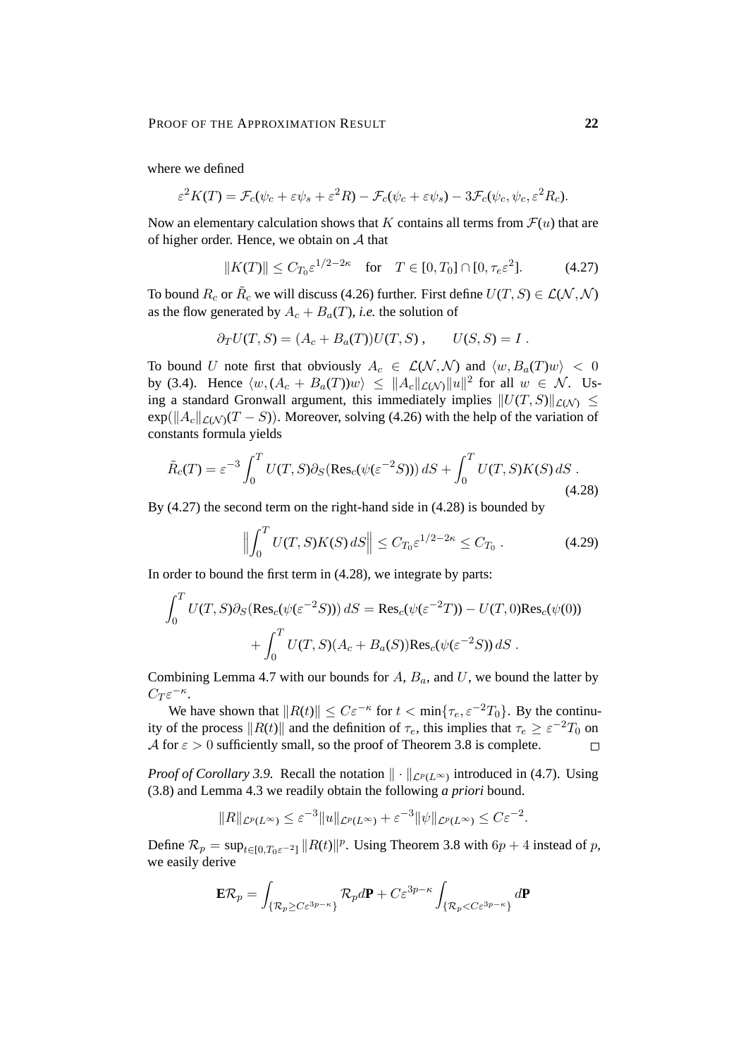where we defined

$$\varepsilon^2 K(T) = \mathcal{F}_c(\psi_c + \varepsilon\psi_s + \varepsilon^2 R) - \mathcal{F}_c(\psi_c + \varepsilon\psi_s) - 3\mathcal{F}_c(\psi_c, \psi_c, \varepsilon^2 R_c).$$

Now an elementary calculation shows that $K$ contains all terms from $\mathcal{F}(u)$ that are of higher order. Hence, we obtain on $\mathcal{A}$ that

$$\|K(T)\| \leq C_{T_0}\varepsilon^{1/2-2\kappa} \quad \text{for} \quad T \in [0, T_0] \cap [0, \tau_e \varepsilon^2]. \tag{4.27}$$

To bound $R_c$ or $\tilde{R}_c$ we will discuss (4.26) further. First define $U(T,S) \in \mathcal{L}(\mathcal{N},\mathcal{N})$ as the flow generated by $A_c + B_a(T)$, *i.e.* the solution of

$$\partial_T U(T,S) = (A_c + B_a(T))U(T,S)\,, \qquad U(S,S) = I\,.$$

To bound $U$ note first that obviously $A_c \in \mathcal{L}(\mathcal{N},\mathcal{N})$ and $\langle w, B_a(T)w\rangle < 0$ by (3.4). Hence $\langle w, (A_c + B_a(T))w\rangle \leq \|A_c\|_{\mathcal{L}(\mathcal{N})}\|u\|^2$ for all $w \in \mathcal{N}$. Using a standard Gronwall argument, this immediately implies $\|U(T,S)\|_{\mathcal{L}(\mathcal{N})} \leq \exp(\|A_c\|_{\mathcal{L}(\mathcal{N})}(T-S))$. Moreover, solving (4.26) with the help of the variation of constants formula yields

$$\tilde{R}_c(T) = \varepsilon^{-3}\int_0^T U(T,S)\partial_S(\mathrm{Res}_c(\psi(\varepsilon^{-2}S)))\,dS + \int_0^T U(T,S)K(S)\,dS\,. \tag{4.28}$$

By (4.27) the second term on the right-hand side in (4.28) is bounded by

$$\Big\|\int_0^T U(T,S)K(S)\,dS\Big\| \leq C_{T_0}\varepsilon^{1/2-2\kappa} \leq C_{T_0}\,. \tag{4.29}$$

In order to bound the first term in (4.28), we integrate by parts:

$$\begin{aligned}\int_0^T U(T,S)\partial_S(\mathrm{Res}_c(\psi(\varepsilon^{-2}S)))\,dS &= \mathrm{Res}_c(\psi(\varepsilon^{-2}T)) - U(T,0)\mathrm{Res}_c(\psi(0)) \\ &\quad + \int_0^T U(T,S)(A_c + B_a(S))\mathrm{Res}_c(\psi(\varepsilon^{-2}S))\,dS\,.\end{aligned}$$

Combining Lemma 4.7 with our bounds for $A$, $B_a$, and $U$, we bound the latter by $C_T\varepsilon^{-\kappa}$.

We have shown that $\|R(t)\| \leq C\varepsilon^{-\kappa}$ for $t < \min\{\tau_e, \varepsilon^{-2}T_0\}$. By the continuity of the process $\|R(t)\|$ and the definition of $\tau_e$, this implies that $\tau_e \geq \varepsilon^{-2}T_0$ on $\mathcal{A}$ for $\varepsilon > 0$ sufficiently small, so the proof of Theorem 3.8 is complete. $\square$

*Proof of Corollary 3.9.* Recall the notation $\|\cdot\|_{\mathcal{L}^p(L^\infty)}$ introduced in (4.7). Using (3.8) and Lemma 4.3 we readily obtain the following *a priori* bound.

$$\|R\|_{\mathcal{L}^p(L^\infty)} \leq \varepsilon^{-3}\|u\|_{\mathcal{L}^p(L^\infty)} + \varepsilon^{-3}\|\psi\|_{\mathcal{L}^p(L^\infty)} \leq C\varepsilon^{-2}.$$

Define $\mathcal{R}_p = \sup_{t\in[0,T_0\varepsilon^{-2}]}\|R(t)\|^p$. Using Theorem 3.8 with $6p+4$ instead of $p$, we easily derive

$$\mathbf{E}\mathcal{R}_p = \int_{\{\mathcal{R}_p \geq C\varepsilon^{3p-\kappa}\}}\mathcal{R}_p d\mathbf{P} + C\varepsilon^{3p-\kappa}\int_{\{\mathcal{R}_p < C\varepsilon^{3p-\kappa}\}} d\mathbf{P}$$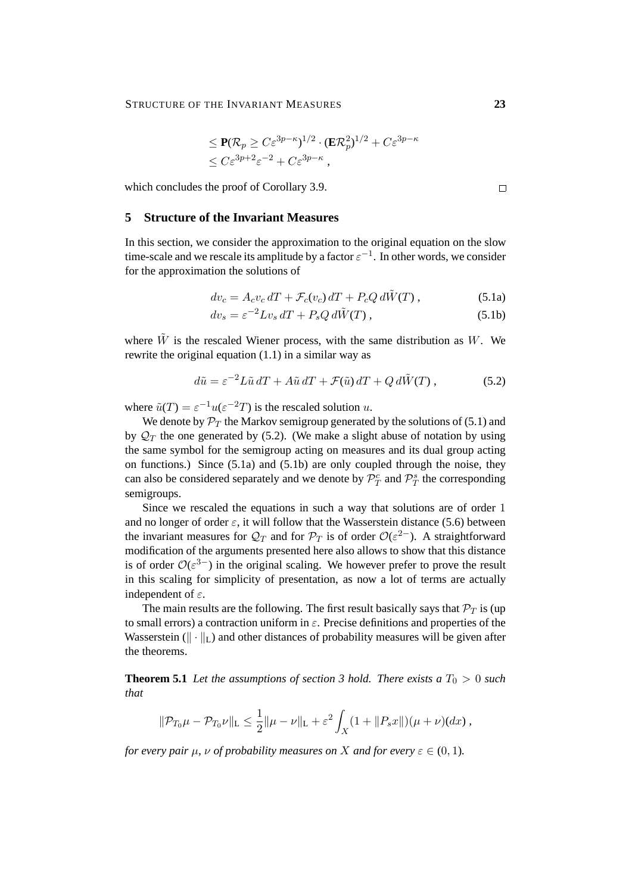$$
\begin{aligned}
&\le \mathbf{P}(\mathcal{R}_p \ge C\varepsilon^{3p-\kappa})^{1/2} \cdot (\mathbf{E}\mathcal{R}_p^2)^{1/2} + C\varepsilon^{3p-\kappa} \\
&\le C\varepsilon^{3p+2}\varepsilon^{-2} + C\varepsilon^{3p-\kappa} ,
\end{aligned}
$$

which concludes the proof of Corollary 3.9. □

## 5 Structure of the Invariant Measures

In this section, we consider the approximation to the original equation on the slow time-scale and we rescale its amplitude by a factor $\varepsilon^{-1}$. In other words, we consider for the approximation the solutions of

$$
dv_c = A_c v_c \, dT + \mathcal{F}_c(v_c) \, dT + P_c Q \, d\tilde{W}(T) , \tag{5.1a}
$$

$$
dv_s = \varepsilon^{-2} L v_s \, dT + P_s Q \, d\tilde{W}(T) , \tag{5.1b}
$$

where $\tilde{W}$ is the rescaled Wiener process, with the same distribution as $W$. We rewrite the original equation (1.1) in a similar way as

$$
d\tilde{u} = \varepsilon^{-2} L\tilde{u} \, dT + A\tilde{u} \, dT + \mathcal{F}(\tilde{u}) \, dT + Q \, d\tilde{W}(T) , \tag{5.2}
$$

where $\tilde{u}(T) = \varepsilon^{-1} u(\varepsilon^{-2} T)$ is the rescaled solution $u$.

We denote by $\mathcal{P}_T$ the Markov semigroup generated by the solutions of (5.1) and by $\mathcal{Q}_T$ the one generated by (5.2). (We make a slight abuse of notation by using the same symbol for the semigroup acting on measures and its dual group acting on functions.) Since (5.1a) and (5.1b) are only coupled through the noise, they can also be considered separately and we denote by $\mathcal{P}_T^c$ and $\mathcal{P}_T^s$ the corresponding semigroups.

Since we rescaled the equations in such a way that solutions are of order 1 and no longer of order $\varepsilon$, it will follow that the Wasserstein distance (5.6) between the invariant measures for $\mathcal{Q}_T$ and for $\mathcal{P}_T$ is of order $\mathcal{O}(\varepsilon^{2-})$. A straightforward modification of the arguments presented here also allows to show that this distance is of order $\mathcal{O}(\varepsilon^{3-})$ in the original scaling. We however prefer to prove the result in this scaling for simplicity of presentation, as now a lot of terms are actually independent of $\varepsilon$.

The main results are the following. The first result basically says that $\mathcal{P}_T$ is (up to small errors) a contraction uniform in $\varepsilon$. Precise definitions and properties of the Wasserstein ($\|\cdot\|_{\mathrm{L}}$) and other distances of probability measures will be given after the theorems.

**Theorem 5.1** *Let the assumptions of section 3 hold. There exists a $T_0 > 0$ such that*

$$
\|\mathcal{P}_{T_0}\mu - \mathcal{P}_{T_0}\nu\|_{\mathrm{L}} \le \frac{1}{2}\|\mu - \nu\|_{\mathrm{L}} + \varepsilon^2 \int_X (1 + \|P_s x\|)(\mu + \nu)(dx) ,
$$

*for every pair $\mu$, $\nu$ of probability measures on $X$ and for every $\varepsilon \in (0,1)$.*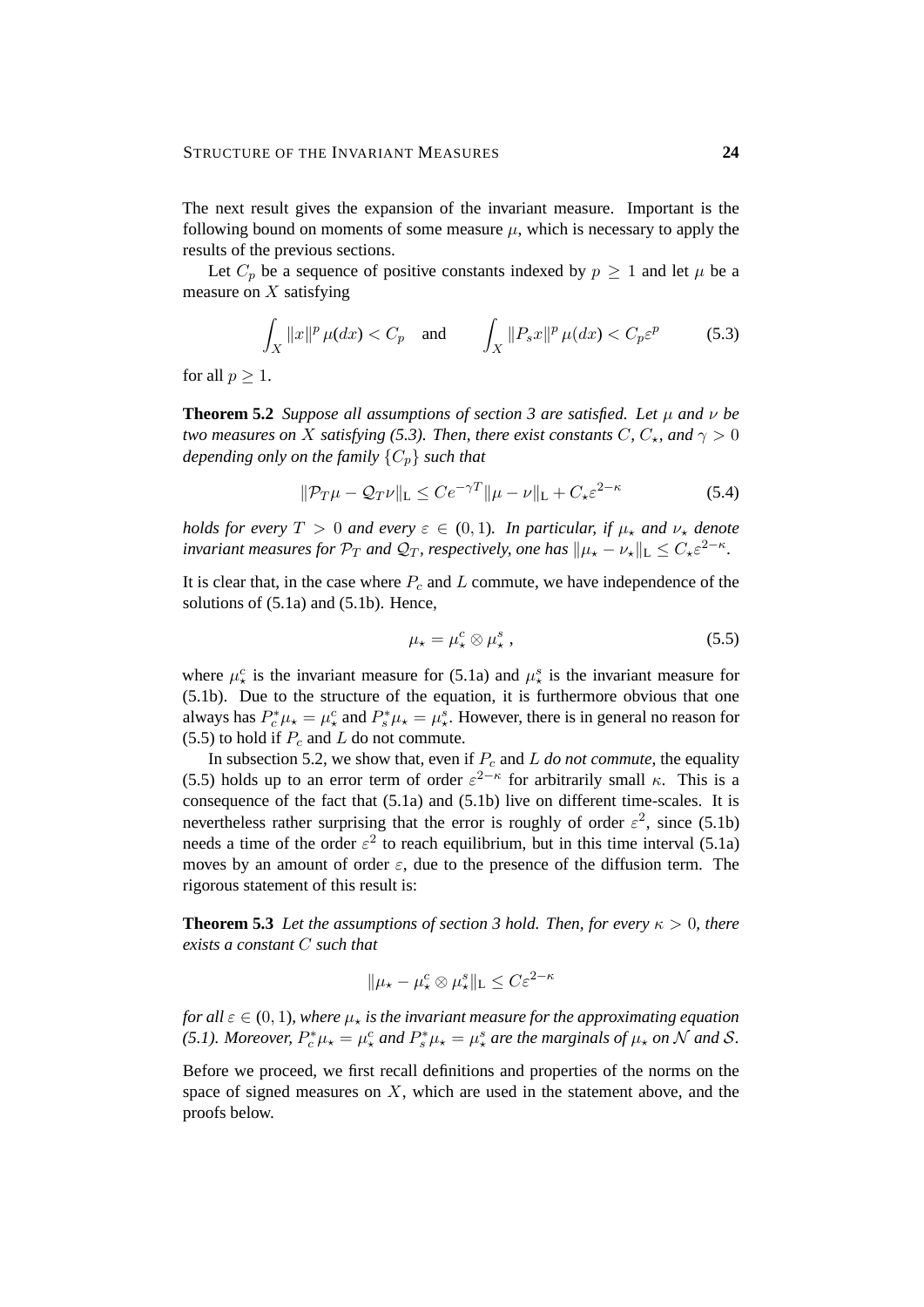The next result gives the expansion of the invariant measure. Important is the following bound on moments of some measure $\mu$, which is necessary to apply the results of the previous sections.

Let $C_p$ be a sequence of positive constants indexed by $p \geq 1$ and let $\mu$ be a measure on $X$ satisfying

$$\int_X \|x\|^p \,\mu(dx) < C_p \quad \text{and} \qquad \int_X \|P_s x\|^p \,\mu(dx) < C_p \varepsilon^p \tag{5.3}$$

for all $p \geq 1$.

**Theorem 5.2** *Suppose all assumptions of section 3 are satisfied. Let $\mu$ and $\nu$ be two measures on $X$ satisfying (5.3). Then, there exist constants $C$, $C_\star$, and $\gamma > 0$ depending only on the family $\{C_p\}$ such that*

$$\|\mathcal{P}_T \mu - \mathcal{Q}_T \nu\|_{\mathrm{L}} \leq C e^{-\gamma T} \|\mu - \nu\|_{\mathrm{L}} + C_\star \varepsilon^{2-\kappa} \tag{5.4}$$

*holds for every $T > 0$ and every $\varepsilon \in (0,1)$. In particular, if $\mu_\star$ and $\nu_\star$ denote invariant measures for $\mathcal{P}_T$ and $\mathcal{Q}_T$, respectively, one has $\|\mu_\star - \nu_\star\|_{\mathrm{L}} \leq C_\star \varepsilon^{2-\kappa}$.*

It is clear that, in the case where $P_c$ and $L$ commute, we have independence of the solutions of (5.1a) and (5.1b). Hence,

$$\mu_\star = \mu_\star^c \otimes \mu_\star^s \,, \tag{5.5}$$

where $\mu_\star^c$ is the invariant measure for (5.1a) and $\mu_\star^s$ is the invariant measure for (5.1b). Due to the structure of the equation, it is furthermore obvious that one always has $P_c^* \mu_\star = \mu_\star^c$ and $P_s^* \mu_\star = \mu_\star^s$. However, there is in general no reason for (5.5) to hold if $P_c$ and $L$ do not commute.

In subsection 5.2, we show that, even if $P_c$ and $L$ *do not commute*, the equality (5.5) holds up to an error term of order $\varepsilon^{2-\kappa}$ for arbitrarily small $\kappa$. This is a consequence of the fact that (5.1a) and (5.1b) live on different time-scales. It is nevertheless rather surprising that the error is roughly of order $\varepsilon^2$, since (5.1b) needs a time of the order $\varepsilon^2$ to reach equilibrium, but in this time interval (5.1a) moves by an amount of order $\varepsilon$, due to the presence of the diffusion term. The rigorous statement of this result is:

**Theorem 5.3** *Let the assumptions of section 3 hold. Then, for every $\kappa > 0$, there exists a constant $C$ such that*

$$\|\mu_\star - \mu_\star^c \otimes \mu_\star^s\|_{\mathrm{L}} \leq C \varepsilon^{2-\kappa}$$

*for all $\varepsilon \in (0,1)$, where $\mu_\star$ is the invariant measure for the approximating equation (5.1). Moreover, $P_c^* \mu_\star = \mu_\star^c$ and $P_s^* \mu_\star = \mu_\star^s$ are the marginals of $\mu_\star$ on $\mathcal{N}$ and $\mathcal{S}$.*

Before we proceed, we first recall definitions and properties of the norms on the space of signed measures on $X$, which are used in the statement above, and the proofs below.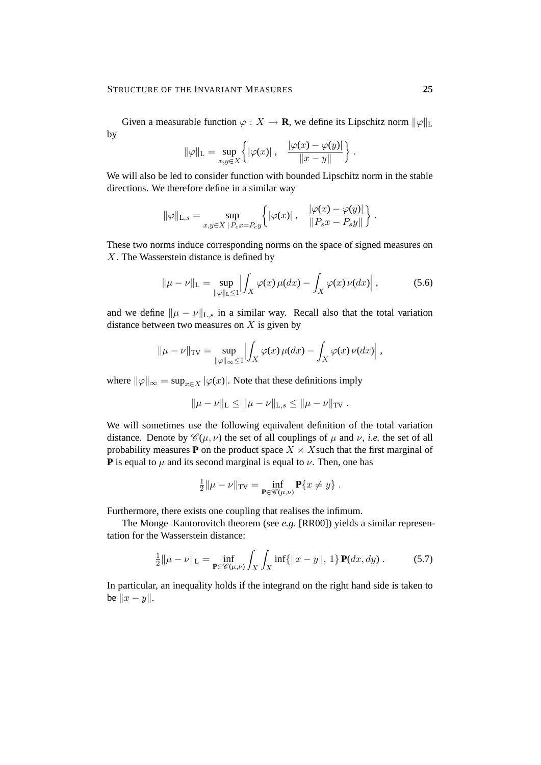Given a measurable function $\varphi : X \to \mathbf{R}$, we define its Lipschitz norm $\|\varphi\|_{\mathrm{L}}$ by

$$\|\varphi\|_{\mathrm{L}} = \sup_{x,y\in X} \left\{ |\varphi(x)| \,, \quad \frac{|\varphi(x) - \varphi(y)|}{\|x - y\|} \right\} .$$

We will also be led to consider function with bounded Lipschitz norm in the stable directions. We therefore define in a similar way

$$\|\varphi\|_{\mathrm{L},s} = \sup_{x,y\in X \,|\, P_c x = P_c y} \left\{ |\varphi(x)| \,, \quad \frac{|\varphi(x) - \varphi(y)|}{\|P_s x - P_s y\|} \right\} .$$

These two norms induce corresponding norms on the space of signed measures on $X$. The Wasserstein distance is defined by

$$\|\mu - \nu\|_{\mathrm{L}} = \sup_{\|\varphi\|_{\mathrm{L}} \le 1} \Big| \int_X \varphi(x)\, \mu(dx) - \int_X \varphi(x)\, \nu(dx) \Big| \,, \tag{5.6}$$

and we define $\|\mu - \nu\|_{\mathrm{L},s}$ in a similar way. Recall also that the total variation distance between two measures on $X$ is given by

$$\|\mu - \nu\|_{\mathrm{TV}} = \sup_{\|\varphi\|_\infty \le 1} \Big| \int_X \varphi(x)\, \mu(dx) - \int_X \varphi(x)\, \nu(dx) \Big| \,,$$

where $\|\varphi\|_\infty = \sup_{x\in X} |\varphi(x)|$. Note that these definitions imply

$$\|\mu - \nu\|_{\mathrm{L}} \le \|\mu - \nu\|_{\mathrm{L},s} \le \|\mu - \nu\|_{\mathrm{TV}} \,.$$

We will sometimes use the following equivalent definition of the total variation distance. Denote by $\mathscr{C}(\mu, \nu)$ the set of all couplings of $\mu$ and $\nu$, *i.e.* the set of all probability measures $\mathbf{P}$ on the product space $X \times X$ such that the first marginal of $\mathbf{P}$ is equal to $\mu$ and its second marginal is equal to $\nu$. Then, one has

$$\tfrac{1}{2}\|\mu - \nu\|_{\mathrm{TV}} = \inf_{\mathbf{P}\in\mathscr{C}(\mu,\nu)} \mathbf{P}\{x \neq y\} \,.$$

Furthermore, there exists one coupling that realises the infimum.

The Monge–Kantorovitch theorem (see *e.g.* [RR00]) yields a similar representation for the Wasserstein distance:

$$\tfrac{1}{2}\|\mu - \nu\|_{\mathrm{L}} = \inf_{\mathbf{P}\in\mathscr{C}(\mu,\nu)} \int_X \int_X \inf\{\|x - y\|,\, 1\}\, \mathbf{P}(dx, dy) \,. \tag{5.7}$$

In particular, an inequality holds if the integrand on the right hand side is taken to be $\|x - y\|$.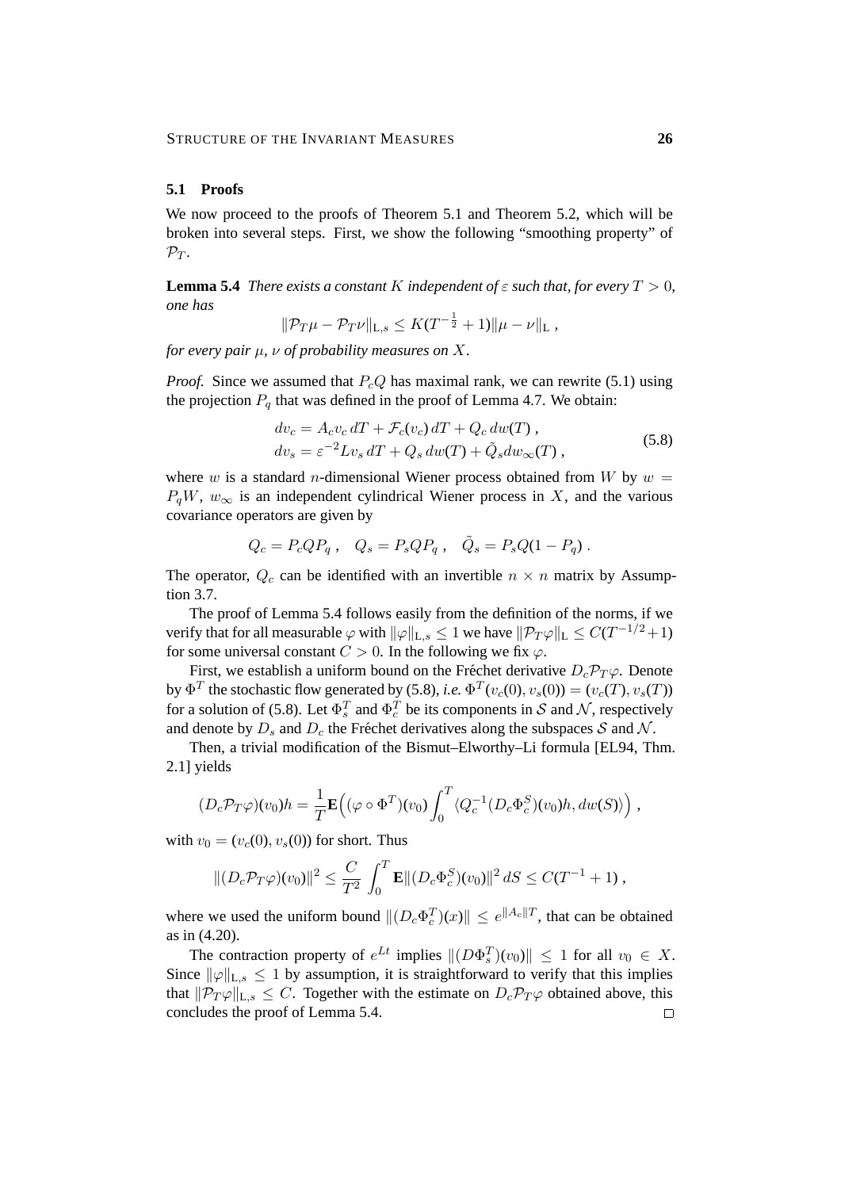### 5.1 Proofs

We now proceed to the proofs of Theorem 5.1 and Theorem 5.2, which will be broken into several steps. First, we show the following "smoothing property" of $\mathcal{P}_T$.

**Lemma 5.4** *There exists a constant $K$ independent of $\varepsilon$ such that, for every $T > 0$, one has*

$$\|\mathcal{P}_T\mu - \mathcal{P}_T\nu\|_{\mathrm{L},s} \le K(T^{-\frac{1}{2}} + 1)\|\mu - \nu\|_{\mathrm{L}}\ ,$$

*for every pair $\mu$, $\nu$ of probability measures on $X$.*

*Proof.* Since we assumed that $P_c Q$ has maximal rank, we can rewrite (5.1) using the projection $P_q$ that was defined in the proof of Lemma 4.7. We obtain:

$$\begin{aligned}
dv_c &= A_c v_c\, dT + \mathcal{F}_c(v_c)\, dT + Q_c\, dw(T)\ ,\\
dv_s &= \varepsilon^{-2} L v_s\, dT + Q_s\, dw(T) + \tilde{Q}_s dw_\infty(T)\ ,
\end{aligned} \tag{5.8}$$

where $w$ is a standard $n$-dimensional Wiener process obtained from $W$ by $w = P_q W$, $w_\infty$ is an independent cylindrical Wiener process in $X$, and the various covariance operators are given by

$$Q_c = P_c Q P_q\ ,\quad Q_s = P_s Q P_q\ ,\quad \tilde{Q}_s = P_s Q(1 - P_q)\ .$$

The operator, $Q_c$ can be identified with an invertible $n \times n$ matrix by Assumption 3.7.

The proof of Lemma 5.4 follows easily from the definition of the norms, if we verify that for all measurable $\varphi$ with $\|\varphi\|_{\mathrm{L},s} \le 1$ we have $\|\mathcal{P}_T\varphi\|_{\mathrm{L}} \le C(T^{-1/2}+1)$ for some universal constant $C > 0$. In the following we fix $\varphi$.

First, we establish a uniform bound on the Fréchet derivative $D_c\mathcal{P}_T\varphi$. Denote by $\Phi^T$ the stochastic flow generated by (5.8), *i.e.* $\Phi^T(v_c(0), v_s(0)) = (v_c(T), v_s(T))$ for a solution of (5.8). Let $\Phi_s^T$ and $\Phi_c^T$ be its components in $\mathcal{S}$ and $\mathcal{N}$, respectively and denote by $D_s$ and $D_c$ the Fréchet derivatives along the subspaces $\mathcal{S}$ and $\mathcal{N}$.

Then, a trivial modification of the Bismut–Elworthy–Li formula [EL94, Thm. 2.1] yields

$$(D_c\mathcal{P}_T\varphi)(v_0)h = \frac{1}{T}\mathbf{E}\Big((\varphi \circ \Phi^T)(v_0)\int_0^T \langle Q_c^{-1}(D_c\Phi_c^S)(v_0)h, dw(S)\rangle\Big)\ ,$$

with $v_0 = (v_c(0), v_s(0))$ for short. Thus

$$\|(D_c\mathcal{P}_T\varphi)(v_0)\|^2 \le \frac{C}{T^2}\int_0^T \mathbf{E}\|(D_c\Phi_c^S)(v_0)\|^2\, dS \le C(T^{-1} + 1)\ ,$$

where we used the uniform bound $\|(D_c\Phi_c^T)(x)\| \le e^{\|A_c\|T}$, that can be obtained as in (4.20).

The contraction property of $e^{Lt}$ implies $\|(D\Phi_s^T)(v_0)\| \le 1$ for all $v_0 \in X$. Since $\|\varphi\|_{\mathrm{L},s} \le 1$ by assumption, it is straightforward to verify that this implies that $\|\mathcal{P}_T\varphi\|_{\mathrm{L},s} \le C$. Together with the estimate on $D_c\mathcal{P}_T\varphi$ obtained above, this concludes the proof of Lemma 5.4. □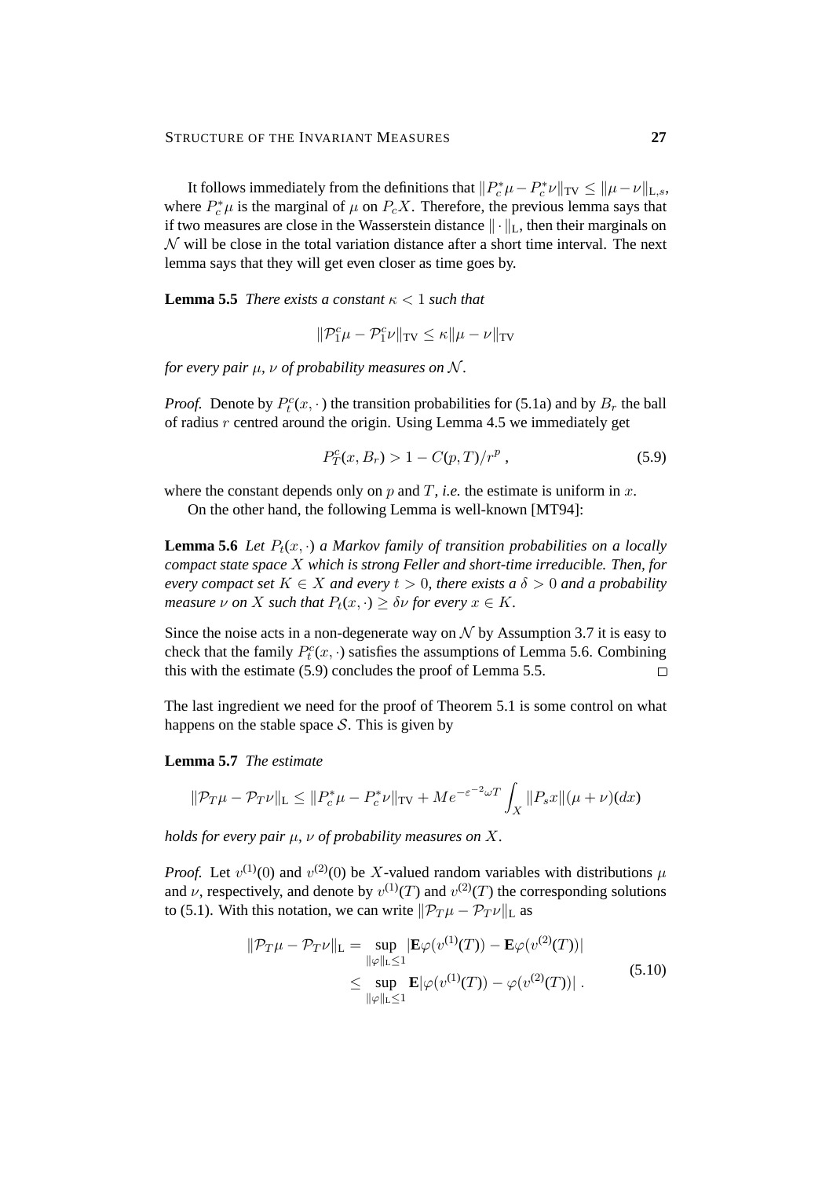It follows immediately from the definitions that $\|P_c^*\mu - P_c^*\nu\|_{\mathrm{TV}} \le \|\mu - \nu\|_{\mathrm{L},s}$, where $P_c^*\mu$ is the marginal of $\mu$ on $P_c X$. Therefore, the previous lemma says that if two measures are close in the Wasserstein distance $\|\cdot\|_{\mathrm{L}}$, then their marginals on $\mathcal{N}$ will be close in the total variation distance after a short time interval. The next lemma says that they will get even closer as time goes by.

**Lemma 5.5** *There exists a constant $\kappa < 1$ such that*

$$\|\mathcal{P}_1^c\mu - \mathcal{P}_1^c\nu\|_{\mathrm{TV}} \le \kappa\|\mu - \nu\|_{\mathrm{TV}}$$

*for every pair $\mu$, $\nu$ of probability measures on $\mathcal{N}$.*

*Proof.* Denote by $P_t^c(x,\cdot)$ the transition probabilities for (5.1a) and by $B_r$ the ball of radius $r$ centred around the origin. Using Lemma 4.5 we immediately get

$$P_T^c(x, B_r) > 1 - C(p,T)/r^p \;, \tag{5.9}$$

where the constant depends only on $p$ and $T$, *i.e.* the estimate is uniform in $x$.

On the other hand, the following Lemma is well-known [MT94]:

**Lemma 5.6** *Let $P_t(x,\cdot)$ a Markov family of transition probabilities on a locally compact state space $X$ which is strong Feller and short-time irreducible. Then, for every compact set $K \in X$ and every $t > 0$, there exists a $\delta > 0$ and a probability measure $\nu$ on $X$ such that $P_t(x,\cdot) \ge \delta\nu$ for every $x \in K$.*

Since the noise acts in a non-degenerate way on $\mathcal{N}$ by Assumption 3.7 it is easy to check that the family $P_t^c(x,\cdot)$ satisfies the assumptions of Lemma 5.6. Combining this with the estimate (5.9) concludes the proof of Lemma 5.5. □

The last ingredient we need for the proof of Theorem 5.1 is some control on what happens on the stable space $\mathcal{S}$. This is given by

**Lemma 5.7** *The estimate*

$$\|\mathcal{P}_T\mu - \mathcal{P}_T\nu\|_{\mathrm{L}} \le \|P_c^*\mu - P_c^*\nu\|_{\mathrm{TV}} + Me^{-\varepsilon^{-2}\omega T}\int_X \|P_s x\|(\mu+\nu)(dx)$$

*holds for every pair $\mu$, $\nu$ of probability measures on $X$.*

*Proof.* Let $v^{(1)}(0)$ and $v^{(2)}(0)$ be $X$-valued random variables with distributions $\mu$ and $\nu$, respectively, and denote by $v^{(1)}(T)$ and $v^{(2)}(T)$ the corresponding solutions to (5.1). With this notation, we can write $\|\mathcal{P}_T\mu - \mathcal{P}_T\nu\|_{\mathrm{L}}$ as

$$\begin{aligned}
\|\mathcal{P}_T\mu - \mathcal{P}_T\nu\|_{\mathrm{L}} &= \sup_{\|\varphi\|_{\mathrm{L}}\le 1} |\mathbf{E}\varphi(v^{(1)}(T)) - \mathbf{E}\varphi(v^{(2)}(T))| \\
&\le \sup_{\|\varphi\|_{\mathrm{L}}\le 1} \mathbf{E}|\varphi(v^{(1)}(T)) - \varphi(v^{(2)}(T))| \;.
\end{aligned} \tag{5.10}$$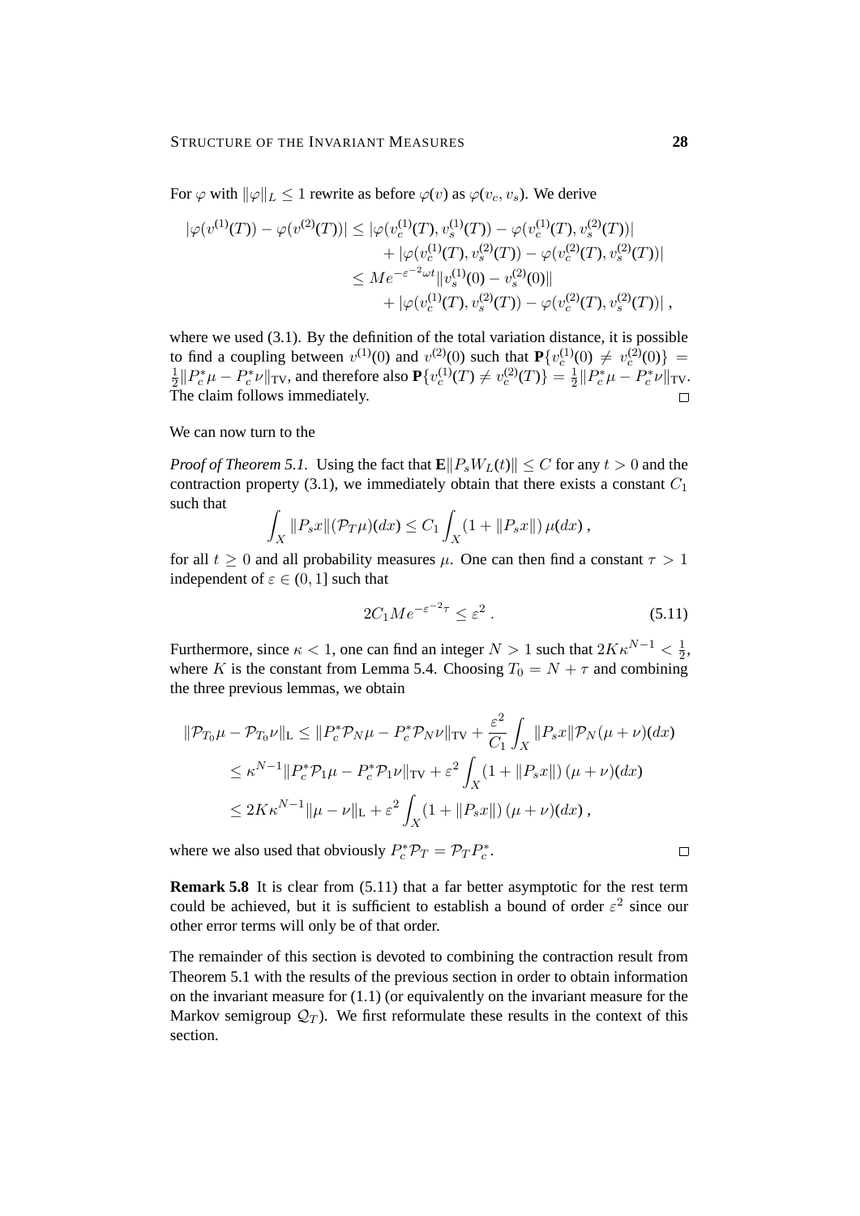For $\varphi$ with $\|\varphi\|_L \leq 1$ rewrite as before $\varphi(v)$ as $\varphi(v_c, v_s)$. We derive

$$
\begin{aligned}
|\varphi(v^{(1)}(T)) - \varphi(v^{(2)}(T))| &\leq |\varphi(v_c^{(1)}(T), v_s^{(1)}(T)) - \varphi(v_c^{(1)}(T), v_s^{(2)}(T))| \\
&\quad + |\varphi(v_c^{(1)}(T), v_s^{(2)}(T)) - \varphi(v_c^{(2)}(T), v_s^{(2)}(T))| \\
&\leq Me^{-\varepsilon^{-2}\omega t}\|v_s^{(1)}(0) - v_s^{(2)}(0)\| \\
&\quad + |\varphi(v_c^{(1)}(T), v_s^{(2)}(T)) - \varphi(v_c^{(2)}(T), v_s^{(2)}(T))| \;,
\end{aligned}
$$

where we used (3.1). By the definition of the total variation distance, it is possible to find a coupling between $v^{(1)}(0)$ and $v^{(2)}(0)$ such that $\mathbf{P}\{v_c^{(1)}(0) \neq v_c^{(2)}(0)\} = \frac{1}{2}\|P_c^*\mu - P_c^*\nu\|_{\mathrm{TV}}$, and therefore also $\mathbf{P}\{v_c^{(1)}(T) \neq v_c^{(2)}(T)\} = \frac{1}{2}\|P_c^*\mu - P_c^*\nu\|_{\mathrm{TV}}$. The claim follows immediately. $\square$

We can now turn to the

*Proof of Theorem 5.1.* Using the fact that $\mathbf{E}\|P_s W_L(t)\| \leq C$ for any $t > 0$ and the contraction property (3.1), we immediately obtain that there exists a constant $C_1$ such that

$$
\int_X \|P_s x\| (\mathcal{P}_T \mu)(dx) \leq C_1 \int_X (1 + \|P_s x\|)\, \mu(dx) \;,
$$

for all $t \geq 0$ and all probability measures $\mu$. One can then find a constant $\tau > 1$ independent of $\varepsilon \in (0, 1]$ such that

$$
2C_1 M e^{-\varepsilon^{-2}\tau} \leq \varepsilon^2 \;. \tag{5.11}
$$

Furthermore, since $\kappa < 1$, one can find an integer $N > 1$ such that $2K\kappa^{N-1} < \frac{1}{2}$, where $K$ is the constant from Lemma 5.4. Choosing $T_0 = N + \tau$ and combining the three previous lemmas, we obtain

$$
\begin{aligned}
\|\mathcal{P}_{T_0}\mu - \mathcal{P}_{T_0}\nu\|_{\mathrm{L}} &\leq \|P_c^*\mathcal{P}_N\mu - P_c^*\mathcal{P}_N\nu\|_{\mathrm{TV}} + \frac{\varepsilon^2}{C_1}\int_X \|P_s x\| \mathcal{P}_N(\mu + \nu)(dx) \\
&\leq \kappa^{N-1}\|P_c^*\mathcal{P}_1\mu - P_c^*\mathcal{P}_1\nu\|_{\mathrm{TV}} + \varepsilon^2 \int_X (1 + \|P_s x\|)\,(\mu + \nu)(dx) \\
&\leq 2K\kappa^{N-1}\|\mu - \nu\|_{\mathrm{L}} + \varepsilon^2 \int_X (1 + \|P_s x\|)\,(\mu + \nu)(dx) \;,
\end{aligned}
$$

where we also used that obviously $P_c^*\mathcal{P}_T = \mathcal{P}_T P_c^*$. $\square$

**Remark 5.8** It is clear from (5.11) that a far better asymptotic for the rest term could be achieved, but it is sufficient to establish a bound of order $\varepsilon^2$ since our other error terms will only be of that order.

The remainder of this section is devoted to combining the contraction result from Theorem 5.1 with the results of the previous section in order to obtain information on the invariant measure for (1.1) (or equivalently on the invariant measure for the Markov semigroup $\mathcal{Q}_T$). We first reformulate these results in the context of this section.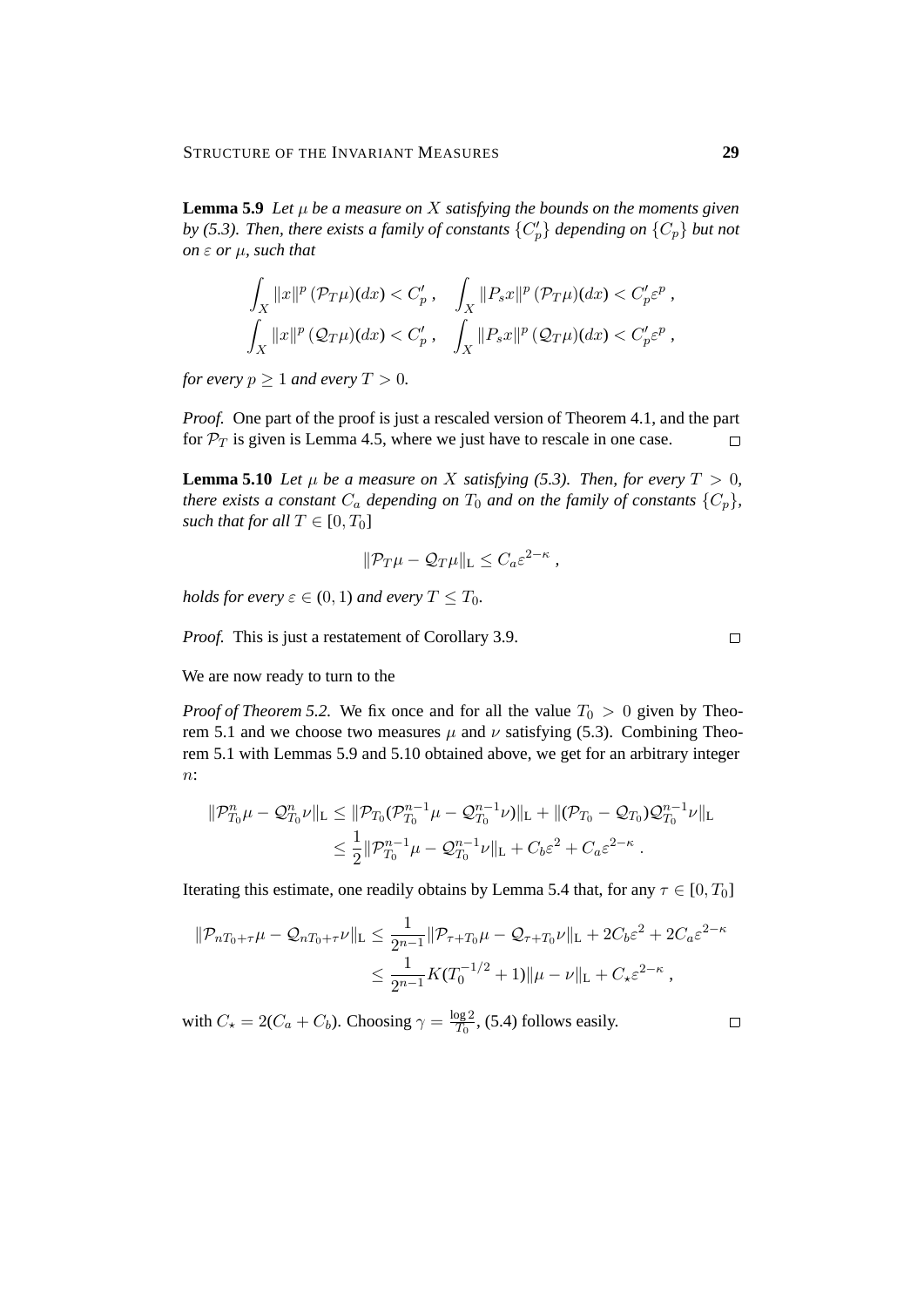**Lemma 5.9** *Let $\mu$ be a measure on $X$ satisfying the bounds on the moments given by (5.3). Then, there exists a family of constants $\{C_p'\}$ depending on $\{C_p\}$ but not on $\varepsilon$ or $\mu$, such that*

$$\int_X \|x\|^p \,(\mathcal{P}_T\mu)(dx) < C_p' \;, \quad \int_X \|P_s x\|^p \,(\mathcal{P}_T\mu)(dx) < C_p'\varepsilon^p \;,$$
$$\int_X \|x\|^p \,(\mathcal{Q}_T\mu)(dx) < C_p' \;, \quad \int_X \|P_s x\|^p \,(\mathcal{Q}_T\mu)(dx) < C_p'\varepsilon^p \;,$$

*for every $p \ge 1$ and every $T > 0$.*

*Proof.* One part of the proof is just a rescaled version of Theorem 4.1, and the part for $\mathcal{P}_T$ is given is Lemma 4.5, where we just have to rescale in one case. □

**Lemma 5.10** *Let $\mu$ be a measure on $X$ satisfying (5.3). Then, for every $T > 0$, there exists a constant $C_a$ depending on $T_0$ and on the family of constants $\{C_p\}$, such that for all $T \in [0, T_0]$*

$$\|\mathcal{P}_T\mu - \mathcal{Q}_T\mu\|_{\mathrm{L}} \le C_a\varepsilon^{2-\kappa} \;,$$

*holds for every $\varepsilon \in (0,1)$ and every $T \le T_0$.*

*Proof.* This is just a restatement of Corollary 3.9. □

We are now ready to turn to the

*Proof of Theorem 5.2.* We fix once and for all the value $T_0 > 0$ given by Theorem 5.1 and we choose two measures $\mu$ and $\nu$ satisfying (5.3). Combining Theorem 5.1 with Lemmas 5.9 and 5.10 obtained above, we get for an arbitrary integer $n$:

$$\begin{aligned}\|\mathcal{P}_{T_0}^n\mu - \mathcal{Q}_{T_0}^n\nu\|_{\mathrm{L}} &\le \|\mathcal{P}_{T_0}(\mathcal{P}_{T_0}^{n-1}\mu - \mathcal{Q}_{T_0}^{n-1}\nu)\|_{\mathrm{L}} + \|(\mathcal{P}_{T_0} - \mathcal{Q}_{T_0})\mathcal{Q}_{T_0}^{n-1}\nu\|_{\mathrm{L}} \\ &\le \frac{1}{2}\|\mathcal{P}_{T_0}^{n-1}\mu - \mathcal{Q}_{T_0}^{n-1}\nu\|_{\mathrm{L}} + C_b\varepsilon^2 + C_a\varepsilon^{2-\kappa} \;.\end{aligned}$$

Iterating this estimate, one readily obtains by Lemma 5.4 that, for any $\tau \in [0, T_0]$

$$\begin{aligned}\|\mathcal{P}_{nT_0+\tau}\mu - \mathcal{Q}_{nT_0+\tau}\nu\|_{\mathrm{L}} &\le \frac{1}{2^{n-1}}\|\mathcal{P}_{\tau+T_0}\mu - \mathcal{Q}_{\tau+T_0}\nu\|_{\mathrm{L}} + 2C_b\varepsilon^2 + 2C_a\varepsilon^{2-\kappa} \\ &\le \frac{1}{2^{n-1}}K(T_0^{-1/2} + 1)\|\mu - \nu\|_{\mathrm{L}} + C_\star\varepsilon^{2-\kappa} \;,\end{aligned}$$

with $C_\star = 2(C_a + C_b)$. Choosing $\gamma = \frac{\log 2}{T_0}$, (5.4) follows easily. □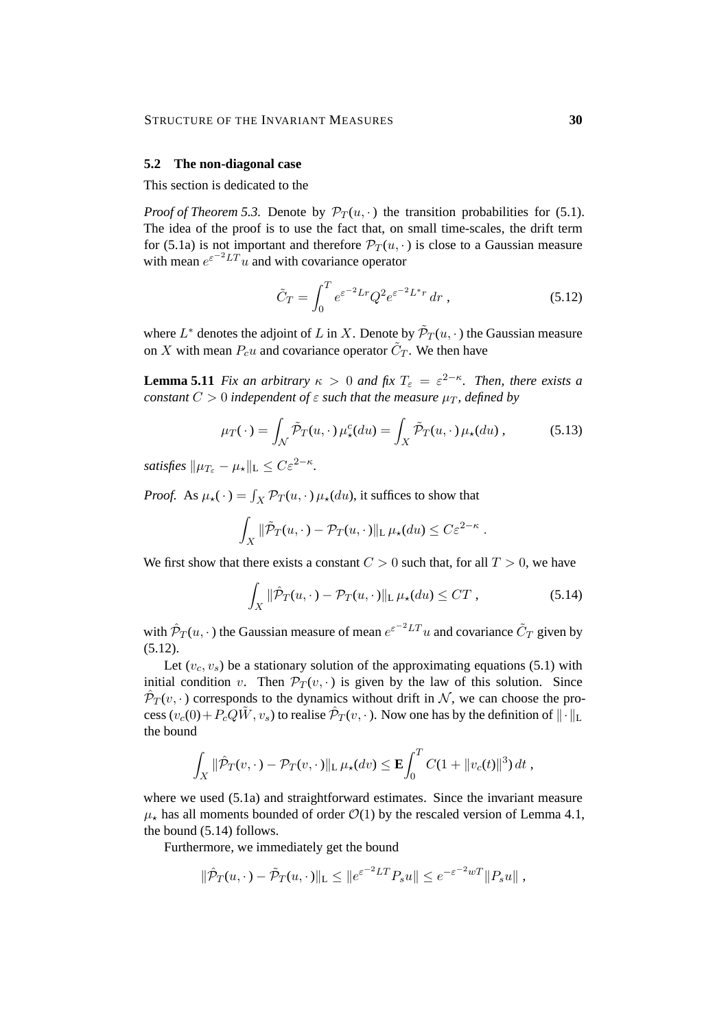### 5.2 The non-diagonal case

This section is dedicated to the

*Proof of Theorem 5.3.* Denote by $\mathcal{P}_T(u,\cdot)$ the transition probabilities for (5.1). The idea of the proof is to use the fact that, on small time-scales, the drift term for (5.1a) is not important and therefore $\mathcal{P}_T(u,\cdot)$ is close to a Gaussian measure with mean $e^{\varepsilon^{-2}LT}u$ and with covariance operator

$$
\tilde{C}_T = \int_0^T e^{\varepsilon^{-2}Lr} Q^2 e^{\varepsilon^{-2}L^*r}\, dr\;, \tag{5.12}
$$

where $L^*$ denotes the adjoint of $L$ in $X$. Denote by $\tilde{\mathcal{P}}_T(u,\cdot)$ the Gaussian measure on $X$ with mean $P_c u$ and covariance operator $\tilde{C}_T$. We then have

**Lemma 5.11** *Fix an arbitrary $\kappa > 0$ and fix $T_\varepsilon = \varepsilon^{2-\kappa}$. Then, there exists a constant $C > 0$ independent of $\varepsilon$ such that the measure $\mu_T$, defined by*

$$
\mu_T(\,\cdot\,) = \int_{\mathcal{N}} \tilde{\mathcal{P}}_T(u,\cdot)\,\mu_\star^c(du) = \int_X \tilde{\mathcal{P}}_T(u,\cdot)\,\mu_\star(du)\;, \tag{5.13}
$$

*satisfies $\|\mu_{T_\varepsilon} - \mu_\star\|_{\mathrm{L}} \le C\varepsilon^{2-\kappa}$.*

*Proof.* As $\mu_\star(\,\cdot\,) = \int_X \mathcal{P}_T(u,\cdot)\,\mu_\star(du)$, it suffices to show that

$$
\int_X \|\tilde{\mathcal{P}}_T(u,\cdot) - \mathcal{P}_T(u,\cdot)\|_{\mathrm{L}}\,\mu_\star(du) \le C\varepsilon^{2-\kappa}\;.
$$

We first show that there exists a constant $C > 0$ such that, for all $T > 0$, we have

$$
\int_X \|\hat{\mathcal{P}}_T(u,\cdot) - \mathcal{P}_T(u,\cdot)\|_{\mathrm{L}}\,\mu_\star(du) \le CT\;, \tag{5.14}
$$

with $\hat{\mathcal{P}}_T(u,\cdot)$ the Gaussian measure of mean $e^{\varepsilon^{-2}LT}u$ and covariance $\tilde{C}_T$ given by (5.12).

Let $(v_c, v_s)$ be a stationary solution of the approximating equations (5.1) with initial condition $v$. Then $\mathcal{P}_T(v,\cdot)$ is given by the law of this solution. Since $\hat{\mathcal{P}}_T(v,\cdot)$ corresponds to the dynamics without drift in $\mathcal{N}$, we can choose the process $(v_c(0) + P_c Q\tilde{W}, v_s)$ to realise $\hat{\mathcal{P}}_T(v,\cdot)$. Now one has by the definition of $\|\cdot\|_{\mathrm{L}}$ the bound

$$
\int_X \|\hat{\mathcal{P}}_T(v,\cdot) - \mathcal{P}_T(v,\cdot)\|_{\mathrm{L}}\,\mu_\star(dv) \le \mathbf{E}\int_0^T C(1 + \|v_c(t)\|^3)\,dt\;,
$$

where we used (5.1a) and straightforward estimates. Since the invariant measure $\mu_\star$ has all moments bounded of order $\mathcal{O}(1)$ by the rescaled version of Lemma 4.1, the bound (5.14) follows.

Furthermore, we immediately get the bound

$$
\|\hat{\mathcal{P}}_T(u,\cdot) - \tilde{\mathcal{P}}_T(u,\cdot)\|_{\mathrm{L}} \le \|e^{\varepsilon^{-2}LT} P_s u\| \le e^{-\varepsilon^{-2}wT}\|P_s u\|\;,
$$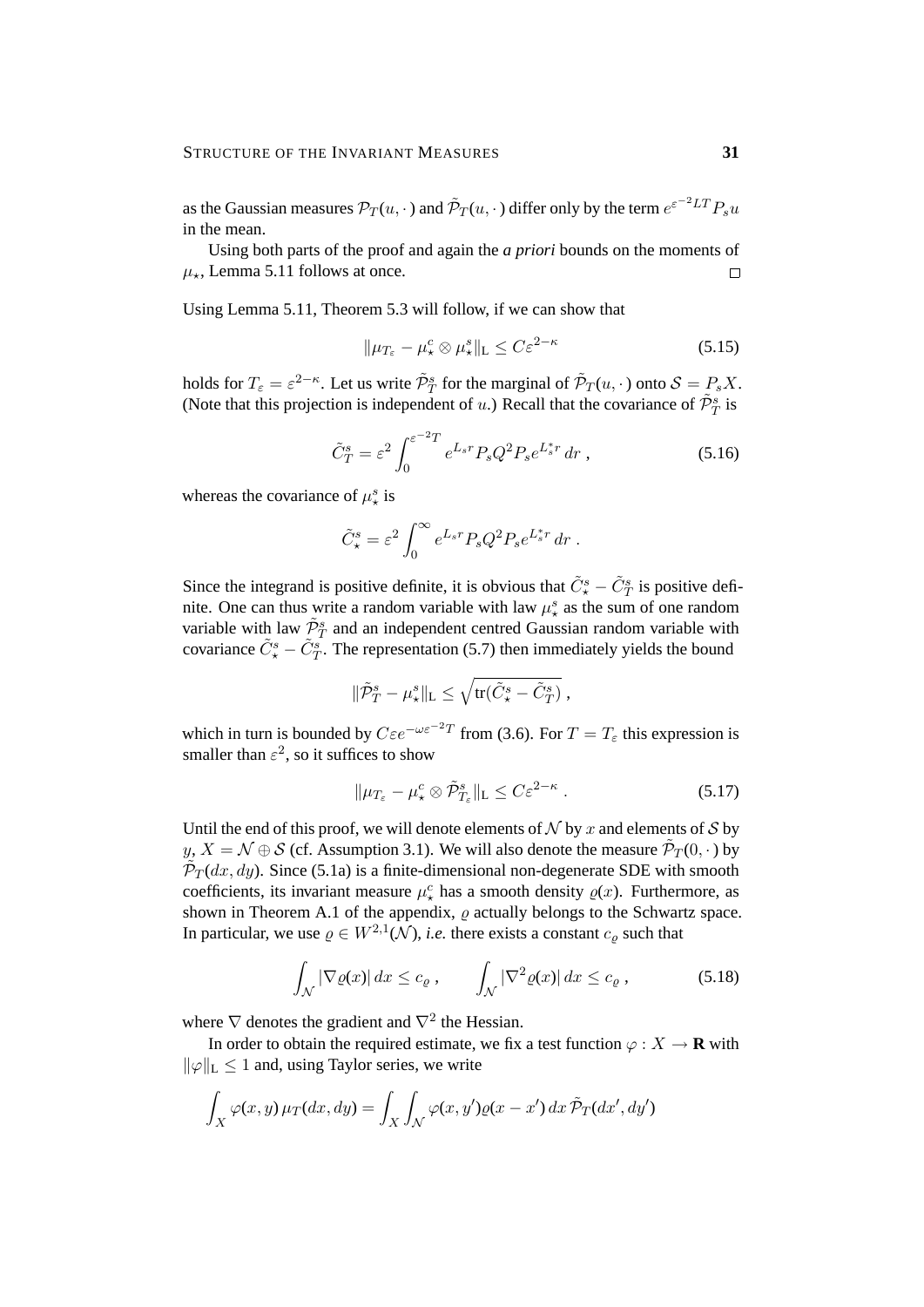as the Gaussian measures $\mathcal{P}_T(u,\cdot)$ and $\tilde{\mathcal{P}}_T(u,\cdot)$ differ only by the term $e^{\varepsilon^{-2}LT}P_s u$ in the mean.

Using both parts of the proof and again the *a priori* bounds on the moments of $\mu_\star$, Lemma 5.11 follows at once. □

Using Lemma 5.11, Theorem 5.3 will follow, if we can show that

$$\|\mu_{T_\varepsilon} - \mu_\star^c \otimes \mu_\star^s\|_{\rm L} \le C\varepsilon^{2-\kappa} \tag{5.15}$$

holds for $T_\varepsilon = \varepsilon^{2-\kappa}$. Let us write $\tilde{\mathcal{P}}_T^s$ for the marginal of $\tilde{\mathcal{P}}_T(u,\cdot)$ onto $\mathcal{S} = P_s X$. (Note that this projection is independent of $u$.) Recall that the covariance of $\tilde{\mathcal{P}}_T^s$ is

$$\tilde{C}_T^s = \varepsilon^2 \int_0^{\varepsilon^{-2}T} e^{L_s r} P_s Q^2 P_s e^{L_s^* r}\, dr\;, \tag{5.16}$$

whereas the covariance of $\mu_\star^s$ is

$$\tilde{C}_\star^s = \varepsilon^2 \int_0^{\infty} e^{L_s r} P_s Q^2 P_s e^{L_s^* r}\, dr\;.$$

Since the integrand is positive definite, it is obvious that $\tilde{C}_\star^s - \tilde{C}_T^s$ is positive definite. One can thus write a random variable with law $\mu_\star^s$ as the sum of one random variable with law $\tilde{\mathcal{P}}_T^s$ and an independent centred Gaussian random variable with covariance $\tilde{C}_\star^s - \tilde{C}_T^s$. The representation (5.7) then immediately yields the bound

$$\|\tilde{\mathcal{P}}_T^s - \mu_\star^s\|_{\rm L} \le \sqrt{\operatorname{tr}(\tilde{C}_\star^s - \tilde{C}_T^s)}\;,$$

which in turn is bounded by $C\varepsilon e^{-\omega\varepsilon^{-2}T}$ from (3.6). For $T = T_\varepsilon$ this expression is smaller than $\varepsilon^2$, so it suffices to show

$$\|\mu_{T_\varepsilon} - \mu_\star^c \otimes \tilde{\mathcal{P}}_{T_\varepsilon}^s\|_{\rm L} \le C\varepsilon^{2-\kappa}\;. \tag{5.17}$$

Until the end of this proof, we will denote elements of $\mathcal{N}$ by $x$ and elements of $\mathcal{S}$ by $y$, $X = \mathcal{N} \oplus \mathcal{S}$ (cf. Assumption 3.1). We will also denote the measure $\tilde{\mathcal{P}}_T(0,\cdot)$ by $\tilde{\mathcal{P}}_T(dx,dy)$. Since (5.1a) is a finite-dimensional non-degenerate SDE with smooth coefficients, its invariant measure $\mu_\star^c$ has a smooth density $\varrho(x)$. Furthermore, as shown in Theorem A.1 of the appendix, $\varrho$ actually belongs to the Schwartz space. In particular, we use $\varrho \in W^{2,1}(\mathcal{N})$, *i.e.* there exists a constant $c_\varrho$ such that

$$\int_{\mathcal{N}} |\nabla\varrho(x)|\, dx \le c_\varrho\;, \qquad \int_{\mathcal{N}} |\nabla^2\varrho(x)|\, dx \le c_\varrho\;, \tag{5.18}$$

where $\nabla$ denotes the gradient and $\nabla^2$ the Hessian.

In order to obtain the required estimate, we fix a test function $\varphi : X \to \mathbf{R}$ with $\|\varphi\|_{\rm L} \le 1$ and, using Taylor series, we write

$$\int_X \varphi(x,y)\,\mu_T(dx,dy) = \int_X \int_{\mathcal{N}} \varphi(x,y')\varrho(x-x')\,dx\,\tilde{\mathcal{P}}_T(dx',dy')$$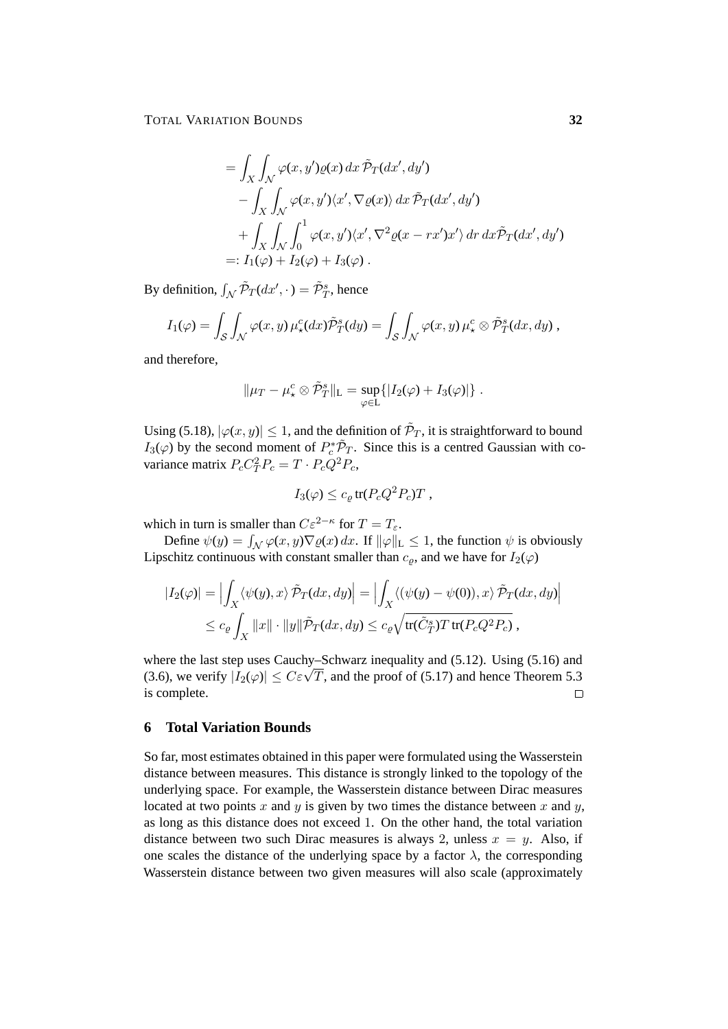$$
\begin{aligned}
&= \int_X \int_{\mathcal{N}} \varphi(x,y')\varrho(x)\,dx\,\tilde{\mathcal{P}}_T(dx',dy') \\
&\quad - \int_X \int_{\mathcal{N}} \varphi(x,y')\langle x', \nabla\varrho(x)\rangle\,dx\,\tilde{\mathcal{P}}_T(dx',dy') \\
&\quad + \int_X \int_{\mathcal{N}} \int_0^1 \varphi(x,y')\langle x', \nabla^2\varrho(x-rx')x'\rangle\,dr\,dx\tilde{\mathcal{P}}_T(dx',dy') \\
&=: I_1(\varphi) + I_2(\varphi) + I_3(\varphi)\;.
\end{aligned}
$$

By definition, $\int_{\mathcal{N}} \tilde{\mathcal{P}}_T(dx',\cdot\,) = \tilde{\mathcal{P}}_T^s$, hence

$$
I_1(\varphi) = \int_{\mathcal{S}} \int_{\mathcal{N}} \varphi(x,y)\,\mu_\star^c(dx)\tilde{\mathcal{P}}_T^s(dy) = \int_{\mathcal{S}} \int_{\mathcal{N}} \varphi(x,y)\,\mu_\star^c \otimes \tilde{\mathcal{P}}_T^s(dx,dy)\;,
$$

and therefore,

$$
\|\mu_T - \mu_\star^c \otimes \tilde{\mathcal{P}}_T^s\|_{\mathrm{L}} = \sup_{\varphi\in\mathrm{L}} \{|I_2(\varphi) + I_3(\varphi)|\}\;.
$$

Using (5.18), $|\varphi(x,y)| \leq 1$, and the definition of $\tilde{\mathcal{P}}_T$, it is straightforward to bound $I_3(\varphi)$ by the second moment of $P_c^*\tilde{\mathcal{P}}_T$. Since this is a centred Gaussian with covariance matrix $P_c C_T^2 P_c = T\cdot P_c Q^2 P_c$,

$$
I_3(\varphi) \leq c_\varrho\,\mathrm{tr}(P_c Q^2 P_c) T\;,
$$

which in turn is smaller than $C\varepsilon^{2-\kappa}$ for $T = T_\varepsilon$.

Define $\psi(y) = \int_{\mathcal{N}} \varphi(x,y)\nabla\varrho(x)\,dx$. If $\|\varphi\|_{\mathrm{L}} \leq 1$, the function $\psi$ is obviously Lipschitz continuous with constant smaller than $c_\varrho$, and we have for $I_2(\varphi)$

$$
\begin{aligned}
|I_2(\varphi)| &= \Big|\int_X \langle \psi(y), x\rangle\,\tilde{\mathcal{P}}_T(dx,dy)\Big| = \Big|\int_X \langle (\psi(y)-\psi(0)), x\rangle\,\tilde{\mathcal{P}}_T(dx,dy)\Big| \\
&\leq c_\varrho \int_X \|x\|\cdot\|y\|\tilde{\mathcal{P}}_T(dx,dy) \leq c_\varrho\sqrt{\mathrm{tr}(\tilde{C}_T^s) T\,\mathrm{tr}(P_c Q^2 P_c)}\;,
\end{aligned}
$$

where the last step uses Cauchy–Schwarz inequality and (5.12). Using (5.16) and (3.6), we verify $|I_2(\varphi)| \leq C\varepsilon\sqrt{T}$, and the proof of (5.17) and hence Theorem 5.3 is complete. □

## 6 Total Variation Bounds

So far, most estimates obtained in this paper were formulated using the Wasserstein distance between measures. This distance is strongly linked to the topology of the underlying space. For example, the Wasserstein distance between Dirac measures located at two points $x$ and $y$ is given by two times the distance between $x$ and $y$, as long as this distance does not exceed 1. On the other hand, the total variation distance between two such Dirac measures is always 2, unless $x = y$. Also, if one scales the distance of the underlying space by a factor $\lambda$, the corresponding Wasserstein distance between two given measures will also scale (approximately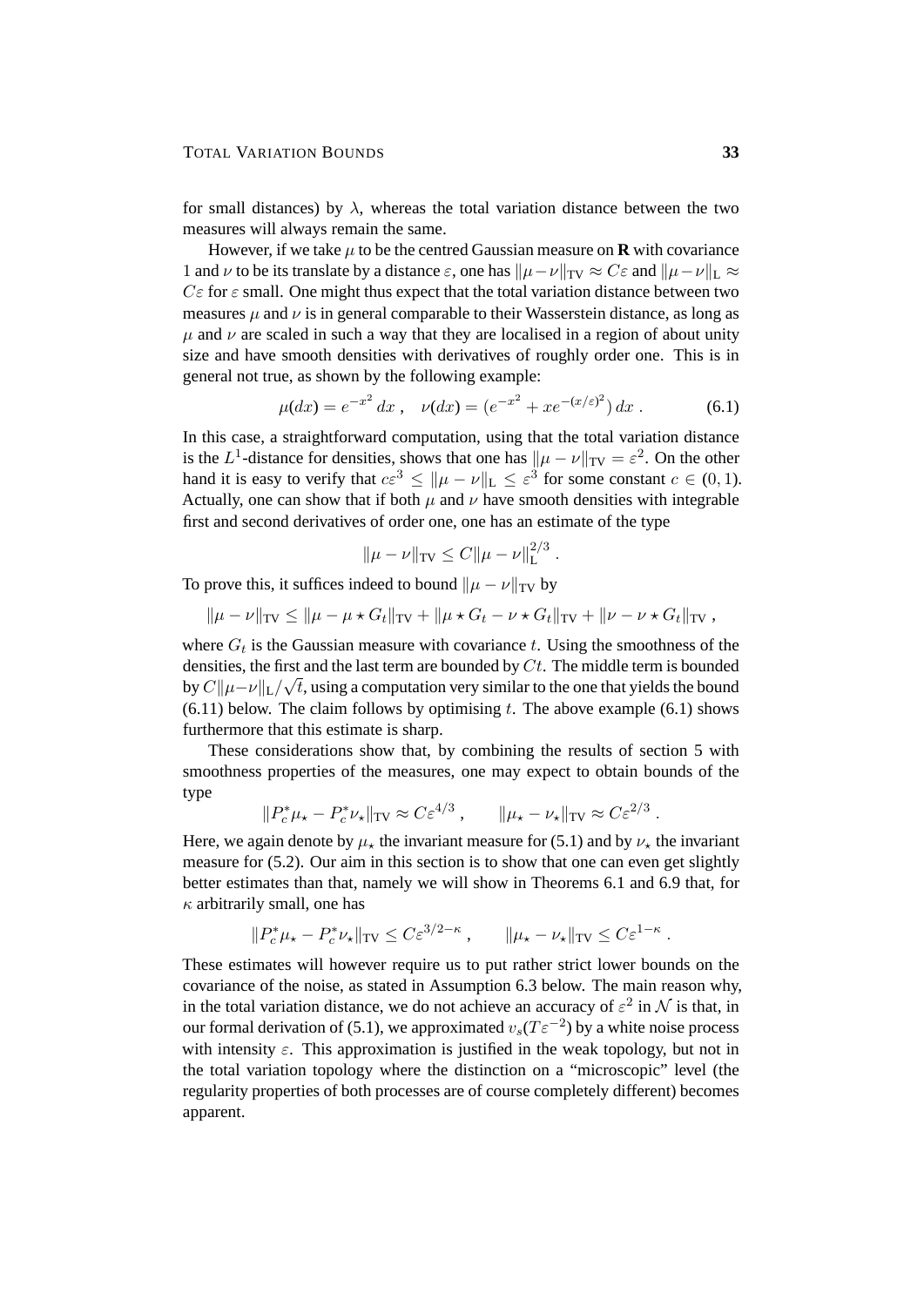for small distances) by $\lambda$, whereas the total variation distance between the two measures will always remain the same.

However, if we take $\mu$ to be the centred Gaussian measure on $\mathbf{R}$ with covariance 1 and $\nu$ to be its translate by a distance $\varepsilon$, one has $\|\mu-\nu\|_{\mathrm{TV}} \approx C\varepsilon$ and $\|\mu-\nu\|_{\mathrm{L}} \approx C\varepsilon$ for $\varepsilon$ small. One might thus expect that the total variation distance between two measures $\mu$ and $\nu$ is in general comparable to their Wasserstein distance, as long as $\mu$ and $\nu$ are scaled in such a way that they are localised in a region of about unity size and have smooth densities with derivatives of roughly order one. This is in general not true, as shown by the following example:

$$\mu(dx) = e^{-x^2}\,dx\;, \quad \nu(dx) = (e^{-x^2} + xe^{-(x/\varepsilon)^2})\,dx\;. \tag{6.1}$$

In this case, a straightforward computation, using that the total variation distance is the $L^1$-distance for densities, shows that one has $\|\mu-\nu\|_{\mathrm{TV}} = \varepsilon^2$. On the other hand it is easy to verify that $c\varepsilon^3 \le \|\mu-\nu\|_{\mathrm{L}} \le \varepsilon^3$ for some constant $c \in (0,1)$. Actually, one can show that if both $\mu$ and $\nu$ have smooth densities with integrable first and second derivatives of order one, one has an estimate of the type

$$\|\mu-\nu\|_{\mathrm{TV}} \le C\|\mu-\nu\|_{\mathrm{L}}^{2/3}\;.$$

To prove this, it suffices indeed to bound $\|\mu-\nu\|_{\mathrm{TV}}$ by

$$\|\mu-\nu\|_{\mathrm{TV}} \le \|\mu-\mu\star G_t\|_{\mathrm{TV}} + \|\mu\star G_t - \nu\star G_t\|_{\mathrm{TV}} + \|\nu-\nu\star G_t\|_{\mathrm{TV}}\;,$$

where $G_t$ is the Gaussian measure with covariance $t$. Using the smoothness of the densities, the first and the last term are bounded by $Ct$. The middle term is bounded by $C\|\mu-\nu\|_{\mathrm{L}}/\sqrt{t}$, using a computation very similar to the one that yields the bound (6.11) below. The claim follows by optimising $t$. The above example (6.1) shows furthermore that this estimate is sharp.

These considerations show that, by combining the results of section 5 with smoothness properties of the measures, one may expect to obtain bounds of the type

$$\|P_c^*\mu_\star - P_c^*\nu_\star\|_{\mathrm{TV}} \approx C\varepsilon^{4/3}\;, \qquad \|\mu_\star - \nu_\star\|_{\mathrm{TV}} \approx C\varepsilon^{2/3}\;.$$

Here, we again denote by $\mu_\star$ the invariant measure for (5.1) and by $\nu_\star$ the invariant measure for (5.2). Our aim in this section is to show that one can even get slightly better estimates than that, namely we will show in Theorems 6.1 and 6.9 that, for $\kappa$ arbitrarily small, one has

$$\|P_c^*\mu_\star - P_c^*\nu_\star\|_{\mathrm{TV}} \le C\varepsilon^{3/2-\kappa}\;, \qquad \|\mu_\star - \nu_\star\|_{\mathrm{TV}} \le C\varepsilon^{1-\kappa}\;.$$

These estimates will however require us to put rather strict lower bounds on the covariance of the noise, as stated in Assumption 6.3 below. The main reason why, in the total variation distance, we do not achieve an accuracy of $\varepsilon^2$ in $\mathcal{N}$ is that, in our formal derivation of (5.1), we approximated $v_s(T\varepsilon^{-2})$ by a white noise process with intensity $\varepsilon$. This approximation is justified in the weak topology, but not in the total variation topology where the distinction on a "microscopic" level (the regularity properties of both processes are of course completely different) becomes apparent.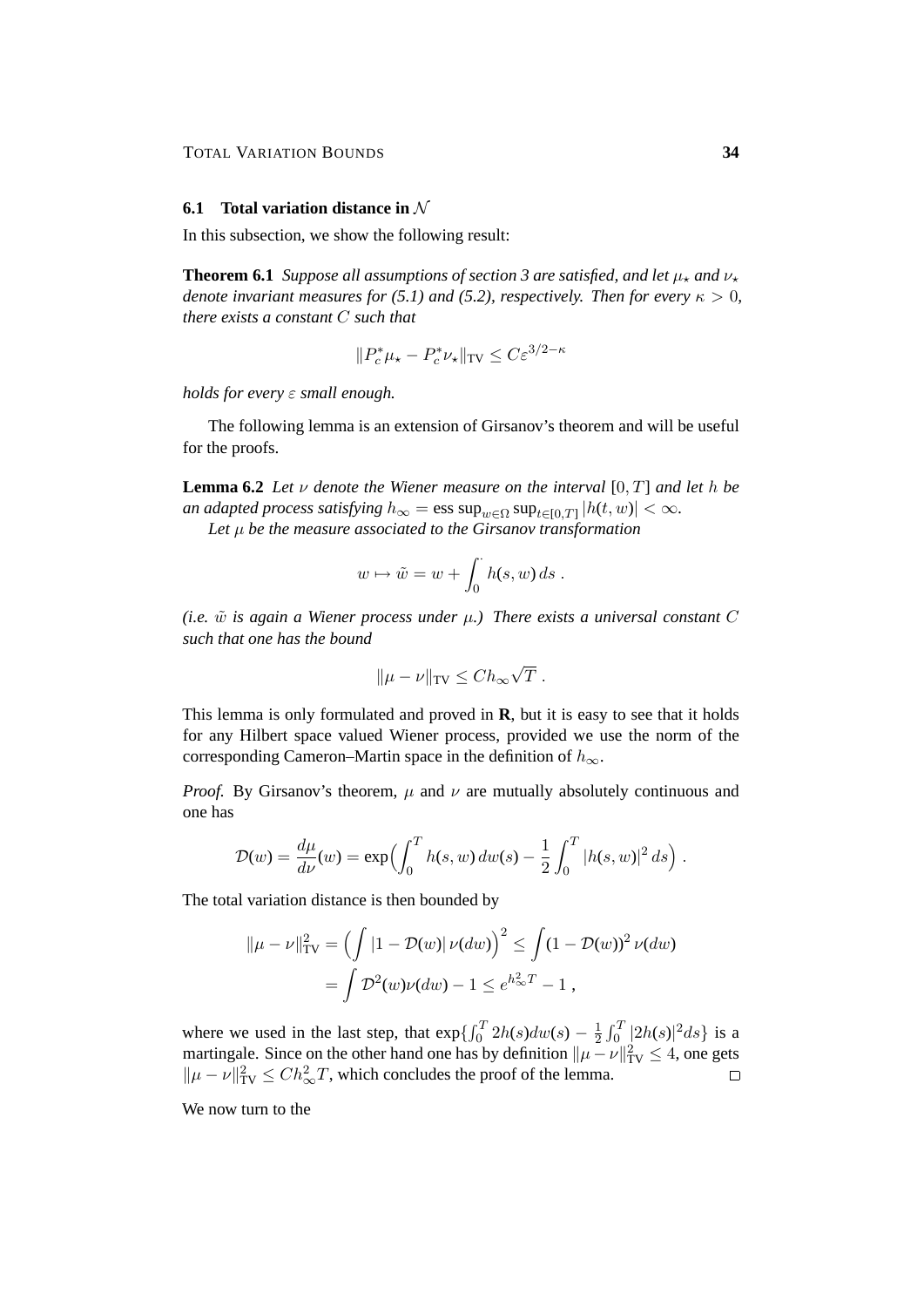### 6.1 Total variation distance in $\mathcal{N}$

In this subsection, we show the following result:

**Theorem 6.1** *Suppose all assumptions of section 3 are satisfied, and let $\mu_\star$ and $\nu_\star$ denote invariant measures for (5.1) and (5.2), respectively. Then for every $\kappa > 0$, there exists a constant $C$ such that*

$$\|P_c^* \mu_\star - P_c^* \nu_\star\|_{\mathrm{TV}} \le C\varepsilon^{3/2-\kappa}$$

*holds for every $\varepsilon$ small enough.*

The following lemma is an extension of Girsanov's theorem and will be useful for the proofs.

**Lemma 6.2** *Let $\nu$ denote the Wiener measure on the interval $[0,T]$ and let $h$ be an adapted process satisfying $h_\infty = \operatorname{ess\,sup}_{w\in\Omega} \sup_{t\in[0,T]} |h(t,w)| < \infty$.*

*Let $\mu$ be the measure associated to the Girsanov transformation*

$$w \mapsto \tilde{w} = w + \int_0^\cdot h(s,w)\, ds \;.$$

*(i.e. $\tilde{w}$ is again a Wiener process under $\mu$.) There exists a universal constant $C$ such that one has the bound*

$$\|\mu - \nu\|_{\mathrm{TV}} \le C h_\infty \sqrt{T} \;.$$

This lemma is only formulated and proved in **R**, but it is easy to see that it holds for any Hilbert space valued Wiener process, provided we use the norm of the corresponding Cameron–Martin space in the definition of $h_\infty$.

*Proof.* By Girsanov's theorem, $\mu$ and $\nu$ are mutually absolutely continuous and one has

$$\mathcal{D}(w) = \frac{d\mu}{d\nu}(w) = \exp\Big(\int_0^T h(s,w)\, dw(s) - \frac{1}{2}\int_0^T |h(s,w)|^2\, ds\Big) \;.$$

The total variation distance is then bounded by

$$\begin{aligned}
\|\mu - \nu\|_{\mathrm{TV}}^2 &= \Big(\int |1 - \mathcal{D}(w)|\, \nu(dw)\Big)^2 \le \int (1 - \mathcal{D}(w))^2\, \nu(dw) \\
&= \int \mathcal{D}^2(w) \nu(dw) - 1 \le e^{h_\infty^2 T} - 1 \;,
\end{aligned}$$

where we used in the last step, that $\exp\{\int_0^T 2h(s) dw(s) - \frac{1}{2}\int_0^T |2h(s)|^2 ds\}$ is a martingale. Since on the other hand one has by definition $\|\mu - \nu\|_{\mathrm{TV}}^2 \le 4$, one gets $\|\mu - \nu\|_{\mathrm{TV}}^2 \le C h_\infty^2 T$, which concludes the proof of the lemma. $\square$

We now turn to the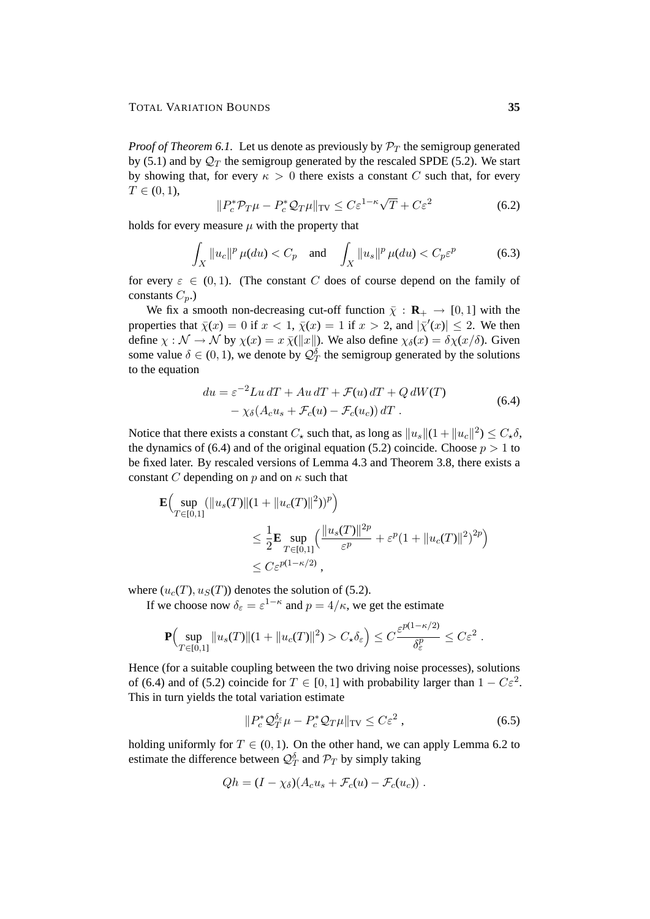*Proof of Theorem 6.1.* Let us denote as previously by $\mathcal{P}_T$ the semigroup generated by (5.1) and by $\mathcal{Q}_T$ the semigroup generated by the rescaled SPDE (5.2). We start by showing that, for every $\kappa > 0$ there exists a constant $C$ such that, for every $T \in (0,1)$,

$$\|P_c^* \mathcal{P}_T \mu - P_c^* \mathcal{Q}_T \mu\|_{\mathrm{TV}} \leq C\varepsilon^{1-\kappa}\sqrt{T} + C\varepsilon^2 \tag{6.2}$$

holds for every measure $\mu$ with the property that

$$\int_X \|u_c\|^p \, \mu(du) < C_p \quad \text{and} \quad \int_X \|u_s\|^p \, \mu(du) < C_p \varepsilon^p \tag{6.3}$$

for every $\varepsilon \in (0,1)$. (The constant $C$ does of course depend on the family of constants $C_p$.)

We fix a smooth non-decreasing cut-off function $\bar\chi : \mathbf{R}_+ \to [0,1]$ with the properties that $\bar\chi(x) = 0$ if $x < 1$, $\bar\chi(x) = 1$ if $x > 2$, and $|\bar\chi'(x)| \leq 2$. We then define $\chi : \mathcal{N} \to \mathcal{N}$ by $\chi(x) = x\,\bar\chi(\|x\|)$. We also define $\chi_\delta(x) = \delta\chi(x/\delta)$. Given some value $\delta \in (0,1)$, we denote by $\mathcal{Q}_T^\delta$ the semigroup generated by the solutions to the equation

$$\begin{aligned} du &= \varepsilon^{-2} Lu \, dT + Au \, dT + \mathcal{F}(u)\, dT + Q\, dW(T) \\ &\quad - \chi_\delta(A_c u_s + \mathcal{F}_c(u) - \mathcal{F}_c(u_c))\, dT \; . \end{aligned} \tag{6.4}$$

Notice that there exists a constant $C_\star$ such that, as long as $\|u_s\|(1 + \|u_c\|^2) \leq C_\star \delta$, the dynamics of (6.4) and of the original equation (5.2) coincide. Choose $p > 1$ to be fixed later. By rescaled versions of Lemma 4.3 and Theorem 3.8, there exists a constant $C$ depending on $p$ and on $\kappa$ such that

$$\begin{aligned} \mathbf{E}\Big(\sup_{T\in[0,1]} (\|u_s(T)\|(1 + \|u_c(T)\|^2))^p\Big) &\leq \frac{1}{2}\mathbf{E}\sup_{T\in[0,1]}\Big(\frac{\|u_s(T)\|^{2p}}{\varepsilon^p} + \varepsilon^p(1 + \|u_c(T)\|^2)^{2p}\Big) \\ &\leq C\varepsilon^{p(1-\kappa/2)}\;, \end{aligned}$$

where $(u_c(T), u_S(T))$ denotes the solution of (5.2).

If we choose now $\delta_\varepsilon = \varepsilon^{1-\kappa}$ and $p = 4/\kappa$, we get the estimate

$$\mathbf{P}\Big(\sup_{T\in[0,1]} \|u_s(T)\|(1 + \|u_c(T)\|^2) > C_\star\delta_\varepsilon\Big) \leq C\frac{\varepsilon^{p(1-\kappa/2)}}{\delta_\varepsilon^p} \leq C\varepsilon^2\;.$$

Hence (for a suitable coupling between the two driving noise processes), solutions of (6.4) and of (5.2) coincide for $T \in [0,1]$ with probability larger than $1 - C\varepsilon^2$. This in turn yields the total variation estimate

$$\|P_c^* \mathcal{Q}_T^{\delta_\varepsilon} \mu - P_c^* \mathcal{Q}_T \mu\|_{\mathrm{TV}} \leq C\varepsilon^2\;, \tag{6.5}$$

holding uniformly for $T \in (0,1)$. On the other hand, we can apply Lemma 6.2 to estimate the difference between $\mathcal{Q}_T^\delta$ and $\mathcal{P}_T$ by simply taking

$$Qh = (I - \chi_\delta)(A_c u_s + \mathcal{F}_c(u) - \mathcal{F}_c(u_c))\;.$$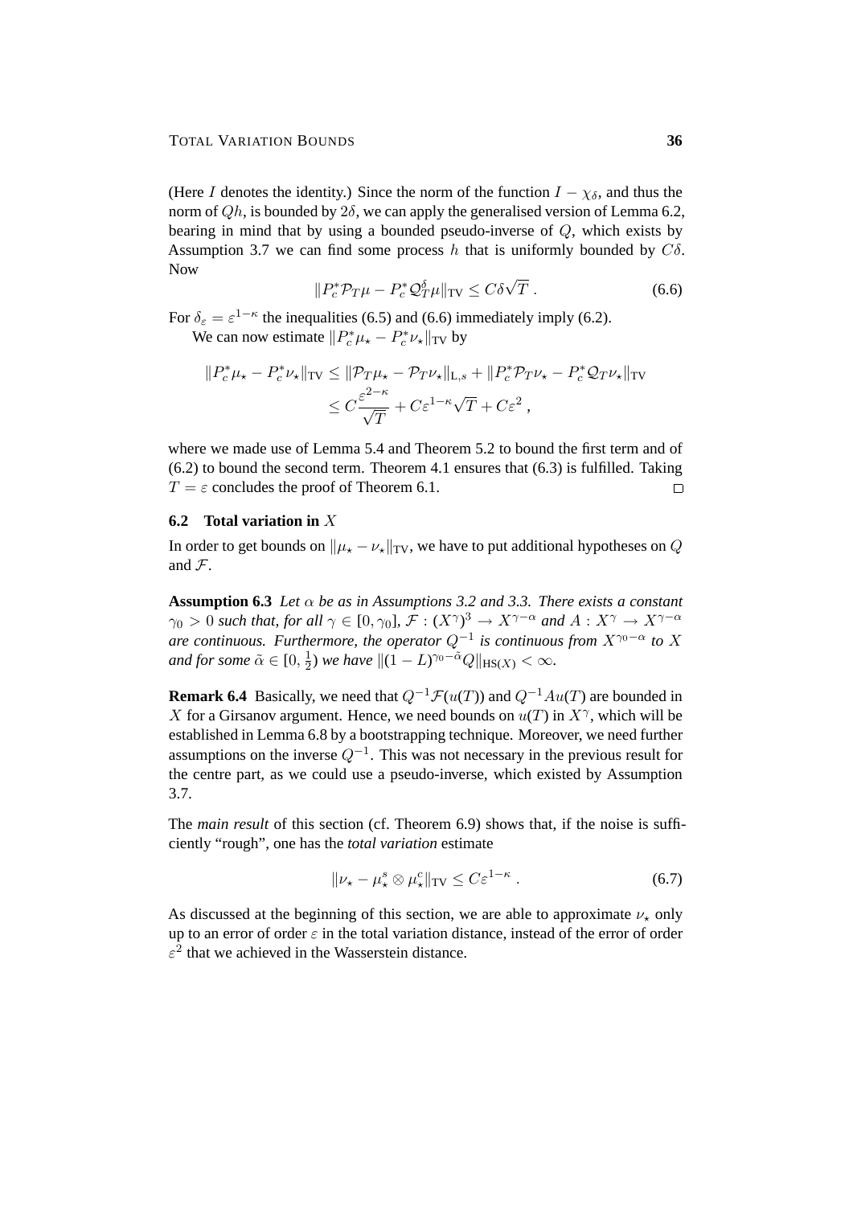(Here $I$ denotes the identity.) Since the norm of the function $I - \chi_\delta$, and thus the norm of $Qh$, is bounded by $2\delta$, we can apply the generalised version of Lemma 6.2, bearing in mind that by using a bounded pseudo-inverse of $Q$, which exists by Assumption 3.7 we can find some process $h$ that is uniformly bounded by $C\delta$. Now

$$\|P_c^* \mathcal{P}_T \mu - P_c^* \mathcal{Q}_T^\delta \mu\|_{\mathrm{TV}} \leq C\delta\sqrt{T}\;. \tag{6.6}$$

For $\delta_\varepsilon = \varepsilon^{1-\kappa}$ the inequalities (6.5) and (6.6) immediately imply (6.2).

We can now estimate $\|P_c^* \mu_\star - P_c^* \nu_\star\|_{\mathrm{TV}}$ by

$$\begin{aligned}
\|P_c^* \mu_\star - P_c^* \nu_\star\|_{\mathrm{TV}} &\leq \|\mathcal{P}_T \mu_\star - \mathcal{P}_T \nu_\star\|_{\mathrm{L},s} + \|P_c^* \mathcal{P}_T \nu_\star - P_c^* \mathcal{Q}_T \nu_\star\|_{\mathrm{TV}} \\
&\leq C\frac{\varepsilon^{2-\kappa}}{\sqrt{T}} + C\varepsilon^{1-\kappa}\sqrt{T} + C\varepsilon^2\;,
\end{aligned}$$

where we made use of Lemma 5.4 and Theorem 5.2 to bound the first term and of (6.2) to bound the second term. Theorem 4.1 ensures that (6.3) is fulfilled. Taking $T = \varepsilon$ concludes the proof of Theorem 6.1. □

### 6.2 Total variation in $X$

In order to get bounds on $\|\mu_\star - \nu_\star\|_{\mathrm{TV}}$, we have to put additional hypotheses on $Q$ and $\mathcal{F}$.

**Assumption 6.3** *Let $\alpha$ be as in Assumptions 3.2 and 3.3. There exists a constant $\gamma_0 > 0$ such that, for all $\gamma \in [0, \gamma_0]$, $\mathcal{F} : (X^\gamma)^3 \to X^{\gamma-\alpha}$ and $A : X^\gamma \to X^{\gamma-\alpha}$ are continuous. Furthermore, the operator $Q^{-1}$ is continuous from $X^{\gamma_0-\alpha}$ to $X$ and for some $\tilde{\alpha} \in [0, \frac{1}{2})$ we have $\|(1-L)^{\gamma_0-\tilde{\alpha}} Q\|_{\mathrm{HS}(X)} < \infty$.*

**Remark 6.4** Basically, we need that $Q^{-1}\mathcal{F}(u(T))$ and $Q^{-1}Au(T)$ are bounded in $X$ for a Girsanov argument. Hence, we need bounds on $u(T)$ in $X^\gamma$, which will be established in Lemma 6.8 by a bootstrapping technique. Moreover, we need further assumptions on the inverse $Q^{-1}$. This was not necessary in the previous result for the centre part, as we could use a pseudo-inverse, which existed by Assumption 3.7.

The *main result* of this section (cf. Theorem 6.9) shows that, if the noise is sufficiently "rough", one has the *total variation* estimate

$$\|\nu_\star - \mu_\star^s \otimes \mu_\star^c\|_{\mathrm{TV}} \leq C\varepsilon^{1-\kappa}\;. \tag{6.7}$$

As discussed at the beginning of this section, we are able to approximate $\nu_\star$ only up to an error of order $\varepsilon$ in the total variation distance, instead of the error of order $\varepsilon^2$ that we achieved in the Wasserstein distance.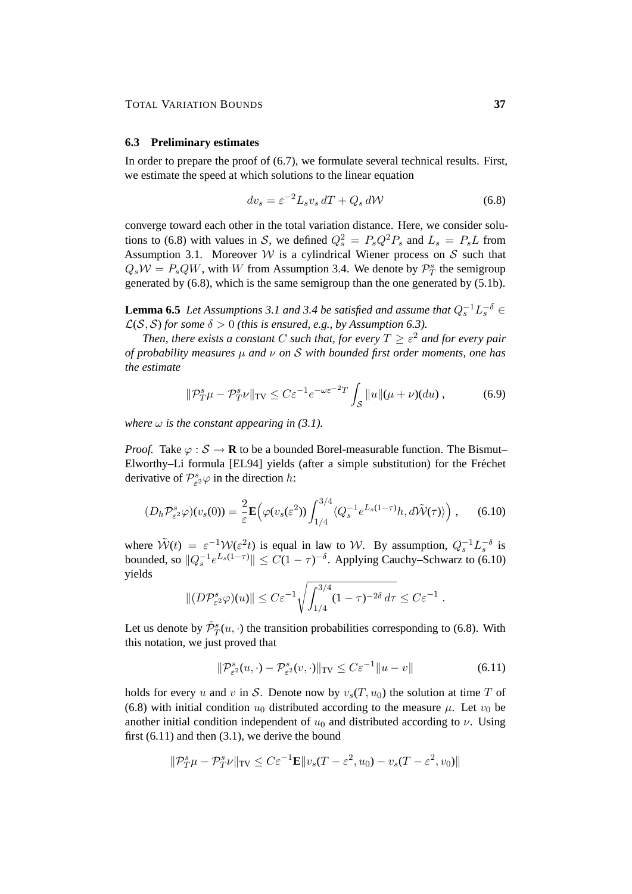### 6.3 Preliminary estimates

In order to prepare the proof of (6.7), we formulate several technical results. First, we estimate the speed at which solutions to the linear equation

$$dv_s = \varepsilon^{-2} L_s v_s \, dT + Q_s \, d\mathcal{W} \tag{6.8}$$

converge toward each other in the total variation distance. Here, we consider solutions to (6.8) with values in $\mathcal{S}$, we defined $Q_s^2 = P_s Q^2 P_s$ and $L_s = P_s L$ from Assumption 3.1. Moreover $\mathcal{W}$ is a cylindrical Wiener process on $\mathcal{S}$ such that $Q_s \mathcal{W} = P_s Q W$, with $W$ from Assumption 3.4. We denote by $\mathcal{P}_T^s$ the semigroup generated by (6.8), which is the same semigroup than the one generated by (5.1b).

**Lemma 6.5** *Let Assumptions 3.1 and 3.4 be satisfied and assume that $Q_s^{-1} L_s^{-\delta} \in \mathcal{L}(\mathcal{S}, \mathcal{S})$ for some $\delta > 0$ (this is ensured, e.g., by Assumption 6.3).*

*Then, there exists a constant $C$ such that, for every $T \geq \varepsilon^2$ and for every pair of probability measures $\mu$ and $\nu$ on $\mathcal{S}$ with bounded first order moments, one has the estimate*

$$\|\mathcal{P}_T^s \mu - \mathcal{P}_T^s \nu\|_{\mathrm{TV}} \leq C \varepsilon^{-1} e^{-\omega \varepsilon^{-2} T} \int_{\mathcal{S}} \|u\| (\mu + \nu)(du) , \tag{6.9}$$

*where $\omega$ is the constant appearing in (3.1).*

*Proof.* Take $\varphi : \mathcal{S} \to \mathbf{R}$ to be a bounded Borel-measurable function. The Bismut–Elworthy–Li formula [EL94] yields (after a simple substitution) for the Fréchet derivative of $\mathcal{P}_{\varepsilon^2}^s \varphi$ in the direction $h$:

$$(D_h \mathcal{P}_{\varepsilon^2}^s \varphi)(v_s(0)) = \frac{2}{\varepsilon} \mathbf{E}\Big( \varphi(v_s(\varepsilon^2)) \int_{1/4}^{3/4} \langle Q_s^{-1} e^{L_s(1-\tau)} h, d\tilde{\mathcal{W}}(\tau) \rangle \Big) , \tag{6.10}$$

where $\tilde{\mathcal{W}}(t) = \varepsilon^{-1} \mathcal{W}(\varepsilon^2 t)$ is equal in law to $\mathcal{W}$. By assumption, $Q_s^{-1} L_s^{-\delta}$ is bounded, so $\|Q_s^{-1} e^{L_s(1-\tau)}\| \leq C(1-\tau)^{-\delta}$. Applying Cauchy–Schwarz to (6.10) yields

$$\|(D\mathcal{P}_{\varepsilon^2}^s \varphi)(u)\| \leq C \varepsilon^{-1} \sqrt{\int_{1/4}^{3/4} (1-\tau)^{-2\delta} \, d\tau} \leq C \varepsilon^{-1} .$$

Let us denote by $\hat{\mathcal{P}}_T^s(u, \cdot)$ the transition probabilities corresponding to (6.8). With this notation, we just proved that

$$\|\mathcal{P}_{\varepsilon^2}^s(u, \cdot) - \mathcal{P}_{\varepsilon^2}^s(v, \cdot)\|_{\mathrm{TV}} \leq C \varepsilon^{-1} \|u - v\| \tag{6.11}$$

holds for every $u$ and $v$ in $\mathcal{S}$. Denote now by $v_s(T, u_0)$ the solution at time $T$ of (6.8) with initial condition $u_0$ distributed according to the measure $\mu$. Let $v_0$ be another initial condition independent of $u_0$ and distributed according to $\nu$. Using first (6.11) and then (3.1), we derive the bound

$$\|\mathcal{P}_T^s \mu - \mathcal{P}_T^s \nu\|_{\mathrm{TV}} \leq C \varepsilon^{-1} \mathbf{E} \|v_s(T - \varepsilon^2, u_0) - v_s(T - \varepsilon^2, v_0)\|$$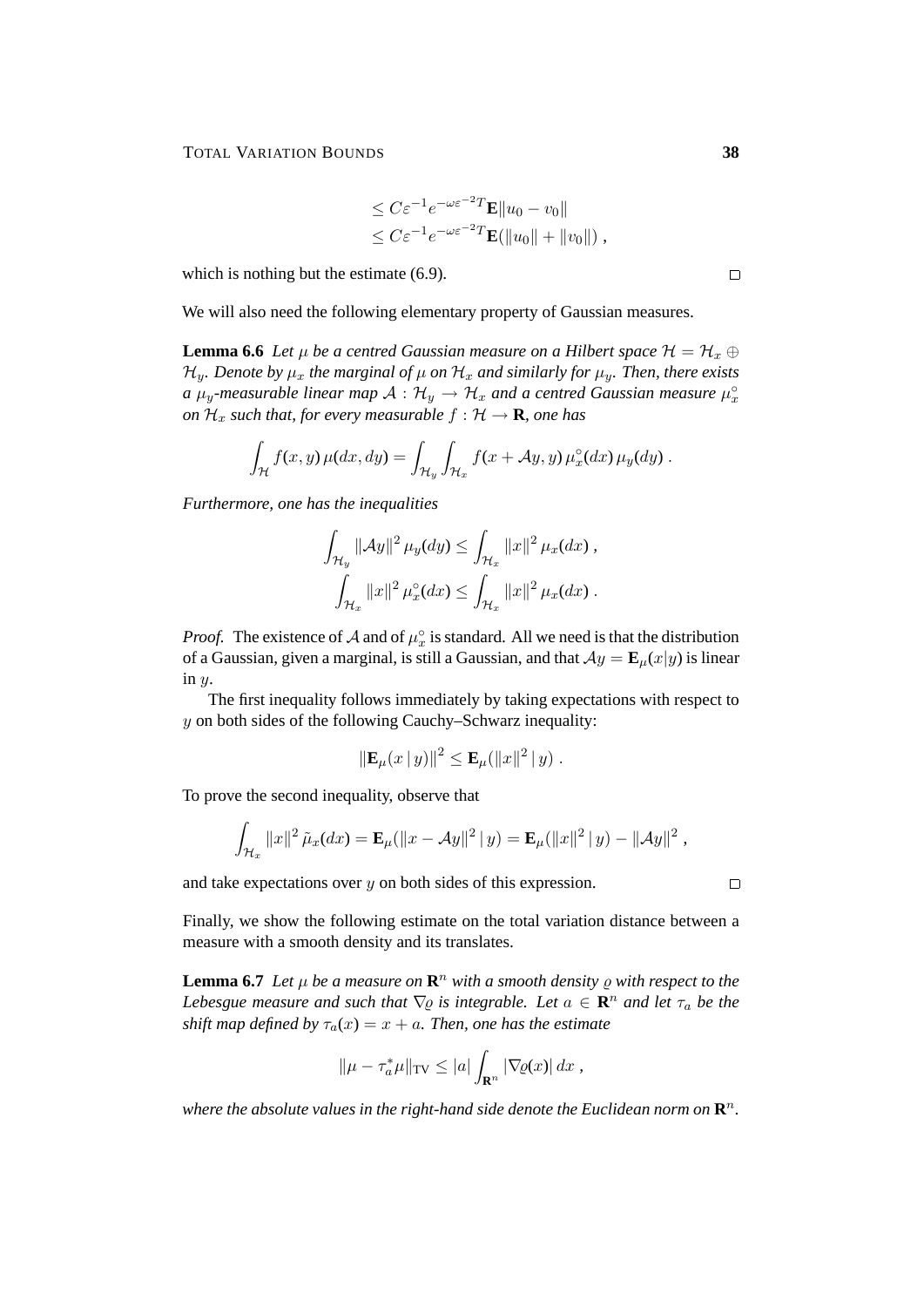$$
\begin{aligned}
&\leq C\varepsilon^{-1}e^{-\omega\varepsilon^{-2}T}\mathbf{E}\|u_0 - v_0\| \\
&\leq C\varepsilon^{-1}e^{-\omega\varepsilon^{-2}T}\mathbf{E}(\|u_0\| + \|v_0\|) ,
\end{aligned}
$$

which is nothing but the estimate (6.9). $\square$

We will also need the following elementary property of Gaussian measures.

**Lemma 6.6** *Let $\mu$ be a centred Gaussian measure on a Hilbert space $\mathcal{H} = \mathcal{H}_x \oplus \mathcal{H}_y$. Denote by $\mu_x$ the marginal of $\mu$ on $\mathcal{H}_x$ and similarly for $\mu_y$. Then, there exists a $\mu_y$-measurable linear map $\mathcal{A} : \mathcal{H}_y \to \mathcal{H}_x$ and a centred Gaussian measure $\mu_x^\circ$ on $\mathcal{H}_x$ such that, for every measurable $f : \mathcal{H} \to \mathbf{R}$, one has*

$$
\int_{\mathcal{H}} f(x,y)\,\mu(dx,dy) = \int_{\mathcal{H}_y}\int_{\mathcal{H}_x} f(x + \mathcal{A}y, y)\,\mu_x^\circ(dx)\,\mu_y(dy) .
$$

*Furthermore, one has the inequalities*

$$
\begin{aligned}
\int_{\mathcal{H}_y} \|\mathcal{A}y\|^2\,\mu_y(dy) &\leq \int_{\mathcal{H}_x} \|x\|^2\,\mu_x(dx) , \\
\int_{\mathcal{H}_x} \|x\|^2\,\mu_x^\circ(dx) &\leq \int_{\mathcal{H}_x} \|x\|^2\,\mu_x(dx) .
\end{aligned}
$$

*Proof.* The existence of $\mathcal{A}$ and of $\mu_x^\circ$ is standard. All we need is that the distribution of a Gaussian, given a marginal, is still a Gaussian, and that $\mathcal{A}y = \mathbf{E}_\mu(x|y)$ is linear in $y$.

The first inequality follows immediately by taking expectations with respect to $y$ on both sides of the following Cauchy–Schwarz inequality:

$$
\|\mathbf{E}_\mu(x\,|\,y)\|^2 \leq \mathbf{E}_\mu(\|x\|^2\,|\,y) .
$$

To prove the second inequality, observe that

$$
\int_{\mathcal{H}_x} \|x\|^2\,\tilde{\mu}_x(dx) = \mathbf{E}_\mu(\|x - \mathcal{A}y\|^2\,|\,y) = \mathbf{E}_\mu(\|x\|^2\,|\,y) - \|\mathcal{A}y\|^2 ,
$$

and take expectations over $y$ on both sides of this expression. $\square$

Finally, we show the following estimate on the total variation distance between a measure with a smooth density and its translates.

**Lemma 6.7** *Let $\mu$ be a measure on $\mathbf{R}^n$ with a smooth density $\varrho$ with respect to the Lebesgue measure and such that $\nabla\varrho$ is integrable. Let $a \in \mathbf{R}^n$ and let $\tau_a$ be the shift map defined by $\tau_a(x) = x + a$. Then, one has the estimate*

$$
\|\mu - \tau_a^*\mu\|_{\mathrm{TV}} \leq |a| \int_{\mathbf{R}^n} |\nabla\varrho(x)|\,dx ,
$$

*where the absolute values in the right-hand side denote the Euclidean norm on $\mathbf{R}^n$.*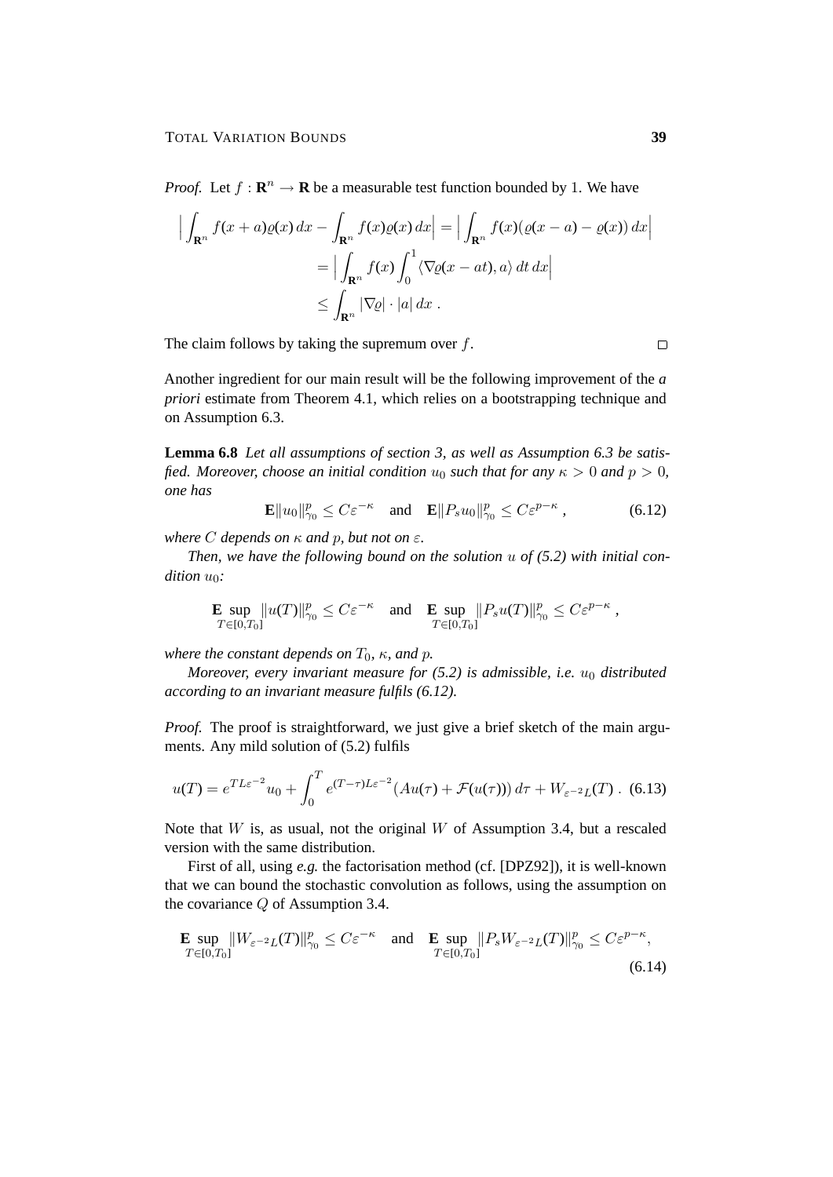*Proof.* Let $f : \mathbf{R}^n \to \mathbf{R}$ be a measurable test function bounded by 1. We have

$$
\begin{aligned}
\Big| \int_{\mathbf{R}^n} f(x+a)\varrho(x)\,dx - \int_{\mathbf{R}^n} f(x)\varrho(x)\,dx \Big| &= \Big| \int_{\mathbf{R}^n} f(x)(\varrho(x-a) - \varrho(x))\,dx \Big| \\
&= \Big| \int_{\mathbf{R}^n} f(x) \int_0^1 \langle \nabla\varrho(x-at), a\rangle\,dt\,dx \Big| \\
&\le \int_{\mathbf{R}^n} |\nabla\varrho| \cdot |a|\,dx\;.
\end{aligned}
$$

The claim follows by taking the supremum over $f$. $\square$

Another ingredient for our main result will be the following improvement of the *a priori* estimate from Theorem 4.1, which relies on a bootstrapping technique and on Assumption 6.3.

**Lemma 6.8** *Let all assumptions of section 3, as well as Assumption 6.3 be satisfied. Moreover, choose an initial condition $u_0$ such that for any $\kappa > 0$ and $p > 0$, one has*

$$
\mathbf{E}\|u_0\|_{\gamma_0}^p \le C\varepsilon^{-\kappa} \quad \text{and} \quad \mathbf{E}\|P_s u_0\|_{\gamma_0}^p \le C\varepsilon^{p-\kappa}\;, \tag{6.12}
$$

*where $C$ depends on $\kappa$ and $p$, but not on $\varepsilon$.*

*Then, we have the following bound on the solution $u$ of (5.2) with initial condition $u_0$:*

$$
\mathbf{E} \sup_{T\in[0,T_0]} \|u(T)\|_{\gamma_0}^p \le C\varepsilon^{-\kappa} \quad \text{and} \quad \mathbf{E} \sup_{T\in[0,T_0]} \|P_s u(T)\|_{\gamma_0}^p \le C\varepsilon^{p-\kappa}\;,
$$

*where the constant depends on $T_0$, $\kappa$, and $p$.*

*Moreover, every invariant measure for (5.2) is admissible, i.e. $u_0$ distributed according to an invariant measure fulfils (6.12).*

*Proof.* The proof is straightforward, we just give a brief sketch of the main arguments. Any mild solution of (5.2) fulfils

$$
u(T) = e^{TL\varepsilon^{-2}}u_0 + \int_0^T e^{(T-\tau)L\varepsilon^{-2}}(Au(\tau) + \mathcal{F}(u(\tau)))\,d\tau + W_{\varepsilon^{-2}L}(T)\;. \tag{6.13}
$$

Note that $W$ is, as usual, not the original $W$ of Assumption 3.4, but a rescaled version with the same distribution.

First of all, using *e.g.* the factorisation method (cf. [DPZ92]), it is well-known that we can bound the stochastic convolution as follows, using the assumption on the covariance $Q$ of Assumption 3.4.

$$
\mathbf{E} \sup_{T\in[0,T_0]} \|W_{\varepsilon^{-2}L}(T)\|_{\gamma_0}^p \le C\varepsilon^{-\kappa} \quad \text{and} \quad \mathbf{E} \sup_{T\in[0,T_0]} \|P_s W_{\varepsilon^{-2}L}(T)\|_{\gamma_0}^p \le C\varepsilon^{p-\kappa}, \tag{6.14}
$$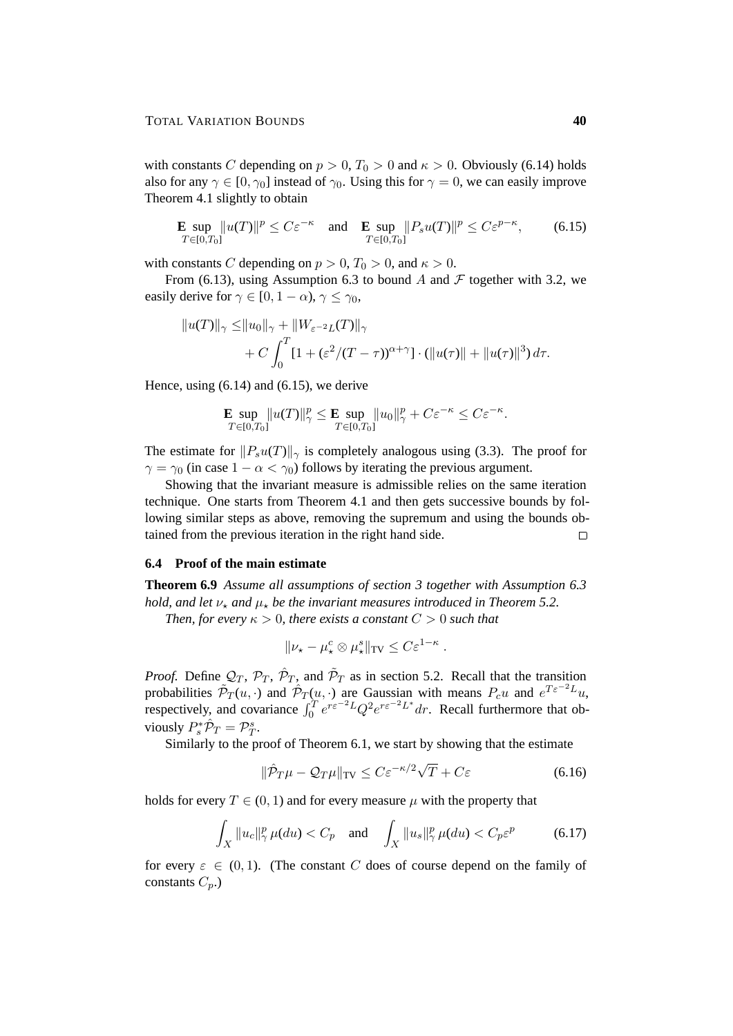with constants $C$ depending on $p > 0$, $T_0 > 0$ and $\kappa > 0$. Obviously (6.14) holds also for any $\gamma \in [0, \gamma_0]$ instead of $\gamma_0$. Using this for $\gamma = 0$, we can easily improve Theorem 4.1 slightly to obtain

$$\mathbf{E} \sup_{T \in [0,T_0]} \|u(T)\|^p \le C\varepsilon^{-\kappa} \quad \text{and} \quad \mathbf{E} \sup_{T \in [0,T_0]} \|P_s u(T)\|^p \le C\varepsilon^{p-\kappa}, \tag{6.15}$$

with constants $C$ depending on $p > 0$, $T_0 > 0$, and $\kappa > 0$.

From (6.13), using Assumption 6.3 to bound $A$ and $\mathcal{F}$ together with 3.2, we easily derive for $\gamma \in [0, 1-\alpha)$, $\gamma \le \gamma_0$,

$$\begin{aligned}\|u(T)\|_\gamma \le& \|u_0\|_\gamma + \|W_{\varepsilon^{-2}L}(T)\|_\gamma \\ &+ C\int_0^T [1 + (\varepsilon^2/(T-\tau))^{\alpha+\gamma}] \cdot (\|u(\tau)\| + \|u(\tau)\|^3)\, d\tau.\end{aligned}$$

Hence, using (6.14) and (6.15), we derive

$$\mathbf{E} \sup_{T \in [0,T_0]} \|u(T)\|_\gamma^p \le \mathbf{E} \sup_{T \in [0,T_0]} \|u_0\|_\gamma^p + C\varepsilon^{-\kappa} \le C\varepsilon^{-\kappa}.$$

The estimate for $\|P_s u(T)\|_\gamma$ is completely analogous using (3.3). The proof for $\gamma = \gamma_0$ (in case $1 - \alpha < \gamma_0$) follows by iterating the previous argument.

Showing that the invariant measure is admissible relies on the same iteration technique. One starts from Theorem 4.1 and then gets successive bounds by following similar steps as above, removing the supremum and using the bounds obtained from the previous iteration in the right hand side. □

### 6.4 Proof of the main estimate

**Theorem 6.9** *Assume all assumptions of section 3 together with Assumption 6.3 hold, and let $\nu_\star$ and $\mu_\star$ be the invariant measures introduced in Theorem 5.2.*

*Then, for every $\kappa > 0$, there exists a constant $C > 0$ such that*

$$\|\nu_\star - \mu_\star^c \otimes \mu_\star^s\|_{\mathrm{TV}} \le C\varepsilon^{1-\kappa}\;.$$

*Proof.* Define $\mathcal{Q}_T$, $\mathcal{P}_T$, $\hat{\mathcal{P}}_T$, and $\tilde{\mathcal{P}}_T$ as in section 5.2. Recall that the transition probabilities $\tilde{\mathcal{P}}_T(u,\cdot)$ and $\hat{\mathcal{P}}_T(u,\cdot)$ are Gaussian with means $P_c u$ and $e^{T\varepsilon^{-2}L}u$, respectively, and covariance $\int_0^T e^{r\varepsilon^{-2}L}Q^2 e^{r\varepsilon^{-2}L^*}\,dr$. Recall furthermore that obviously $P_s^* \hat{\mathcal{P}}_T = \mathcal{P}_T^s$.

Similarly to the proof of Theorem 6.1, we start by showing that the estimate

$$\|\hat{\mathcal{P}}_T \mu - \mathcal{Q}_T \mu\|_{\mathrm{TV}} \le C\varepsilon^{-\kappa/2}\sqrt{T} + C\varepsilon \tag{6.16}$$

holds for every $T \in (0,1)$ and for every measure $\mu$ with the property that

$$\int_X \|u_c\|_\gamma^p\, \mu(du) < C_p \quad \text{and} \quad \int_X \|u_s\|_\gamma^p\, \mu(du) < C_p \varepsilon^p \tag{6.17}$$

for every $\varepsilon \in (0,1)$. (The constant $C$ does of course depend on the family of constants $C_p$.)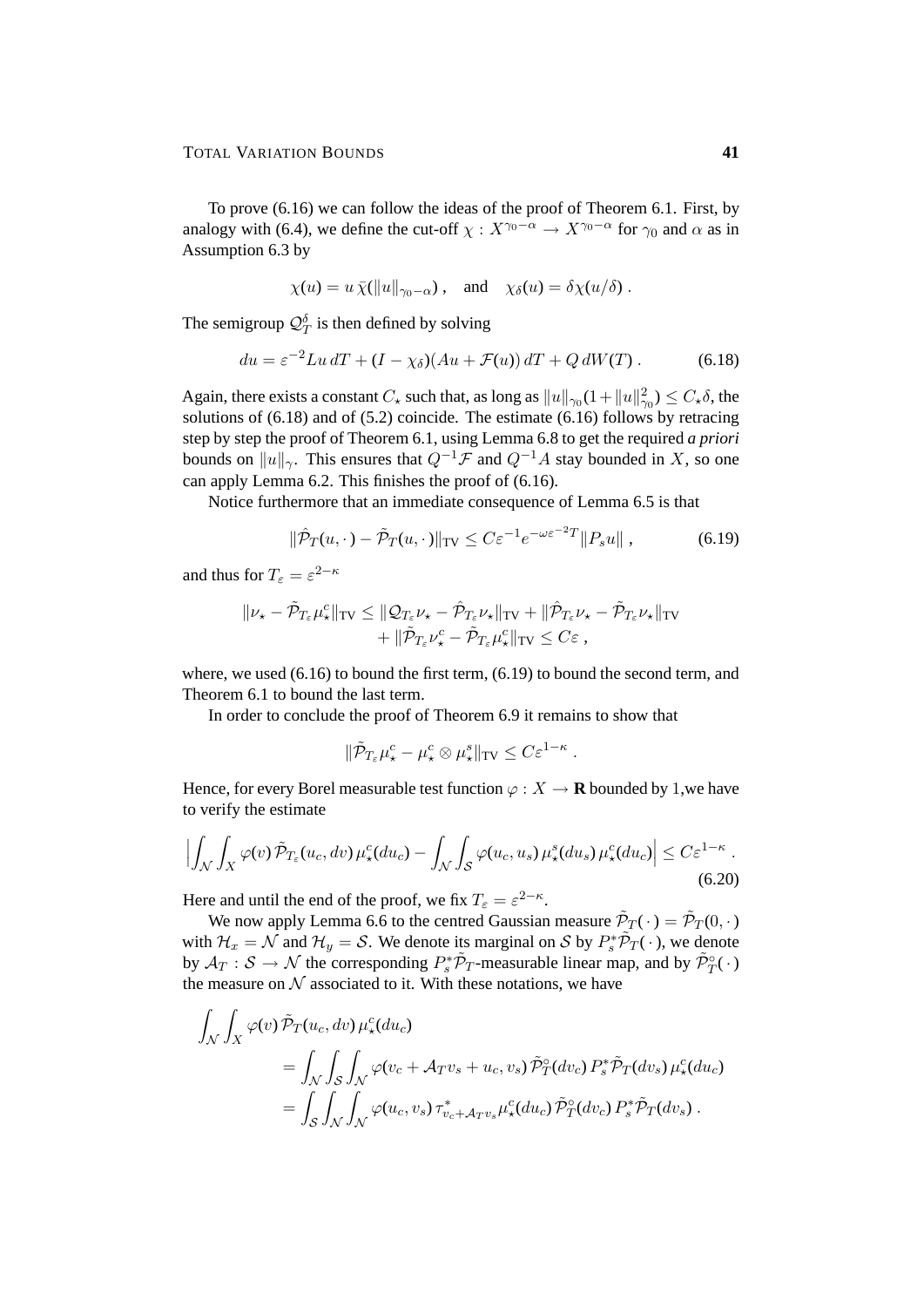To prove (6.16) we can follow the ideas of the proof of Theorem 6.1. First, by analogy with (6.4), we define the cut-off $\chi : X^{\gamma_0-\alpha} \to X^{\gamma_0-\alpha}$ for $\gamma_0$ and $\alpha$ as in Assumption 6.3 by

$$\chi(u) = u\,\bar\chi(\|u\|_{\gamma_0-\alpha})\;, \quad \text{and} \quad \chi_\delta(u) = \delta\chi(u/\delta)\;.$$

The semigroup $\mathcal{Q}_T^\delta$ is then defined by solving

$$du = \varepsilon^{-2}Lu\,dT + (I-\chi_\delta)(Au + \mathcal{F}(u))\,dT + Q\,dW(T)\;. \tag{6.18}$$

Again, there exists a constant $C_\star$ such that, as long as $\|u\|_{\gamma_0}(1+\|u\|_{\gamma_0}^2) \le C_\star\delta$, the solutions of (6.18) and of (5.2) coincide. The estimate (6.16) follows by retracing step by step the proof of Theorem 6.1, using Lemma 6.8 to get the required *a priori* bounds on $\|u\|_\gamma$. This ensures that $Q^{-1}\mathcal{F}$ and $Q^{-1}A$ stay bounded in $X$, so one can apply Lemma 6.2. This finishes the proof of (6.16).

Notice furthermore that an immediate consequence of Lemma 6.5 is that

$$\|\hat{\mathcal{P}}_T(u,\cdot\,) - \tilde{\mathcal{P}}_T(u,\cdot\,)\|_{\mathrm{TV}} \le C\varepsilon^{-1}e^{-\omega\varepsilon^{-2}T}\|P_s u\|\;, \tag{6.19}$$

and thus for $T_\varepsilon = \varepsilon^{2-\kappa}$

$$\begin{aligned}\|\nu_\star - \tilde{\mathcal{P}}_{T_\varepsilon}\mu_\star^c\|_{\mathrm{TV}} &\le \|\mathcal{Q}_{T_\varepsilon}\nu_\star - \hat{\mathcal{P}}_{T_\varepsilon}\nu_\star\|_{\mathrm{TV}} + \|\hat{\mathcal{P}}_{T_\varepsilon}\nu_\star - \tilde{\mathcal{P}}_{T_\varepsilon}\nu_\star\|_{\mathrm{TV}} \\ &\quad + \|\tilde{\mathcal{P}}_{T_\varepsilon}\nu_\star^c - \tilde{\mathcal{P}}_{T_\varepsilon}\mu_\star^c\|_{\mathrm{TV}} \le C\varepsilon\;,\end{aligned}$$

where, we used (6.16) to bound the first term, (6.19) to bound the second term, and Theorem 6.1 to bound the last term.

In order to conclude the proof of Theorem 6.9 it remains to show that

$$\|\tilde{\mathcal{P}}_{T_\varepsilon}\mu_\star^c - \mu_\star^c \otimes \mu_\star^s\|_{\mathrm{TV}} \le C\varepsilon^{1-\kappa}\;.$$

Hence, for every Borel measurable test function $\varphi : X \to \mathbf{R}$ bounded by 1,we have to verify the estimate

$$\Big|\int_{\mathcal{N}}\int_X \varphi(v)\,\tilde{\mathcal{P}}_{T_\varepsilon}(u_c,dv)\,\mu_\star^c(du_c) - \int_{\mathcal{N}}\int_{\mathcal{S}}\varphi(u_c,u_s)\,\mu_\star^s(du_s)\,\mu_\star^c(du_c)\Big| \le C\varepsilon^{1-\kappa}\;. \tag{6.20}$$

Here and until the end of the proof, we fix $T_\varepsilon = \varepsilon^{2-\kappa}$.

We now apply Lemma 6.6 to the centred Gaussian measure $\tilde{\mathcal{P}}_T(\,\cdot\,) = \tilde{\mathcal{P}}_T(0,\cdot\,)$ with $\mathcal{H}_x = \mathcal{N}$ and $\mathcal{H}_y = \mathcal{S}$. We denote its marginal on $\mathcal{S}$ by $P_s^*\tilde{\mathcal{P}}_T(\,\cdot\,)$, we denote by $\mathcal{A}_T : \mathcal{S} \to \mathcal{N}$ the corresponding $P_s^*\tilde{\mathcal{P}}_T$-measurable linear map, and by $\tilde{\mathcal{P}}_T^\circ(\,\cdot\,)$ the measure on $\mathcal{N}$ associated to it. With these notations, we have

$$\begin{aligned}\int_{\mathcal{N}}\int_X \varphi(v)\,\tilde{\mathcal{P}}_T(u_c,dv)\,\mu_\star^c(du_c) &= \int_{\mathcal{N}}\int_{\mathcal{S}}\int_{\mathcal{N}}\varphi(v_c + \mathcal{A}_T v_s + u_c, v_s)\,\tilde{\mathcal{P}}_T^\circ(dv_c)\,P_s^*\tilde{\mathcal{P}}_T(dv_s)\,\mu_\star^c(du_c) \\ &= \int_{\mathcal{S}}\int_{\mathcal{N}}\int_{\mathcal{N}}\varphi(u_c,v_s)\,\tau^*_{v_c+\mathcal{A}_T v_s}\mu_\star^c(du_c)\,\tilde{\mathcal{P}}_T^\circ(dv_c)\,P_s^*\tilde{\mathcal{P}}_T(dv_s)\;.\end{aligned}$$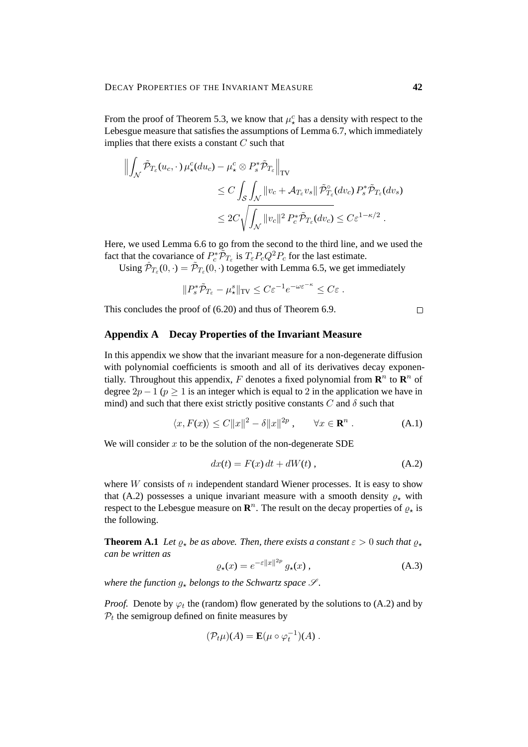From the proof of Theorem 5.3, we know that $\mu_\star^c$ has a density with respect to the Lebesgue measure that satisfies the assumptions of Lemma 6.7, which immediately implies that there exists a constant $C$ such that

$$
\begin{aligned}
\Big\| \int_{\mathcal{N}} \tilde{\mathcal{P}}_{T_\varepsilon}(u_c, \cdot\,)\, \mu_\star^c(du_c) - \mu_\star^c \otimes P_s^* \tilde{\mathcal{P}}_{T_\varepsilon} \Big\|_{\mathrm{TV}} \\
&\le C \int_{\mathcal{S}} \int_{\mathcal{N}} \|v_c + \mathcal{A}_{T_\varepsilon} v_s\| \, \tilde{\mathcal{P}}^\circ_{T_\varepsilon}(dv_c)\, P_s^* \tilde{\mathcal{P}}_{T_\varepsilon}(dv_s) \\
&\le 2C \sqrt{\int_{\mathcal{N}} \|v_c\|^2 \, P_c^* \tilde{\mathcal{P}}_{T_\varepsilon}(dv_c)} \le C\varepsilon^{1-\kappa/2}\;.
\end{aligned}
$$

Here, we used Lemma 6.6 to go from the second to the third line, and we used the fact that the covariance of $P_c^* \tilde{\mathcal{P}}_{T_\varepsilon}$ is $T_\varepsilon P_c Q^2 P_c$ for the last estimate.

Using $\hat{\mathcal{P}}_{T_\varepsilon}(0,\cdot) = \tilde{\mathcal{P}}_{T_\varepsilon}(0,\cdot)$ together with Lemma 6.5, we get immediately

$$
\|P_s^* \tilde{\mathcal{P}}_{T_\varepsilon} - \mu_\star^s\|_{\mathrm{TV}} \le C\varepsilon^{-1} e^{-\omega\varepsilon^{-\kappa}} \le C\varepsilon\;.
$$

This concludes the proof of (6.20) and thus of Theorem 6.9. □

## Appendix A Decay Properties of the Invariant Measure

In this appendix we show that the invariant measure for a non-degenerate diffusion with polynomial coefficients is smooth and all of its derivatives decay exponentially. Throughout this appendix, $F$ denotes a fixed polynomial from $\mathbf{R}^n$ to $\mathbf{R}^n$ of degree $2p-1$ ($p \ge 1$ is an integer which is equal to 2 in the application we have in mind) and such that there exist strictly positive constants $C$ and $\delta$ such that

$$
\langle x, F(x)\rangle \le C\|x\|^2 - \delta\|x\|^{2p}\;, \qquad \forall x \in \mathbf{R}^n\;. \tag{A.1}
$$

We will consider $x$ to be the solution of the non-degenerate SDE

$$
dx(t) = F(x)\,dt + dW(t)\;, \tag{A.2}
$$

where $W$ consists of $n$ independent standard Wiener processes. It is easy to show that (A.2) possesses a unique invariant measure with a smooth density $\varrho_\star$ with respect to the Lebesgue measure on $\mathbf{R}^n$. The result on the decay properties of $\varrho_\star$ is the following.

**Theorem A.1** *Let $\varrho_\star$ be as above. Then, there exists a constant $\varepsilon > 0$ such that $\varrho_\star$ can be written as*

$$
\varrho_\star(x) = e^{-\varepsilon\|x\|^{2p}}\, g_\star(x)\;, \tag{A.3}
$$

*where the function $g_\star$ belongs to the Schwartz space $\mathscr{S}$.*

*Proof.* Denote by $\varphi_t$ the (random) flow generated by the solutions to (A.2) and by $\mathcal{P}_t$ the semigroup defined on finite measures by

$$
(\mathcal{P}_t\mu)(A) = \mathbf{E}(\mu \circ \varphi_t^{-1})(A)\;.
$$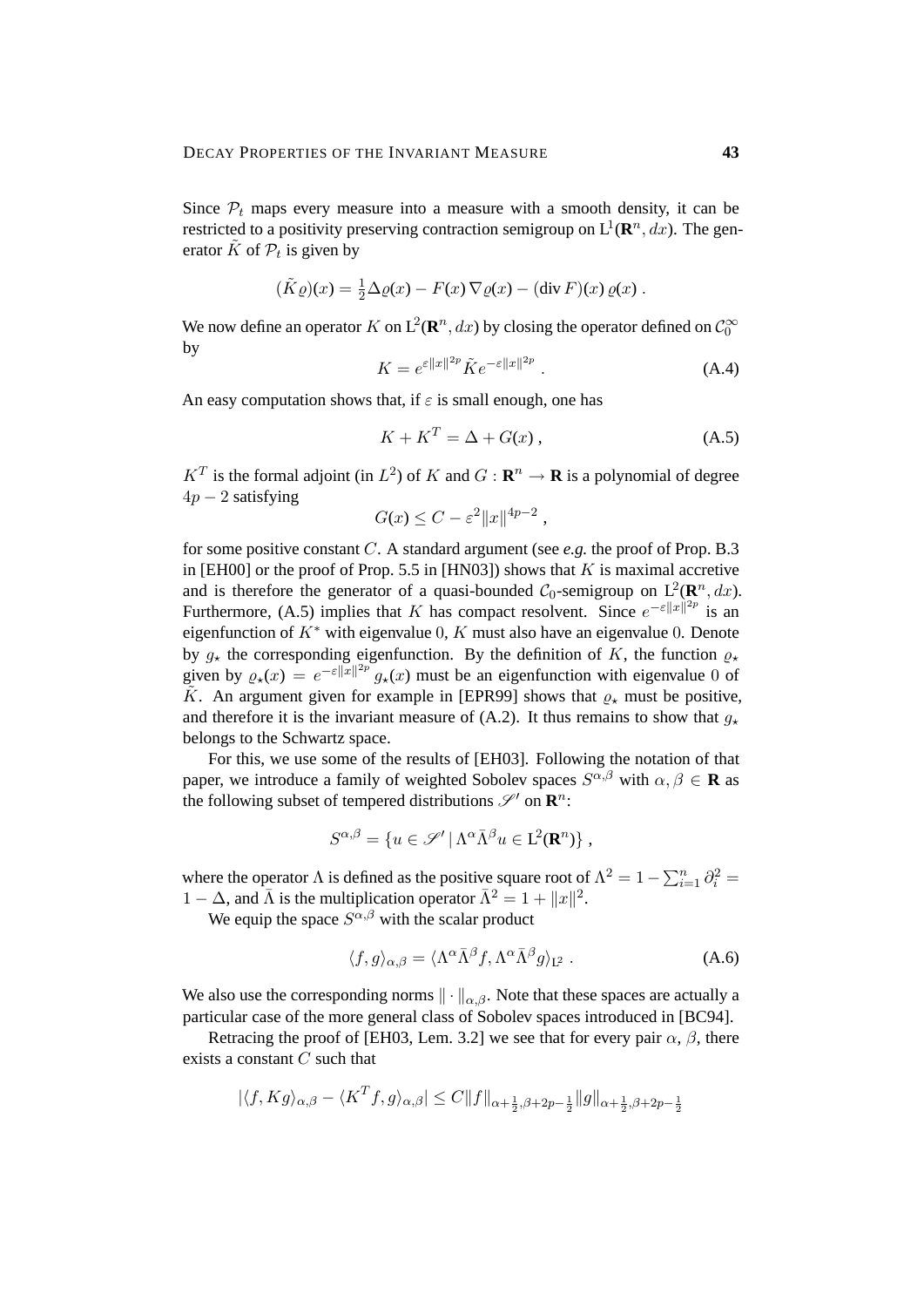Since $\mathcal{P}_t$ maps every measure into a measure with a smooth density, it can be restricted to a positivity preserving contraction semigroup on $\mathrm{L}^1(\mathbf{R}^n, dx)$. The generator $\tilde{K}$ of $\mathcal{P}_t$ is given by

$$(\tilde{K}\varrho)(x) = \tfrac{1}{2}\Delta\varrho(x) - F(x)\,\nabla\varrho(x) - (\operatorname{div} F)(x)\,\varrho(x)\;.$$

We now define an operator $K$ on $\mathrm{L}^2(\mathbf{R}^n, dx)$ by closing the operator defined on $\mathcal{C}_0^\infty$ by

$$K = e^{\varepsilon\|x\|^{2p}}\tilde{K}e^{-\varepsilon\|x\|^{2p}}\;. \tag{A.4}$$

An easy computation shows that, if $\varepsilon$ is small enough, one has

$$K + K^T = \Delta + G(x)\;, \tag{A.5}$$

$K^T$ is the formal adjoint (in $L^2$) of $K$ and $G : \mathbf{R}^n \to \mathbf{R}$ is a polynomial of degree $4p-2$ satisfying

$$G(x) \le C - \varepsilon^2\|x\|^{4p-2}\;,$$

for some positive constant $C$. A standard argument (see *e.g.* the proof of Prop. B.3 in [EH00] or the proof of Prop. 5.5 in [HN03]) shows that $K$ is maximal accretive and is therefore the generator of a quasi-bounded $\mathcal{C}_0$-semigroup on $\mathrm{L}^2(\mathbf{R}^n, dx)$. Furthermore, (A.5) implies that $K$ has compact resolvent. Since $e^{-\varepsilon\|x\|^{2p}}$ is an eigenfunction of $K^*$ with eigenvalue $0$, $K$ must also have an eigenvalue $0$. Denote by $g_\star$ the corresponding eigenfunction. By the definition of $K$, the function $\varrho_\star$ given by $\varrho_\star(x) = e^{-\varepsilon\|x\|^{2p}}g_\star(x)$ must be an eigenfunction with eigenvalue $0$ of $\tilde{K}$. An argument given for example in [EPR99] shows that $\varrho_\star$ must be positive, and therefore it is the invariant measure of (A.2). It thus remains to show that $g_\star$ belongs to the Schwartz space.

For this, we use some of the results of [EH03]. Following the notation of that paper, we introduce a family of weighted Sobolev spaces $S^{\alpha,\beta}$ with $\alpha, \beta \in \mathbf{R}$ as the following subset of tempered distributions $\mathscr{S}'$ on $\mathbf{R}^n$:

$$S^{\alpha,\beta} = \{u \in \mathscr{S}' \mid \Lambda^\alpha\bar{\Lambda}^\beta u \in \mathrm{L}^2(\mathbf{R}^n)\}\;,$$

where the operator $\Lambda$ is defined as the positive square root of $\Lambda^2 = 1 - \sum_{i=1}^n \partial_i^2 = 1 - \Delta$, and $\bar{\Lambda}$ is the multiplication operator $\bar{\Lambda}^2 = 1 + \|x\|^2$.

We equip the space $S^{\alpha,\beta}$ with the scalar product

$$\langle f, g\rangle_{\alpha,\beta} = \langle \Lambda^\alpha\bar{\Lambda}^\beta f, \Lambda^\alpha\bar{\Lambda}^\beta g\rangle_{\mathrm{L}^2}\;. \tag{A.6}$$

We also use the corresponding norms $\|\cdot\|_{\alpha,\beta}$. Note that these spaces are actually a particular case of the more general class of Sobolev spaces introduced in [BC94].

Retracing the proof of [EH03, Lem. 3.2] we see that for every pair $\alpha$, $\beta$, there exists a constant $C$ such that

$$|\langle f, Kg\rangle_{\alpha,\beta} - \langle K^T f, g\rangle_{\alpha,\beta}| \le C\|f\|_{\alpha+\frac{1}{2},\beta+2p-\frac{1}{2}}\|g\|_{\alpha+\frac{1}{2},\beta+2p-\frac{1}{2}}$$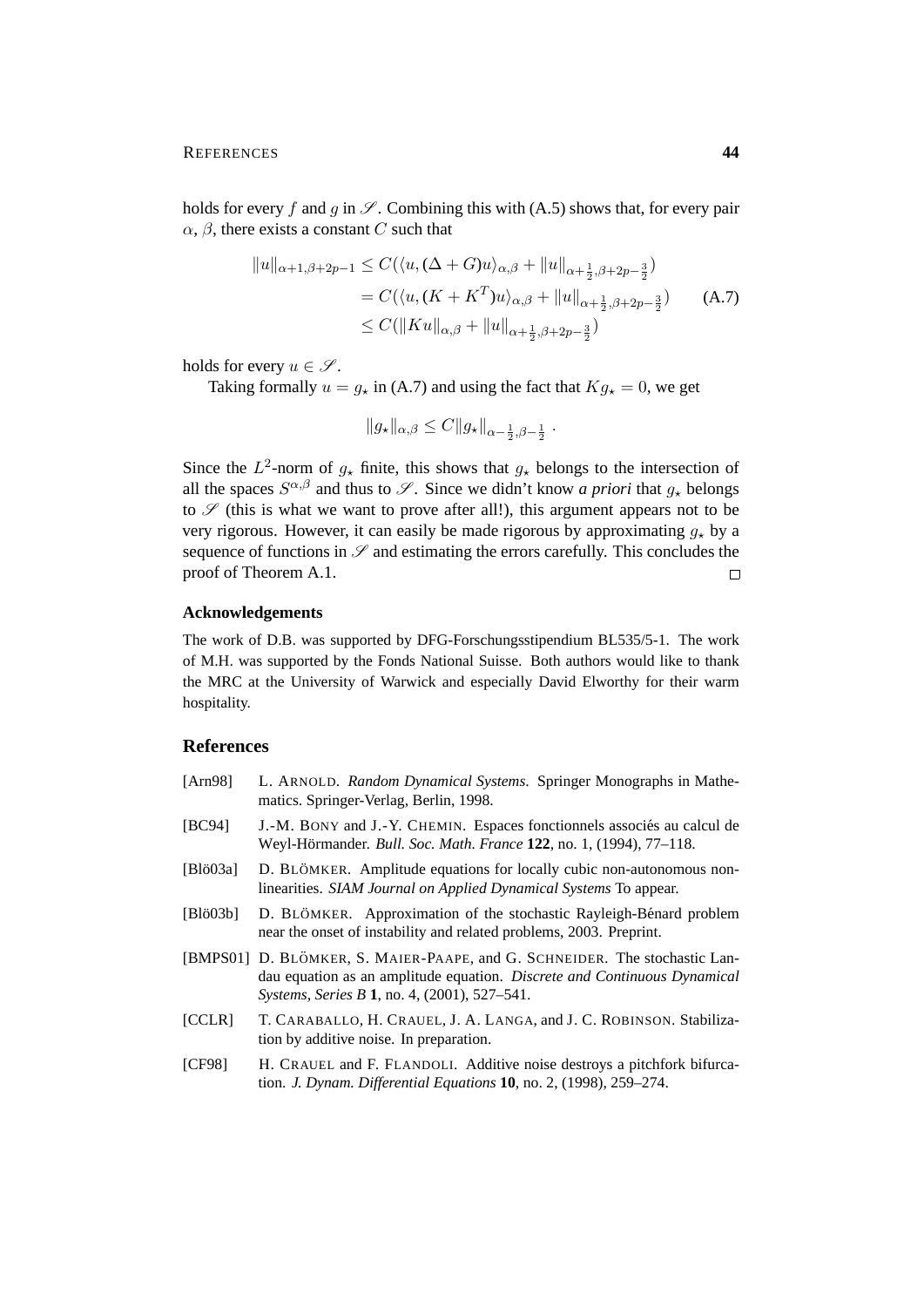holds for every $f$ and $g$ in $\mathscr{S}$. Combining this with (A.5) shows that, for every pair $\alpha$, $\beta$, there exists a constant $C$ such that

$$
\begin{aligned}
\|u\|_{\alpha+1,\beta+2p-1} &\leq C(\langle u, (\Delta + G)u\rangle_{\alpha,\beta} + \|u\|_{\alpha+\frac{1}{2},\beta+2p-\frac{3}{2}}) \\
&= C(\langle u, (K + K^T)u\rangle_{\alpha,\beta} + \|u\|_{\alpha+\frac{1}{2},\beta+2p-\frac{3}{2}}) \\
&\leq C(\|Ku\|_{\alpha,\beta} + \|u\|_{\alpha+\frac{1}{2},\beta+2p-\frac{3}{2}})
\end{aligned}
\tag{A.7}
$$

holds for every $u \in \mathscr{S}$.

Taking formally $u = g_\star$ in (A.7) and using the fact that $Kg_\star = 0$, we get

$$
\|g_\star\|_{\alpha,\beta} \leq C\|g_\star\|_{\alpha-\frac{1}{2},\beta-\frac{1}{2}} .
$$

Since the $L^2$-norm of $g_\star$ finite, this shows that $g_\star$ belongs to the intersection of all the spaces $S^{\alpha,\beta}$ and thus to $\mathscr{S}$. Since we didn't know *a priori* that $g_\star$ belongs to $\mathscr{S}$ (this is what we want to prove after all!), this argument appears not to be very rigorous. However, it can easily be made rigorous by approximating $g_\star$ by a sequence of functions in $\mathscr{S}$ and estimating the errors carefully. This concludes the proof of Theorem A.1. □

### Acknowledgements

The work of D.B. was supported by DFG-Forschungsstipendium BL535/5-1. The work of M.H. was supported by the Fonds National Suisse. Both authors would like to thank the MRC at the University of Warwick and especially David Elworthy for their warm hospitality.

## References

[Arn98] L. Arnold. *Random Dynamical Systems*. Springer Monographs in Mathematics. Springer-Verlag, Berlin, 1998.

[BC94] J.-M. Bony and J.-Y. Chemin. Espaces fonctionnels associés au calcul de Weyl-Hörmander. *Bull. Soc. Math. France* **122**, no. 1, (1994), 77–118.

[Blö03a] D. Blömker. Amplitude equations for locally cubic non-autonomous nonlinearities. *SIAM Journal on Applied Dynamical Systems* To appear.

[Blö03b] D. Blömker. Approximation of the stochastic Rayleigh-Bénard problem near the onset of instability and related problems, 2003. Preprint.

[BMPS01] D. Blömker, S. Maier-Paape, and G. Schneider. The stochastic Landau equation as an amplitude equation. *Discrete and Continuous Dynamical Systems, Series B* **1**, no. 4, (2001), 527–541.

[CCLR] T. Caraballo, H. Crauel, J. A. Langa, and J. C. Robinson. Stabilization by additive noise. In preparation.

[CF98] H. Crauel and F. Flandoli. Additive noise destroys a pitchfork bifurcation. *J. Dynam. Differential Equations* **10**, no. 2, (1998), 259–274.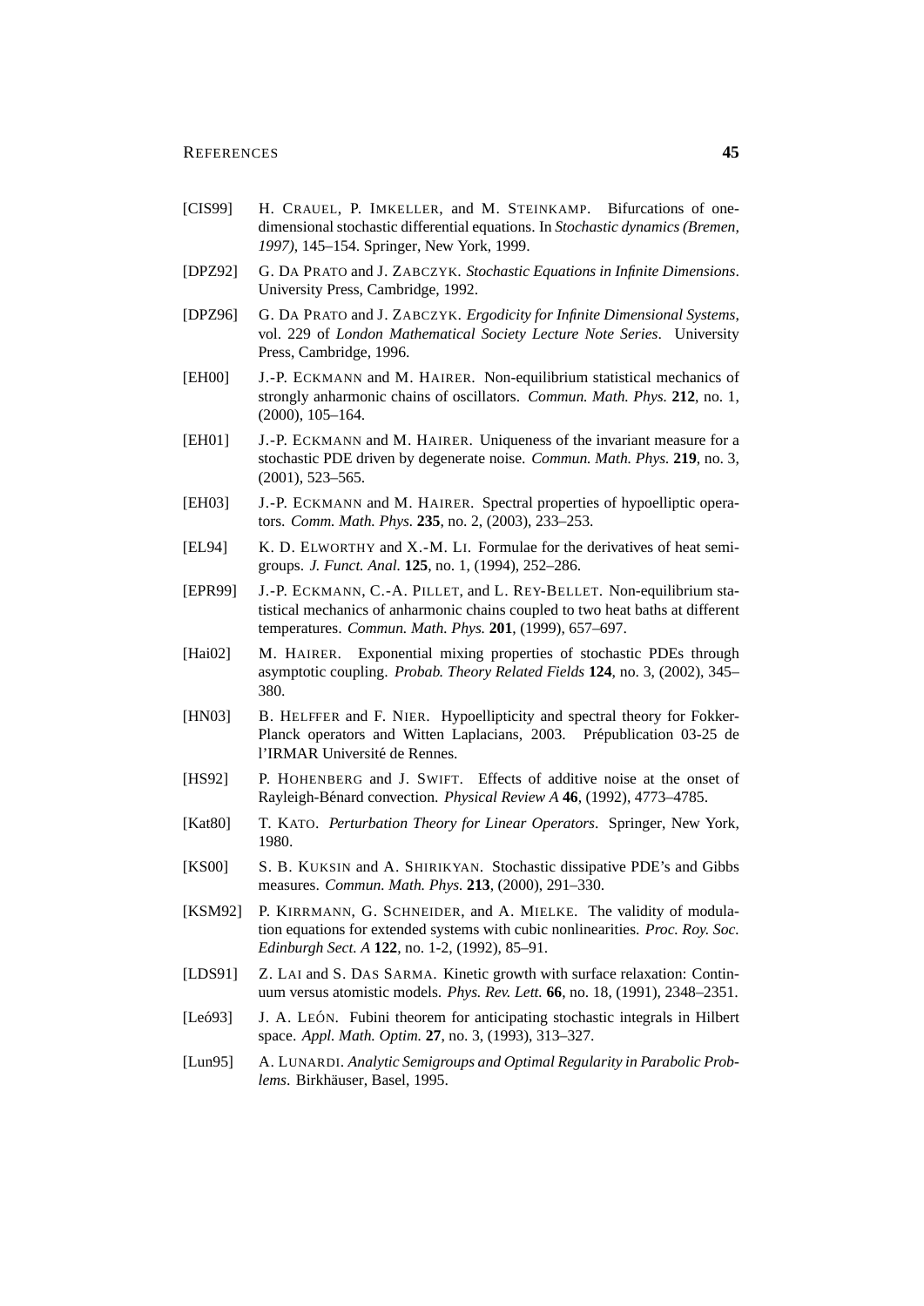[CIS99] H. CRAUEL, P. IMKELLER, and M. STEINKAMP. Bifurcations of one-dimensional stochastic differential equations. In *Stochastic dynamics (Bremen, 1997)*, 145–154. Springer, New York, 1999.

[DPZ92] G. DA PRATO and J. ZABCZYK. *Stochastic Equations in Infinite Dimensions*. University Press, Cambridge, 1992.

[DPZ96] G. DA PRATO and J. ZABCZYK. *Ergodicity for Infinite Dimensional Systems*, vol. 229 of *London Mathematical Society Lecture Note Series*. University Press, Cambridge, 1996.

[EH00] J.-P. ECKMANN and M. HAIRER. Non-equilibrium statistical mechanics of strongly anharmonic chains of oscillators. *Commun. Math. Phys.* **212**, no. 1, (2000), 105–164.

[EH01] J.-P. ECKMANN and M. HAIRER. Uniqueness of the invariant measure for a stochastic PDE driven by degenerate noise. *Commun. Math. Phys.* **219**, no. 3, (2001), 523–565.

[EH03] J.-P. ECKMANN and M. HAIRER. Spectral properties of hypoelliptic operators. *Comm. Math. Phys.* **235**, no. 2, (2003), 233–253.

[EL94] K. D. ELWORTHY and X.-M. LI. Formulae for the derivatives of heat semigroups. *J. Funct. Anal.* **125**, no. 1, (1994), 252–286.

[EPR99] J.-P. ECKMANN, C.-A. PILLET, and L. REY-BELLET. Non-equilibrium statistical mechanics of anharmonic chains coupled to two heat baths at different temperatures. *Commun. Math. Phys.* **201**, (1999), 657–697.

[Hai02] M. HAIRER. Exponential mixing properties of stochastic PDEs through asymptotic coupling. *Probab. Theory Related Fields* **124**, no. 3, (2002), 345–380.

[HN03] B. HELFFER and F. NIER. Hypoellipticity and spectral theory for Fokker-Planck operators and Witten Laplacians, 2003. Prépublication 03-25 de l'IRMAR Université de Rennes.

[HS92] P. HOHENBERG and J. SWIFT. Effects of additive noise at the onset of Rayleigh-Bénard convection. *Physical Review A* **46**, (1992), 4773–4785.

[Kat80] T. KATO. *Perturbation Theory for Linear Operators*. Springer, New York, 1980.

[KS00] S. B. KUKSIN and A. SHIRIKYAN. Stochastic dissipative PDE's and Gibbs measures. *Commun. Math. Phys.* **213**, (2000), 291–330.

[KSM92] P. KIRRMANN, G. SCHNEIDER, and A. MIELKE. The validity of modulation equations for extended systems with cubic nonlinearities. *Proc. Roy. Soc. Edinburgh Sect. A* **122**, no. 1-2, (1992), 85–91.

[LDS91] Z. LAI and S. DAS SARMA. Kinetic growth with surface relaxation: Continuum versus atomistic models. *Phys. Rev. Lett.* **66**, no. 18, (1991), 2348–2351.

[Leó93] J. A. LEÓN. Fubini theorem for anticipating stochastic integrals in Hilbert space. *Appl. Math. Optim.* **27**, no. 3, (1993), 313–327.

[Lun95] A. LUNARDI. *Analytic Semigroups and Optimal Regularity in Parabolic Problems*. Birkhäuser, Basel, 1995.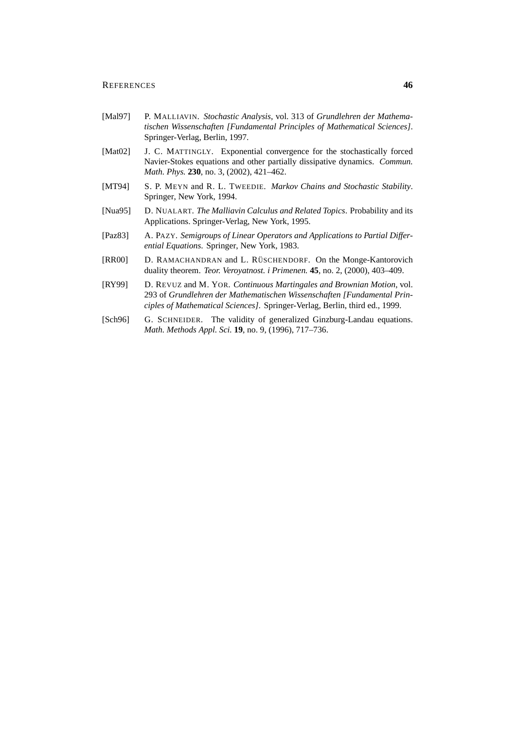[Mal97] P. Malliavin. *Stochastic Analysis*, vol. 313 of *Grundlehren der Mathematischen Wissenschaften [Fundamental Principles of Mathematical Sciences]*. Springer-Verlag, Berlin, 1997.

[Mat02] J. C. Mattingly. Exponential convergence for the stochastically forced Navier-Stokes equations and other partially dissipative dynamics. *Commun. Math. Phys.* **230**, no. 3, (2002), 421–462.

[MT94] S. P. Meyn and R. L. Tweedie. *Markov Chains and Stochastic Stability*. Springer, New York, 1994.

[Nua95] D. Nualart. *The Malliavin Calculus and Related Topics*. Probability and its Applications. Springer-Verlag, New York, 1995.

[Paz83] A. Pazy. *Semigroups of Linear Operators and Applications to Partial Differential Equations.* Springer, New York, 1983.

[RR00] D. Ramachandran and L. Rüschendorf. On the Monge-Kantorovich duality theorem. *Teor. Veroyatnost. i Primenen.* **45**, no. 2, (2000), 403–409.

[RY99] D. Revuz and M. Yor. *Continuous Martingales and Brownian Motion*, vol. 293 of *Grundlehren der Mathematischen Wissenschaften [Fundamental Principles of Mathematical Sciences]*. Springer-Verlag, Berlin, third ed., 1999.

[Sch96] G. Schneider. The validity of generalized Ginzburg-Landau equations. *Math. Methods Appl. Sci.* **19**, no. 9, (1996), 717–736.